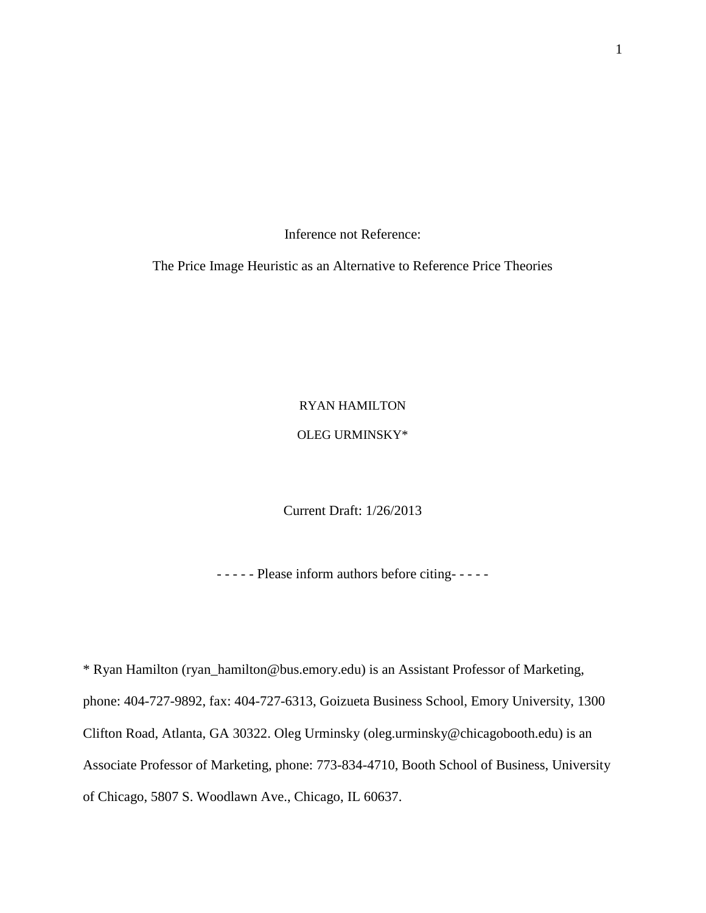# Inference not Reference:

## The Price Image Heuristic as an Alternative to Reference Price Theories

RYAN HAMILTON

OLEG URMINSKY*

Current Draft: 1/26/2013

- - - - - Please inform authors before citing- - - - -

* Ryan Hamilton (ryan_hamilton@bus.emory.edu) is an Assistant Professor of Marketing, phone: 404-727-9892, fax: 404-727-6313, Goizueta Business School, Emory University, 1300 Clifton Road, Atlanta, GA 30322. Oleg Urminsky (oleg.urminsky@chicagobooth.edu) is an Associate Professor of Marketing, phone: 773-834-4710, Booth School of Business, University of Chicago, 5807 S. Woodlawn Ave., Chicago, IL 60637.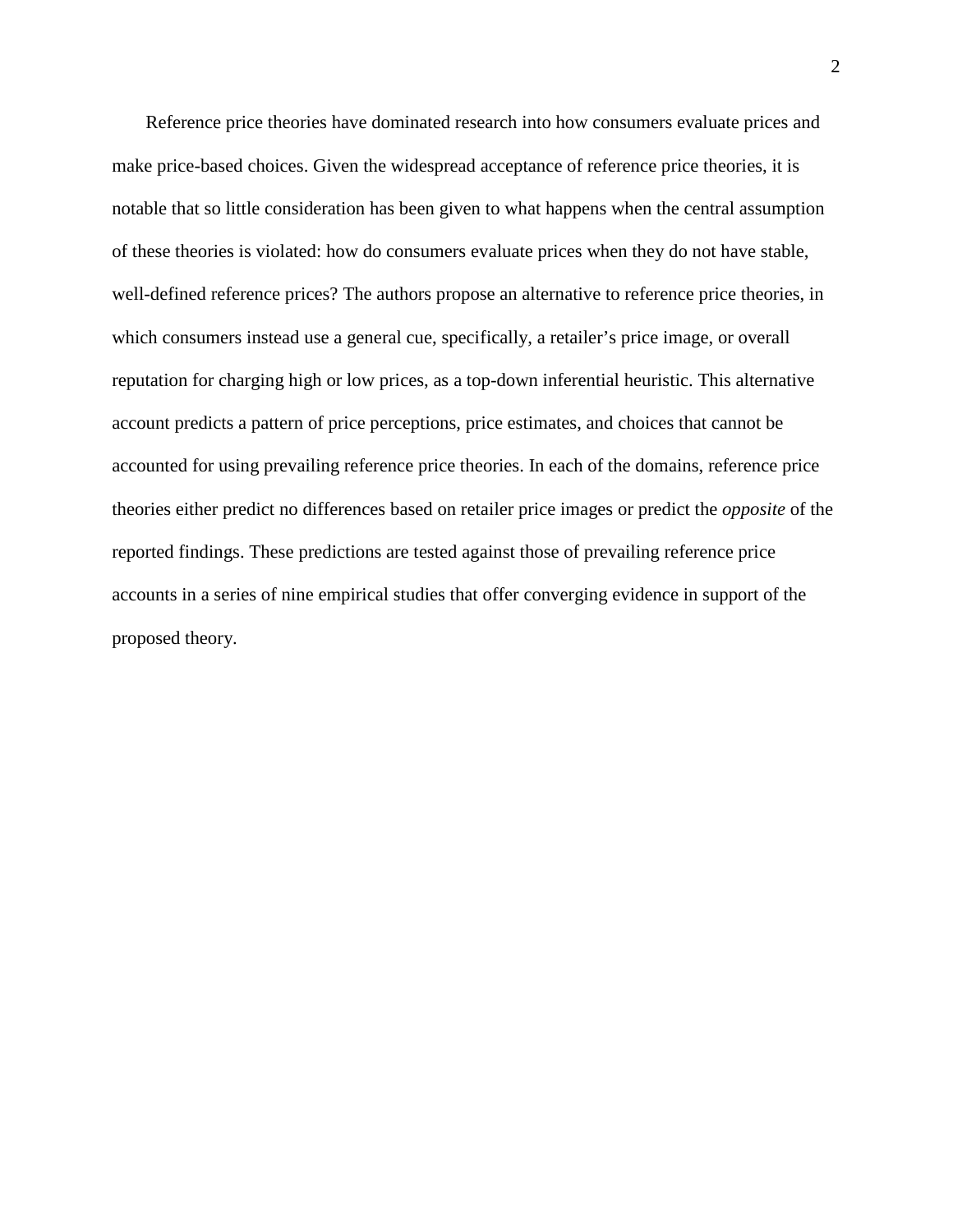Reference price theories have dominated research into how consumers evaluate prices and make price-based choices. Given the widespread acceptance of reference price theories, it is notable that so little consideration has been given to what happens when the central assumption of these theories is violated: how do consumers evaluate prices when they do not have stable, well-defined reference prices? The authors propose an alternative to reference price theories, in which consumers instead use a general cue, specifically, a retailer's price image, or overall reputation for charging high or low prices, as a top-down inferential heuristic. This alternative account predicts a pattern of price perceptions, price estimates, and choices that cannot be accounted for using prevailing reference price theories. In each of the domains, reference price theories either predict no differences based on retailer price images or predict the *opposite* of the reported findings. These predictions are tested against those of prevailing reference price accounts in a series of nine empirical studies that offer converging evidence in support of the proposed theory.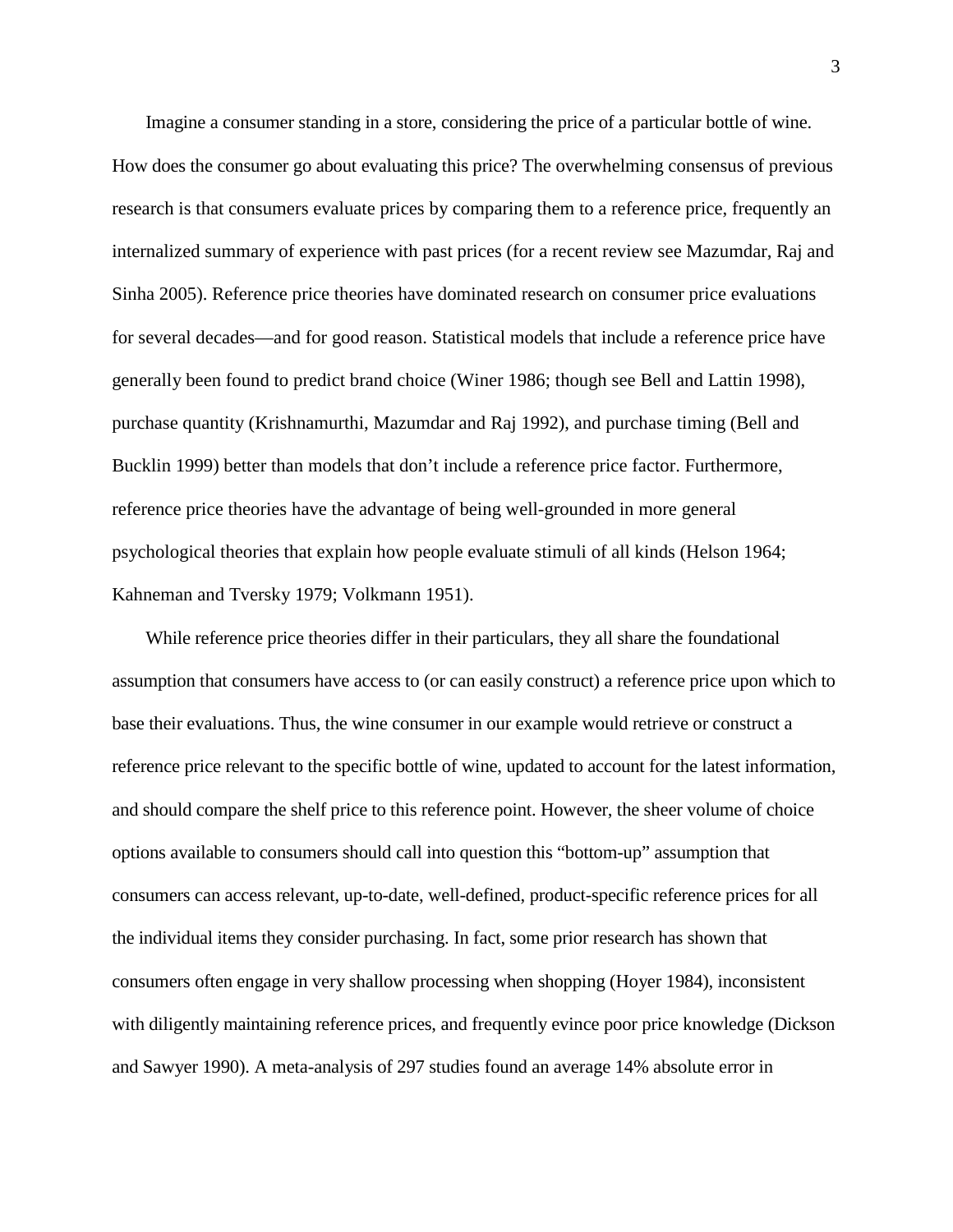Imagine a consumer standing in a store, considering the price of a particular bottle of wine. How does the consumer go about evaluating this price? The overwhelming consensus of previous research is that consumers evaluate prices by comparing them to a reference price, frequently an internalized summary of experience with past prices (for a recent review see Mazumdar, Raj and Sinha 2005). Reference price theories have dominated research on consumer price evaluations for several decades—and for good reason. Statistical models that include a reference price have generally been found to predict brand choice (Winer 1986; though see Bell and Lattin 1998), purchase quantity (Krishnamurthi, Mazumdar and Raj 1992), and purchase timing (Bell and Bucklin 1999) better than models that don't include a reference price factor. Furthermore, reference price theories have the advantage of being well-grounded in more general psychological theories that explain how people evaluate stimuli of all kinds (Helson 1964; Kahneman and Tversky 1979; Volkmann 1951).

While reference price theories differ in their particulars, they all share the foundational assumption that consumers have access to (or can easily construct) a reference price upon which to base their evaluations. Thus, the wine consumer in our example would retrieve or construct a reference price relevant to the specific bottle of wine, updated to account for the latest information, and should compare the shelf price to this reference point. However, the sheer volume of choice options available to consumers should call into question this "bottom-up" assumption that consumers can access relevant, up-to-date, well-defined, product-specific reference prices for all the individual items they consider purchasing. In fact, some prior research has shown that consumers often engage in very shallow processing when shopping (Hoyer 1984), inconsistent with diligently maintaining reference prices, and frequently evince poor price knowledge (Dickson and Sawyer 1990). A meta-analysis of 297 studies found an average 14% absolute error in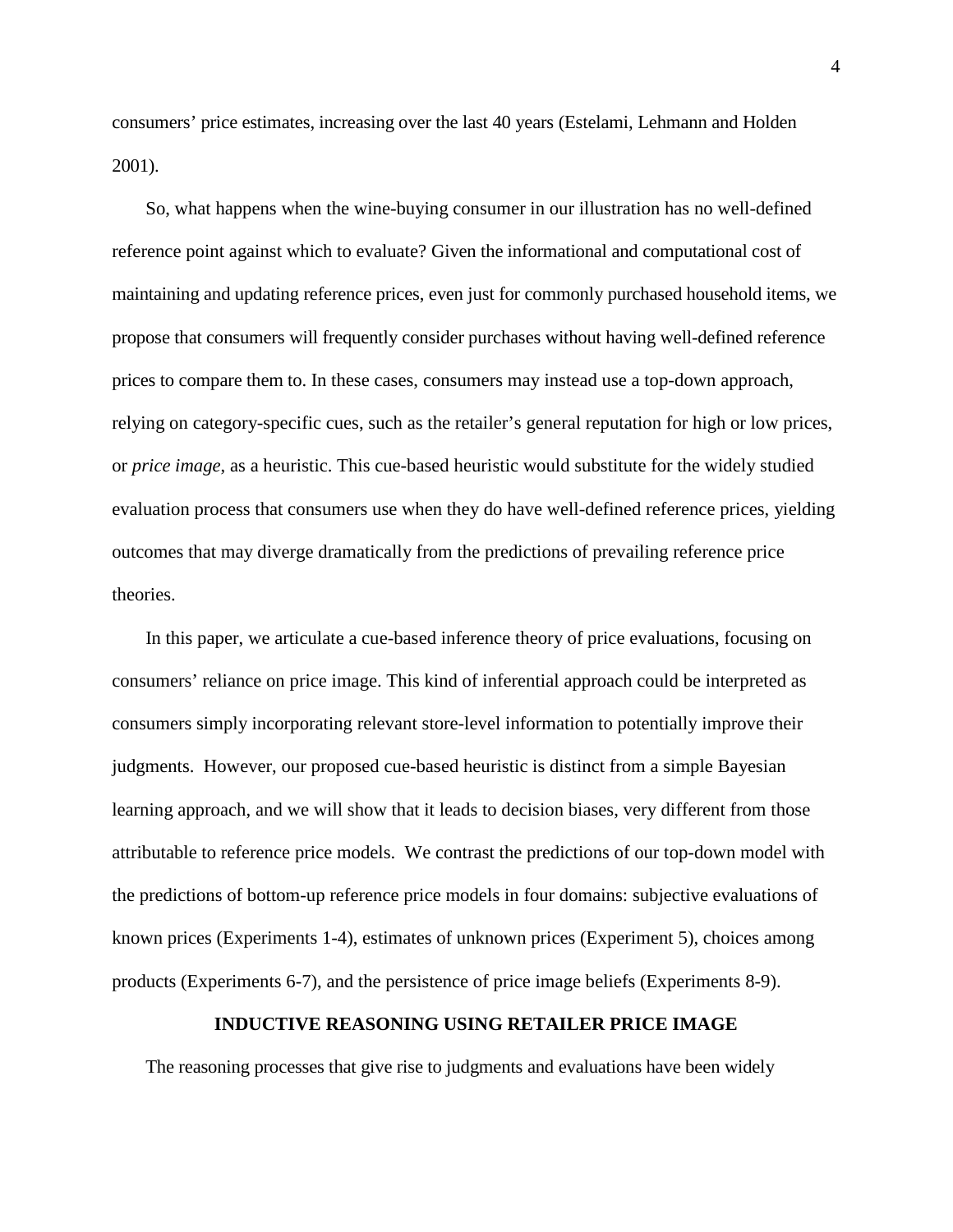consumers' price estimates, increasing over the last 40 years (Estelami, Lehmann and Holden 2001).

So, what happens when the wine-buying consumer in our illustration has no well-defined reference point against which to evaluate? Given the informational and computational cost of maintaining and updating reference prices, even just for commonly purchased household items, we propose that consumers will frequently consider purchases without having well-defined reference prices to compare them to. In these cases, consumers may instead use a top-down approach, relying on category-specific cues, such as the retailer's general reputation for high or low prices, or *price image*, as a heuristic. This cue-based heuristic would substitute for the widely studied evaluation process that consumers use when they do have well-defined reference prices, yielding outcomes that may diverge dramatically from the predictions of prevailing reference price theories.

In this paper, we articulate a cue-based inference theory of price evaluations, focusing on consumers' reliance on price image. This kind of inferential approach could be interpreted as consumers simply incorporating relevant store-level information to potentially improve their judgments. However, our proposed cue-based heuristic is distinct from a simple Bayesian learning approach, and we will show that it leads to decision biases, very different from those attributable to reference price models. We contrast the predictions of our top-down model with the predictions of bottom-up reference price models in four domains: subjective evaluations of known prices (Experiments 1-4), estimates of unknown prices (Experiment 5), choices among products (Experiments 6-7), and the persistence of price image beliefs (Experiments 8-9).

## INDUCTIVE REASONING USING RETAILER PRICE IMAGE

The reasoning processes that give rise to judgments and evaluations have been widely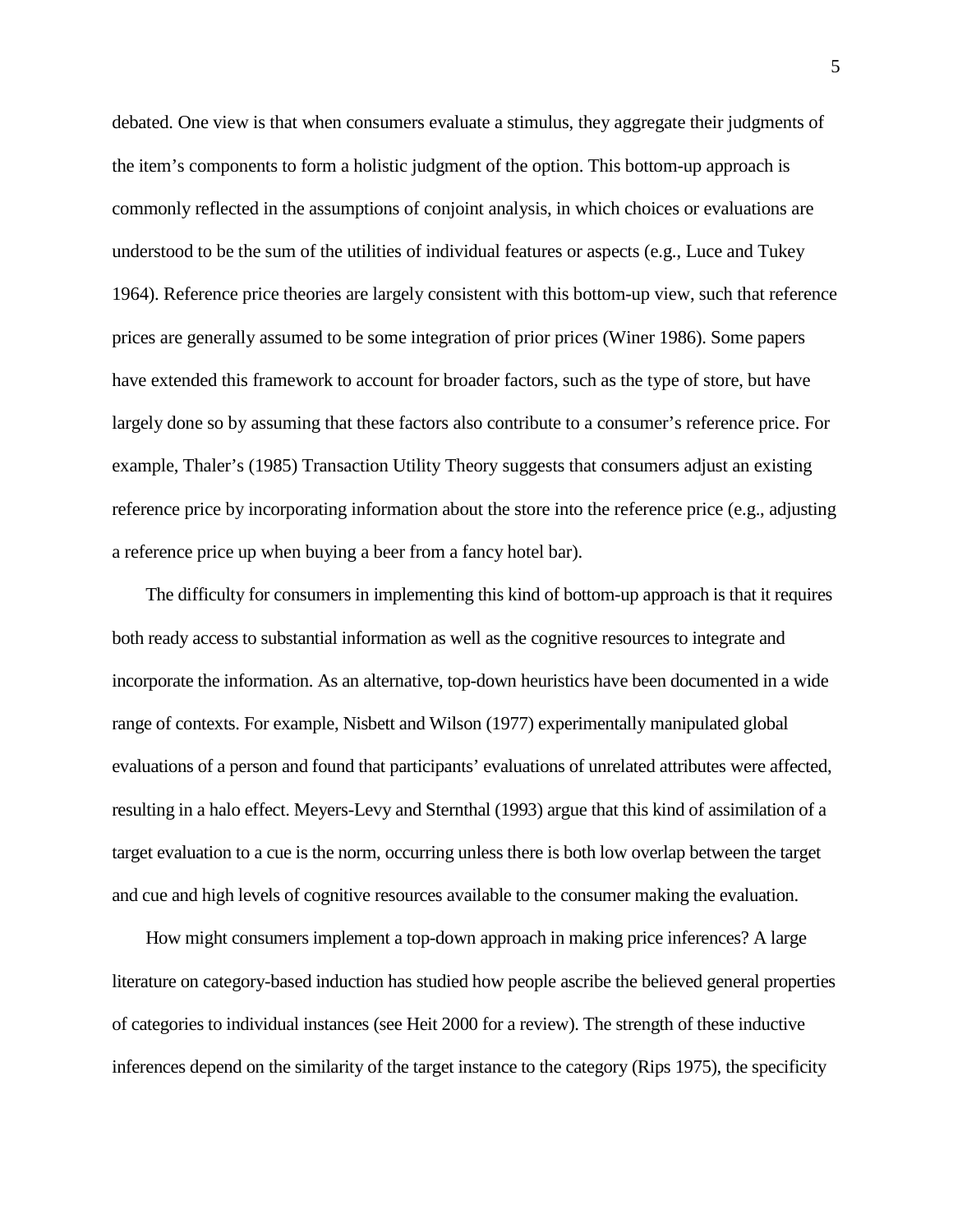debated. One view is that when consumers evaluate a stimulus, they aggregate their judgments of the item's components to form a holistic judgment of the option. This bottom-up approach is commonly reflected in the assumptions of conjoint analysis, in which choices or evaluations are understood to be the sum of the utilities of individual features or aspects (e.g., Luce and Tukey 1964). Reference price theories are largely consistent with this bottom-up view, such that reference prices are generally assumed to be some integration of prior prices (Winer 1986). Some papers have extended this framework to account for broader factors, such as the type of store, but have largely done so by assuming that these factors also contribute to a consumer's reference price. For example, Thaler's (1985) Transaction Utility Theory suggests that consumers adjust an existing reference price by incorporating information about the store into the reference price (e.g., adjusting a reference price up when buying a beer from a fancy hotel bar).

The difficulty for consumers in implementing this kind of bottom-up approach is that it requires both ready access to substantial information as well as the cognitive resources to integrate and incorporate the information. As an alternative, top-down heuristics have been documented in a wide range of contexts. For example, Nisbett and Wilson (1977) experimentally manipulated global evaluations of a person and found that participants' evaluations of unrelated attributes were affected, resulting in a halo effect. Meyers-Levy and Sternthal (1993) argue that this kind of assimilation of a target evaluation to a cue is the norm, occurring unless there is both low overlap between the target and cue and high levels of cognitive resources available to the consumer making the evaluation.

How might consumers implement a top-down approach in making price inferences? A large literature on category-based induction has studied how people ascribe the believed general properties of categories to individual instances (see Heit 2000 for a review). The strength of these inductive inferences depend on the similarity of the target instance to the category (Rips 1975), the specificity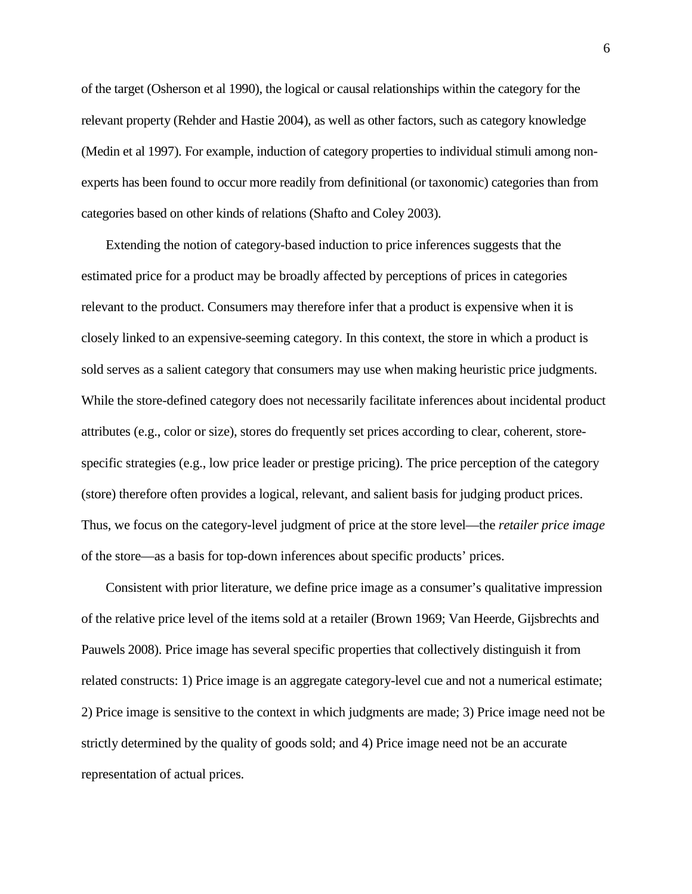of the target (Osherson et al 1990), the logical or causal relationships within the category for the relevant property (Rehder and Hastie 2004), as well as other factors, such as category knowledge (Medin et al 1997). For example, induction of category properties to individual stimuli among non-experts has been found to occur more readily from definitional (or taxonomic) categories than from categories based on other kinds of relations (Shafto and Coley 2003).

Extending the notion of category-based induction to price inferences suggests that the estimated price for a product may be broadly affected by perceptions of prices in categories relevant to the product. Consumers may therefore infer that a product is expensive when it is closely linked to an expensive-seeming category. In this context, the store in which a product is sold serves as a salient category that consumers may use when making heuristic price judgments. While the store-defined category does not necessarily facilitate inferences about incidental product attributes (e.g., color or size), stores do frequently set prices according to clear, coherent, store-specific strategies (e.g., low price leader or prestige pricing). The price perception of the category (store) therefore often provides a logical, relevant, and salient basis for judging product prices. Thus, we focus on the category-level judgment of price at the store level—the *retailer price image* of the store—as a basis for top-down inferences about specific products' prices.

Consistent with prior literature, we define price image as a consumer's qualitative impression of the relative price level of the items sold at a retailer (Brown 1969; Van Heerde, Gijsbrechts and Pauwels 2008). Price image has several specific properties that collectively distinguish it from related constructs: 1) Price image is an aggregate category-level cue and not a numerical estimate; 2) Price image is sensitive to the context in which judgments are made; 3) Price image need not be strictly determined by the quality of goods sold; and 4) Price image need not be an accurate representation of actual prices.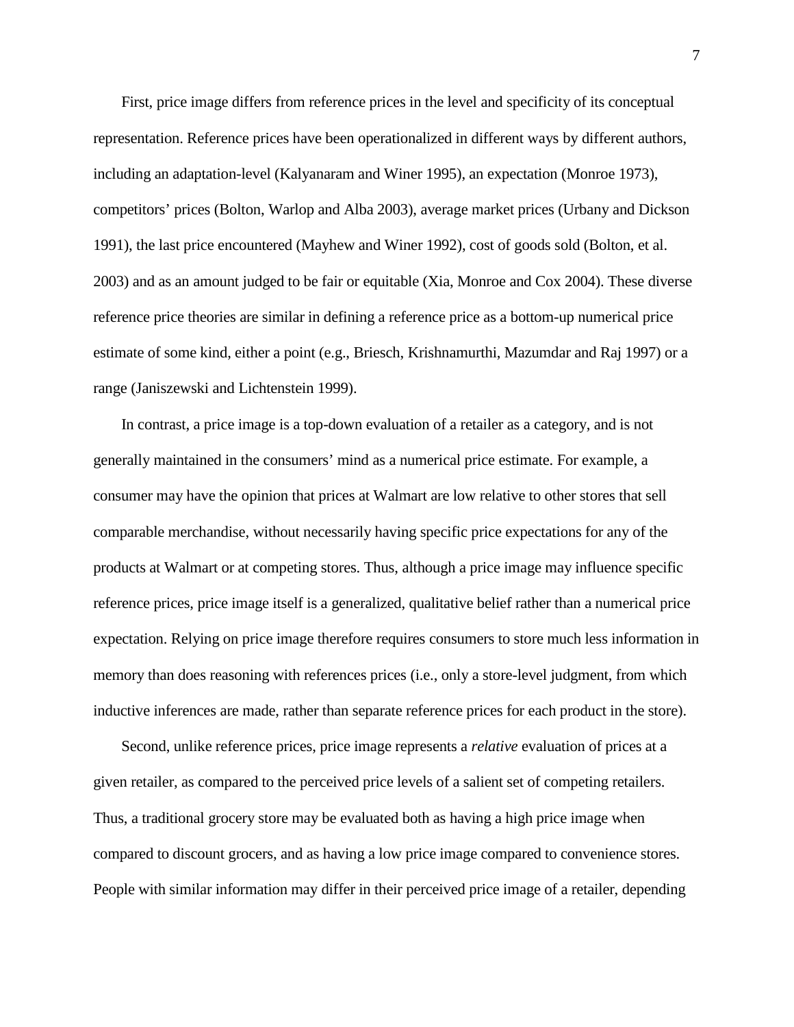First, price image differs from reference prices in the level and specificity of its conceptual representation. Reference prices have been operationalized in different ways by different authors, including an adaptation-level (Kalyanaram and Winer 1995), an expectation (Monroe 1973), competitors' prices (Bolton, Warlop and Alba 2003), average market prices (Urbany and Dickson 1991), the last price encountered (Mayhew and Winer 1992), cost of goods sold (Bolton, et al. 2003) and as an amount judged to be fair or equitable (Xia, Monroe and Cox 2004). These diverse reference price theories are similar in defining a reference price as a bottom-up numerical price estimate of some kind, either a point (e.g., Briesch, Krishnamurthi, Mazumdar and Raj 1997) or a range (Janiszewski and Lichtenstein 1999).

In contrast, a price image is a top-down evaluation of a retailer as a category, and is not generally maintained in the consumers' mind as a numerical price estimate. For example, a consumer may have the opinion that prices at Walmart are low relative to other stores that sell comparable merchandise, without necessarily having specific price expectations for any of the products at Walmart or at competing stores. Thus, although a price image may influence specific reference prices, price image itself is a generalized, qualitative belief rather than a numerical price expectation. Relying on price image therefore requires consumers to store much less information in memory than does reasoning with references prices (i.e., only a store-level judgment, from which inductive inferences are made, rather than separate reference prices for each product in the store).

Second, unlike reference prices, price image represents a *relative* evaluation of prices at a given retailer, as compared to the perceived price levels of a salient set of competing retailers. Thus, a traditional grocery store may be evaluated both as having a high price image when compared to discount grocers, and as having a low price image compared to convenience stores. People with similar information may differ in their perceived price image of a retailer, depending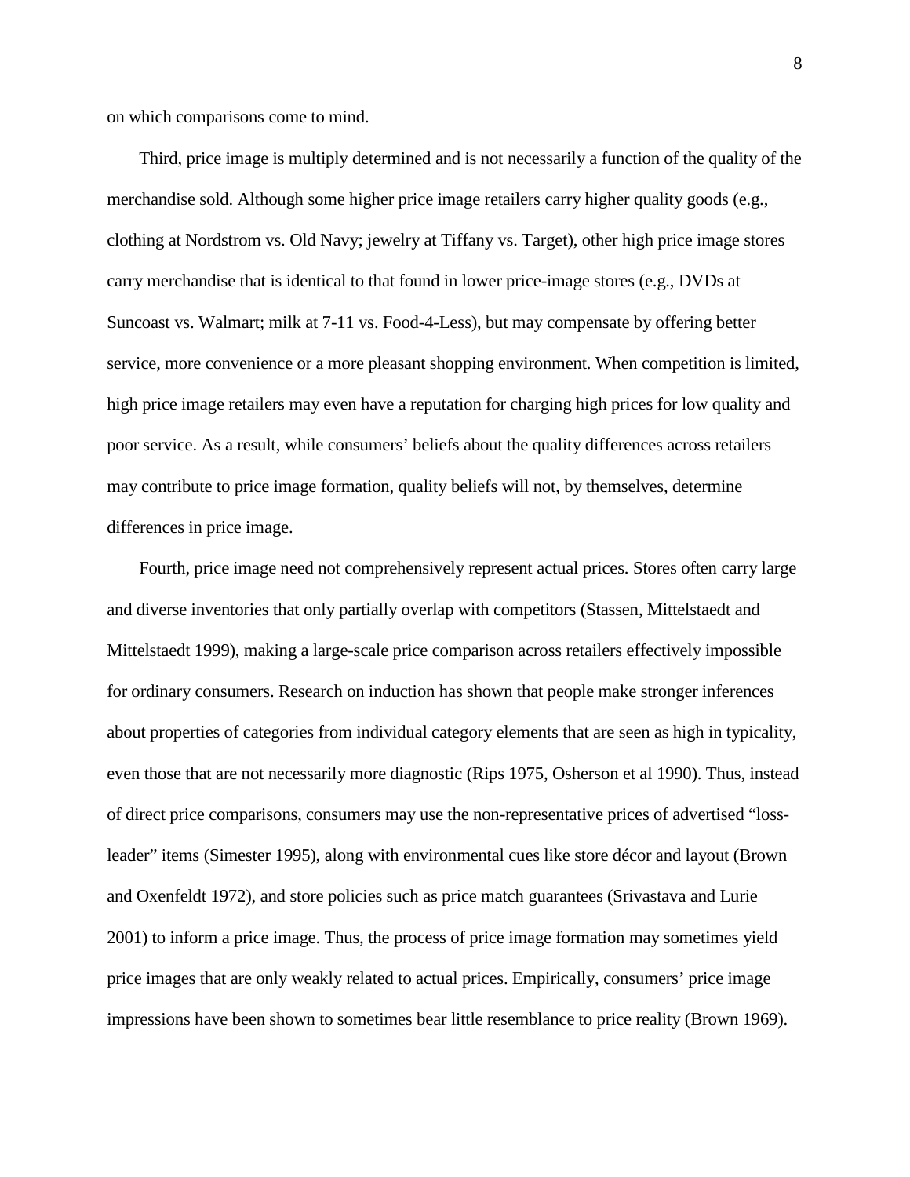on which comparisons come to mind.

Third, price image is multiply determined and is not necessarily a function of the quality of the merchandise sold. Although some higher price image retailers carry higher quality goods (e.g., clothing at Nordstrom vs. Old Navy; jewelry at Tiffany vs. Target), other high price image stores carry merchandise that is identical to that found in lower price-image stores (e.g., DVDs at Suncoast vs. Walmart; milk at 7-11 vs. Food-4-Less), but may compensate by offering better service, more convenience or a more pleasant shopping environment. When competition is limited, high price image retailers may even have a reputation for charging high prices for low quality and poor service. As a result, while consumers' beliefs about the quality differences across retailers may contribute to price image formation, quality beliefs will not, by themselves, determine differences in price image.

Fourth, price image need not comprehensively represent actual prices. Stores often carry large and diverse inventories that only partially overlap with competitors (Stassen, Mittelstaedt and Mittelstaedt 1999), making a large-scale price comparison across retailers effectively impossible for ordinary consumers. Research on induction has shown that people make stronger inferences about properties of categories from individual category elements that are seen as high in typicality, even those that are not necessarily more diagnostic (Rips 1975, Osherson et al 1990). Thus, instead of direct price comparisons, consumers may use the non-representative prices of advertised "loss-leader" items (Simester 1995), along with environmental cues like store décor and layout (Brown and Oxenfeldt 1972), and store policies such as price match guarantees (Srivastava and Lurie 2001) to inform a price image. Thus, the process of price image formation may sometimes yield price images that are only weakly related to actual prices. Empirically, consumers' price image impressions have been shown to sometimes bear little resemblance to price reality (Brown 1969).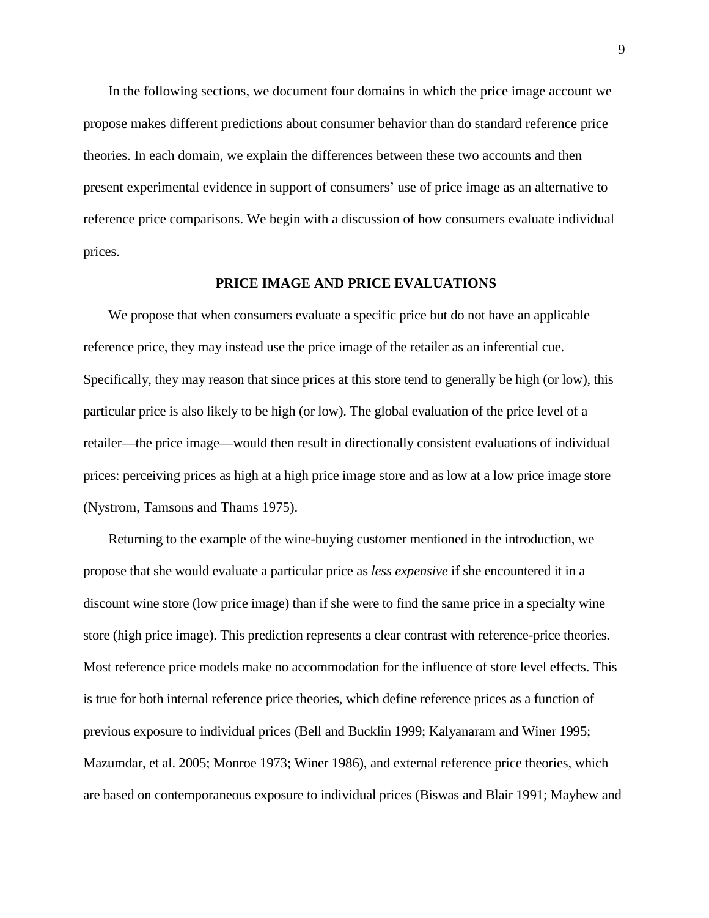In the following sections, we document four domains in which the price image account we propose makes different predictions about consumer behavior than do standard reference price theories. In each domain, we explain the differences between these two accounts and then present experimental evidence in support of consumers' use of price image as an alternative to reference price comparisons. We begin with a discussion of how consumers evaluate individual prices.

## PRICE IMAGE AND PRICE EVALUATIONS

We propose that when consumers evaluate a specific price but do not have an applicable reference price, they may instead use the price image of the retailer as an inferential cue. Specifically, they may reason that since prices at this store tend to generally be high (or low), this particular price is also likely to be high (or low). The global evaluation of the price level of a retailer—the price image—would then result in directionally consistent evaluations of individual prices: perceiving prices as high at a high price image store and as low at a low price image store (Nystrom, Tamsons and Thams 1975).

Returning to the example of the wine-buying customer mentioned in the introduction, we propose that she would evaluate a particular price as *less expensive* if she encountered it in a discount wine store (low price image) than if she were to find the same price in a specialty wine store (high price image). This prediction represents a clear contrast with reference-price theories. Most reference price models make no accommodation for the influence of store level effects. This is true for both internal reference price theories, which define reference prices as a function of previous exposure to individual prices (Bell and Bucklin 1999; Kalyanaram and Winer 1995; Mazumdar, et al. 2005; Monroe 1973; Winer 1986), and external reference price theories, which are based on contemporaneous exposure to individual prices (Biswas and Blair 1991; Mayhew and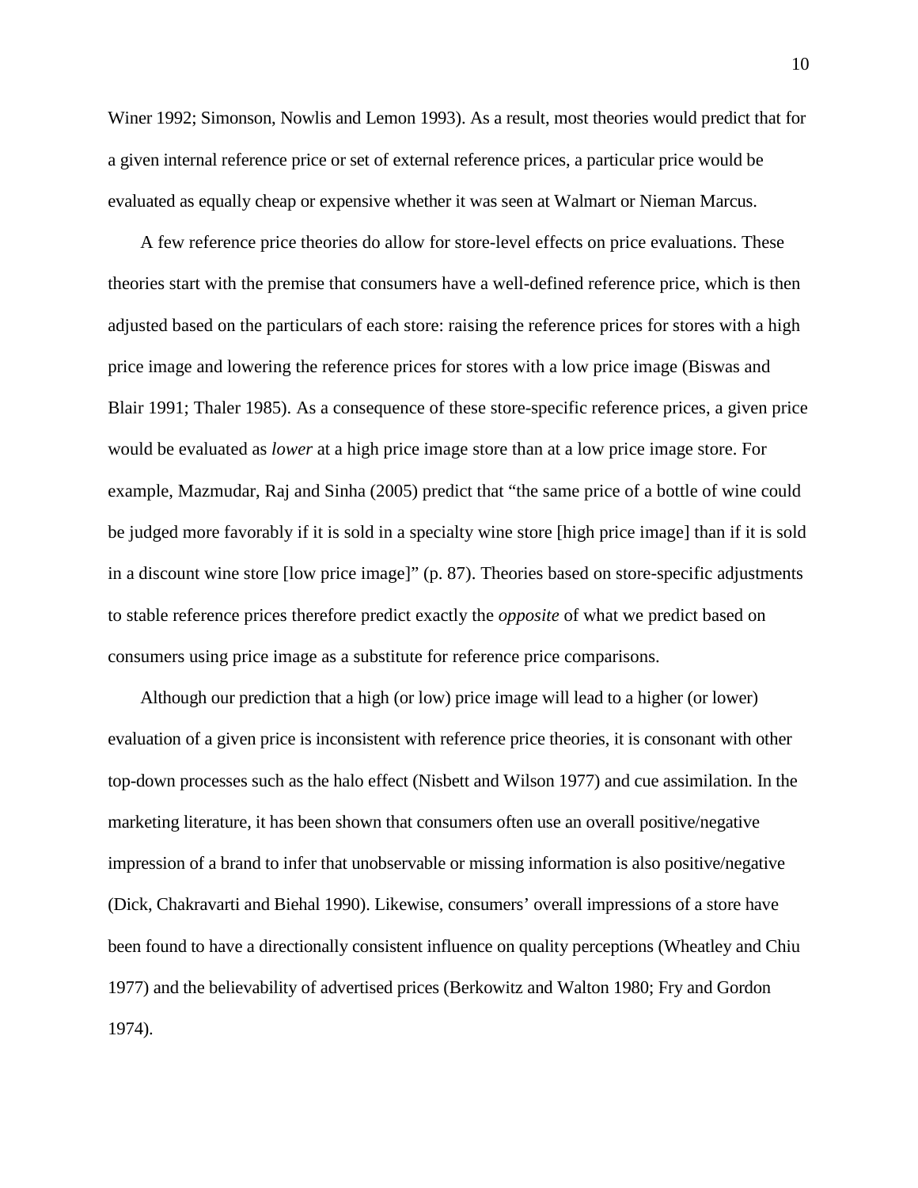Winer 1992; Simonson, Nowlis and Lemon 1993). As a result, most theories would predict that for a given internal reference price or set of external reference prices, a particular price would be evaluated as equally cheap or expensive whether it was seen at Walmart or Nieman Marcus.

A few reference price theories do allow for store-level effects on price evaluations. These theories start with the premise that consumers have a well-defined reference price, which is then adjusted based on the particulars of each store: raising the reference prices for stores with a high price image and lowering the reference prices for stores with a low price image (Biswas and Blair 1991; Thaler 1985). As a consequence of these store-specific reference prices, a given price would be evaluated as *lower* at a high price image store than at a low price image store. For example, Mazmudar, Raj and Sinha (2005) predict that "the same price of a bottle of wine could be judged more favorably if it is sold in a specialty wine store [high price image] than if it is sold in a discount wine store [low price image]" (p. 87). Theories based on store-specific adjustments to stable reference prices therefore predict exactly the *opposite* of what we predict based on consumers using price image as a substitute for reference price comparisons.

Although our prediction that a high (or low) price image will lead to a higher (or lower) evaluation of a given price is inconsistent with reference price theories, it is consonant with other top-down processes such as the halo effect (Nisbett and Wilson 1977) and cue assimilation. In the marketing literature, it has been shown that consumers often use an overall positive/negative impression of a brand to infer that unobservable or missing information is also positive/negative (Dick, Chakravarti and Biehal 1990). Likewise, consumers' overall impressions of a store have been found to have a directionally consistent influence on quality perceptions (Wheatley and Chiu 1977) and the believability of advertised prices (Berkowitz and Walton 1980; Fry and Gordon 1974).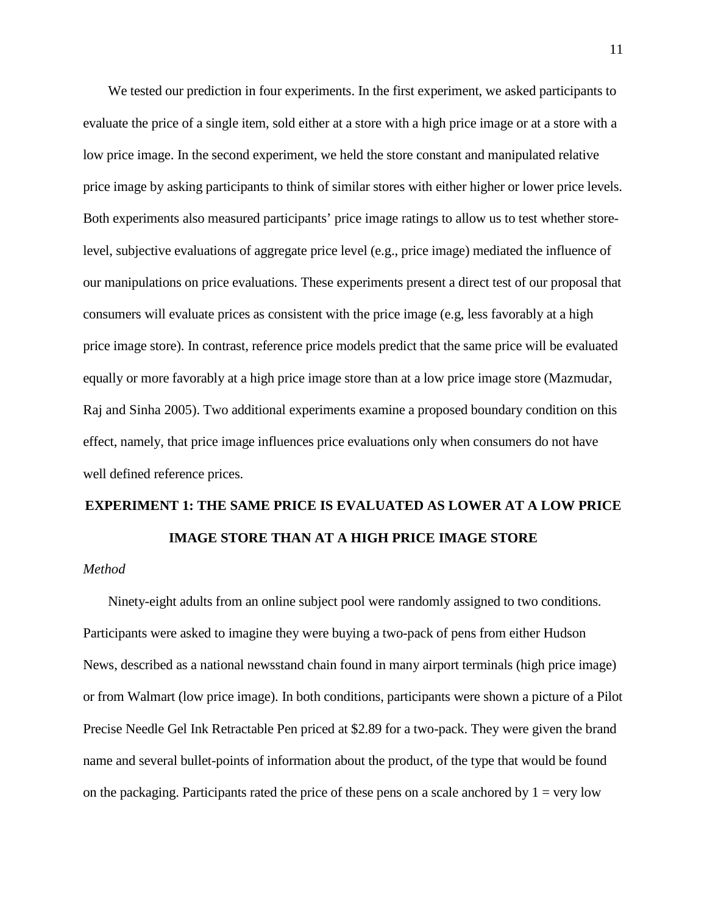We tested our prediction in four experiments. In the first experiment, we asked participants to evaluate the price of a single item, sold either at a store with a high price image or at a store with a low price image. In the second experiment, we held the store constant and manipulated relative price image by asking participants to think of similar stores with either higher or lower price levels. Both experiments also measured participants' price image ratings to allow us to test whether store-level, subjective evaluations of aggregate price level (e.g., price image) mediated the influence of our manipulations on price evaluations. These experiments present a direct test of our proposal that consumers will evaluate prices as consistent with the price image (e.g, less favorably at a high price image store). In contrast, reference price models predict that the same price will be evaluated equally or more favorably at a high price image store than at a low price image store (Mazmudar, Raj and Sinha 2005). Two additional experiments examine a proposed boundary condition on this effect, namely, that price image influences price evaluations only when consumers do not have well defined reference prices.

## EXPERIMENT 1: THE SAME PRICE IS EVALUATED AS LOWER AT A LOW PRICE IMAGE STORE THAN AT A HIGH PRICE IMAGE STORE

*Method*

Ninety-eight adults from an online subject pool were randomly assigned to two conditions. Participants were asked to imagine they were buying a two-pack of pens from either Hudson News, described as a national newsstand chain found in many airport terminals (high price image) or from Walmart (low price image). In both conditions, participants were shown a picture of a Pilot Precise Needle Gel Ink Retractable Pen priced at $2.89 for a two-pack. They were given the brand name and several bullet-points of information about the product, of the type that would be found on the packaging. Participants rated the price of these pens on a scale anchored by 1 = very low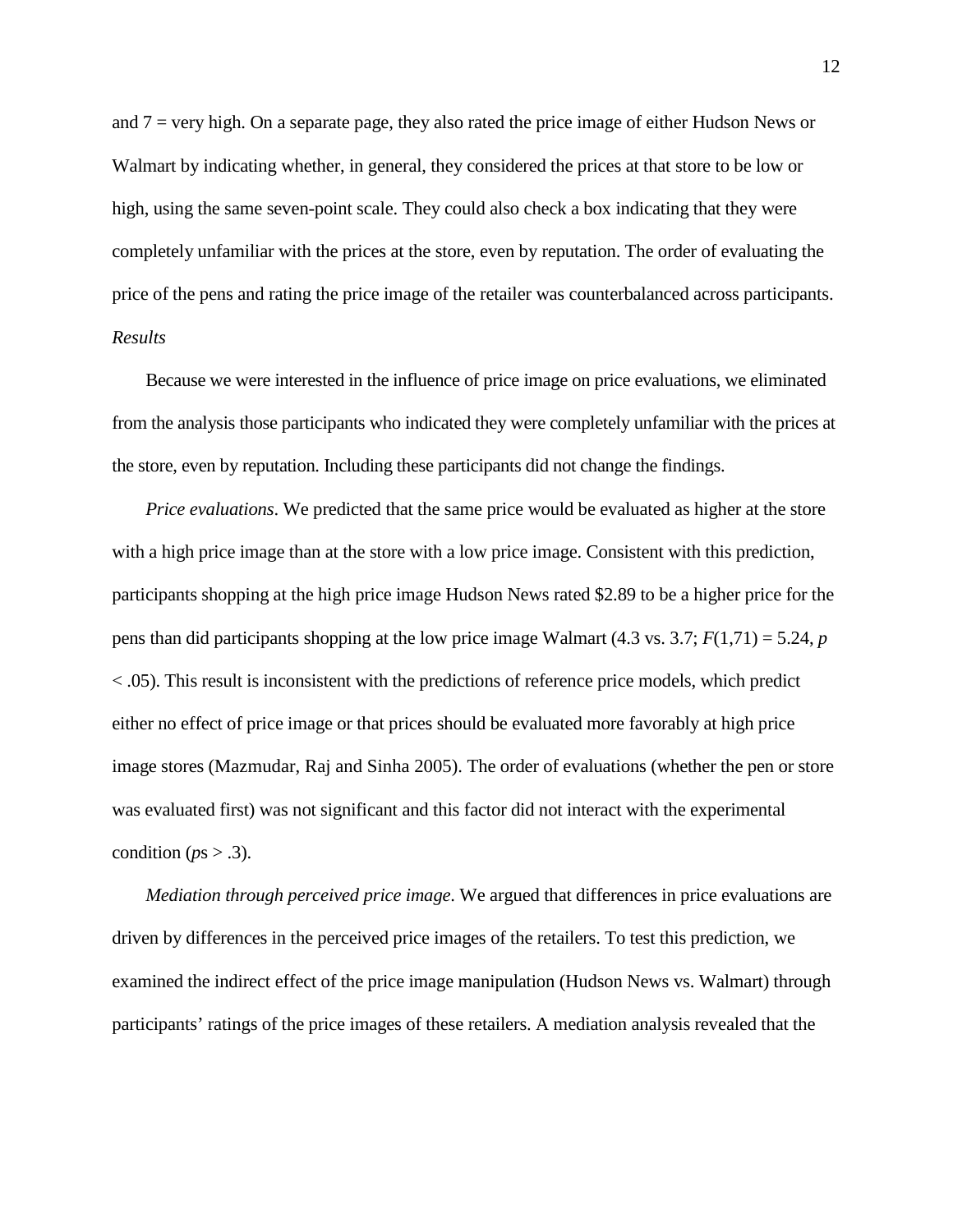and 7 = very high. On a separate page, they also rated the price image of either Hudson News or Walmart by indicating whether, in general, they considered the prices at that store to be low or high, using the same seven-point scale. They could also check a box indicating that they were completely unfamiliar with the prices at the store, even by reputation. The order of evaluating the price of the pens and rating the price image of the retailer was counterbalanced across participants.

*Results*

Because we were interested in the influence of price image on price evaluations, we eliminated from the analysis those participants who indicated they were completely unfamiliar with the prices at the store, even by reputation. Including these participants did not change the findings.

*Price evaluations*. We predicted that the same price would be evaluated as higher at the store with a high price image than at the store with a low price image. Consistent with this prediction, participants shopping at the high price image Hudson News rated \$2.89 to be a higher price for the pens than did participants shopping at the low price image Walmart (4.3 vs. 3.7; $F(1,71) = 5.24$, $p < .05$). This result is inconsistent with the predictions of reference price models, which predict either no effect of price image or that prices should be evaluated more favorably at high price image stores (Mazmudar, Raj and Sinha 2005). The order of evaluations (whether the pen or store was evaluated first) was not significant and this factor did not interact with the experimental condition ($p$s > .3).

*Mediation through perceived price image*. We argued that differences in price evaluations are driven by differences in the perceived price images of the retailers. To test this prediction, we examined the indirect effect of the price image manipulation (Hudson News vs. Walmart) through participants' ratings of the price images of these retailers. A mediation analysis revealed that the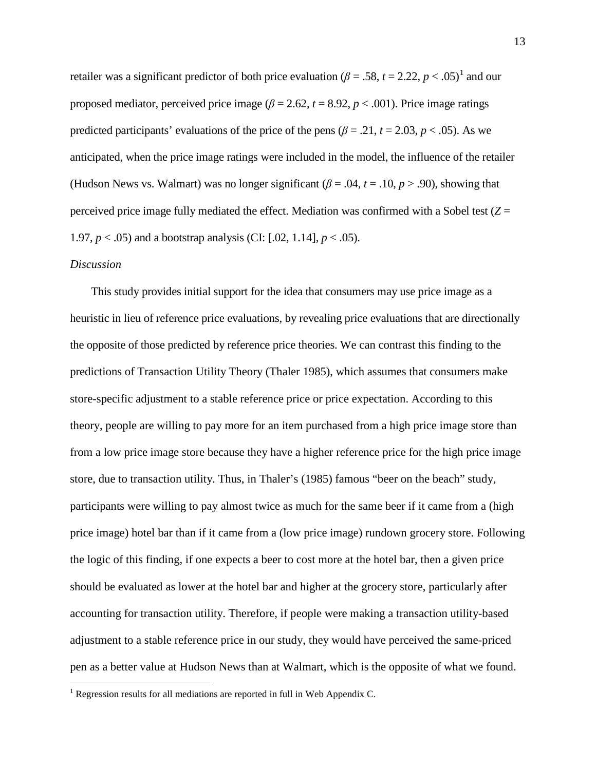retailer was a significant predictor of both price evaluation ($\beta = .58$, $t = 2.22$, $p < .05$)[1] and our proposed mediator, perceived price image ($\beta = 2.62$, $t = 8.92$, $p < .001$). Price image ratings predicted participants' evaluations of the price of the pens ($\beta = .21$, $t = 2.03$, $p < .05$). As we anticipated, when the price image ratings were included in the model, the influence of the retailer (Hudson News vs. Walmart) was no longer significant ($\beta = .04$, $t = .10$, $p > .90$), showing that perceived price image fully mediated the effect. Mediation was confirmed with a Sobel test ($Z = 1.97$, $p < .05$) and a bootstrap analysis (CI: [.02, 1.14], $p < .05$).

*Discussion*

This study provides initial support for the idea that consumers may use price image as a heuristic in lieu of reference price evaluations, by revealing price evaluations that are directionally the opposite of those predicted by reference price theories. We can contrast this finding to the predictions of Transaction Utility Theory (Thaler 1985), which assumes that consumers make store-specific adjustment to a stable reference price or price expectation. According to this theory, people are willing to pay more for an item purchased from a high price image store than from a low price image store because they have a higher reference price for the high price image store, due to transaction utility. Thus, in Thaler's (1985) famous "beer on the beach" study, participants were willing to pay almost twice as much for the same beer if it came from a (high price image) hotel bar than if it came from a (low price image) rundown grocery store. Following the logic of this finding, if one expects a beer to cost more at the hotel bar, then a given price should be evaluated as lower at the hotel bar and higher at the grocery store, particularly after accounting for transaction utility. Therefore, if people were making a transaction utility-based adjustment to a stable reference price in our study, they would have perceived the same-priced pen as a better value at Hudson News than at Walmart, which is the opposite of what we found.

[1] Regression results for all mediations are reported in full in Web Appendix C.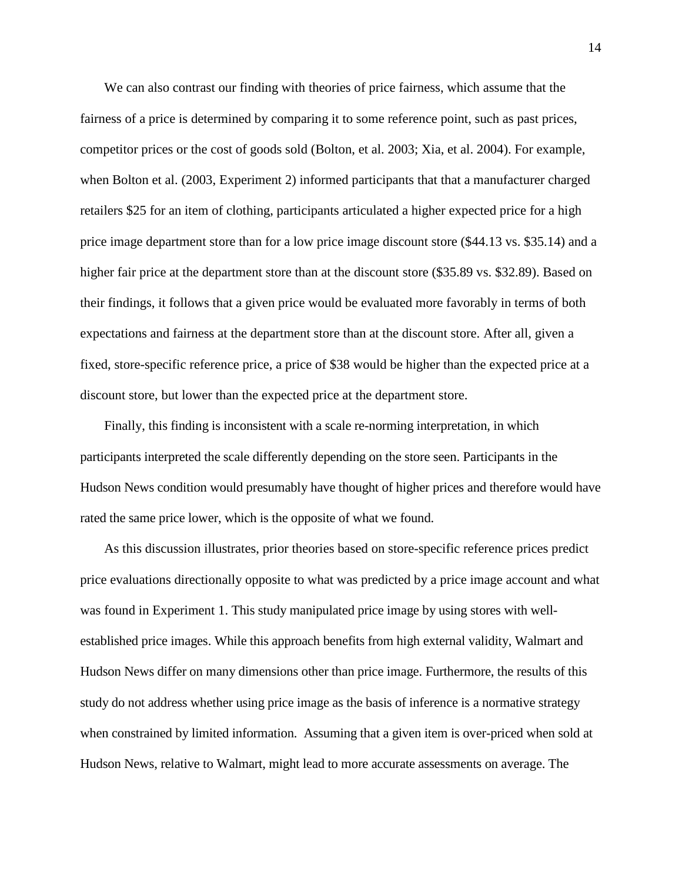We can also contrast our finding with theories of price fairness, which assume that the fairness of a price is determined by comparing it to some reference point, such as past prices, competitor prices or the cost of goods sold (Bolton, et al. 2003; Xia, et al. 2004). For example, when Bolton et al. (2003, Experiment 2) informed participants that that a manufacturer charged retailers $25 for an item of clothing, participants articulated a higher expected price for a high price image department store than for a low price image discount store ($44.13 vs. $35.14) and a higher fair price at the department store than at the discount store ($35.89 vs. $32.89). Based on their findings, it follows that a given price would be evaluated more favorably in terms of both expectations and fairness at the department store than at the discount store. After all, given a fixed, store-specific reference price, a price of $38 would be higher than the expected price at a discount store, but lower than the expected price at the department store.

Finally, this finding is inconsistent with a scale re-norming interpretation, in which participants interpreted the scale differently depending on the store seen. Participants in the Hudson News condition would presumably have thought of higher prices and therefore would have rated the same price lower, which is the opposite of what we found.

As this discussion illustrates, prior theories based on store-specific reference prices predict price evaluations directionally opposite to what was predicted by a price image account and what was found in Experiment 1. This study manipulated price image by using stores with well-established price images. While this approach benefits from high external validity, Walmart and Hudson News differ on many dimensions other than price image. Furthermore, the results of this study do not address whether using price image as the basis of inference is a normative strategy when constrained by limited information. Assuming that a given item is over-priced when sold at Hudson News, relative to Walmart, might lead to more accurate assessments on average. The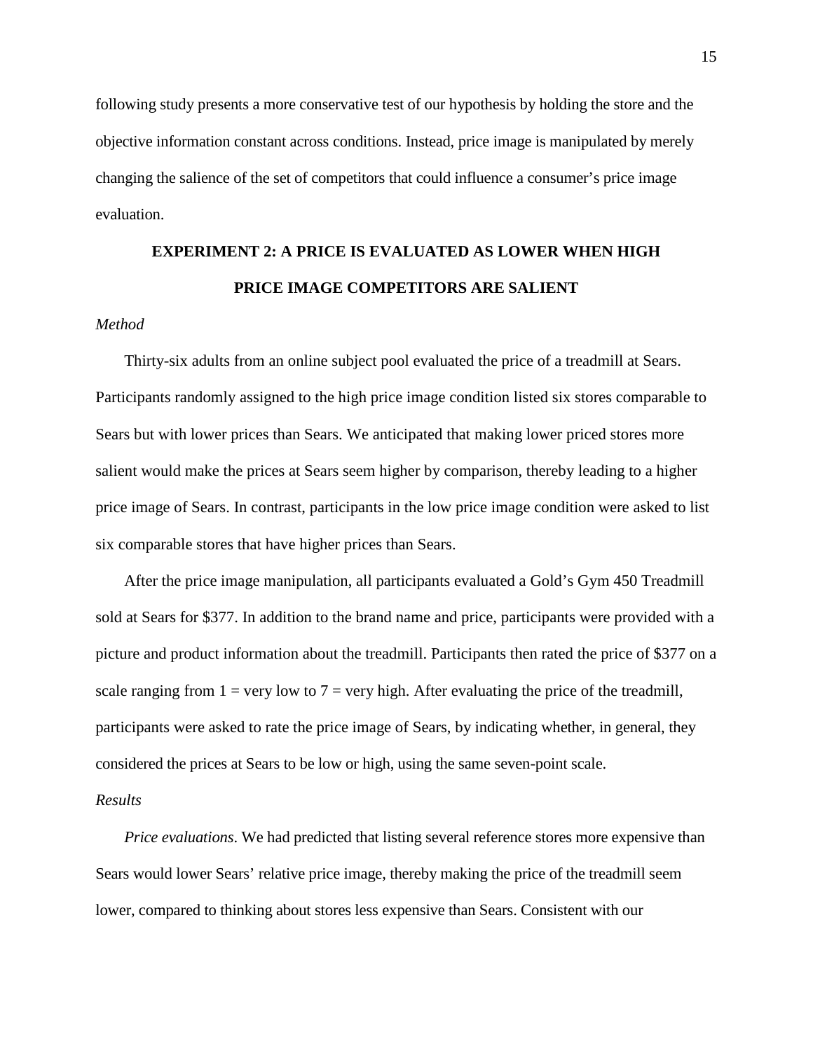following study presents a more conservative test of our hypothesis by holding the store and the objective information constant across conditions. Instead, price image is manipulated by merely changing the salience of the set of competitors that could influence a consumer's price image evaluation.

## EXPERIMENT 2: A PRICE IS EVALUATED AS LOWER WHEN HIGH PRICE IMAGE COMPETITORS ARE SALIENT

### *Method*

Thirty-six adults from an online subject pool evaluated the price of a treadmill at Sears. Participants randomly assigned to the high price image condition listed six stores comparable to Sears but with lower prices than Sears. We anticipated that making lower priced stores more salient would make the prices at Sears seem higher by comparison, thereby leading to a higher price image of Sears. In contrast, participants in the low price image condition were asked to list six comparable stores that have higher prices than Sears.

After the price image manipulation, all participants evaluated a Gold's Gym 450 Treadmill sold at Sears for $377. In addition to the brand name and price, participants were provided with a picture and product information about the treadmill. Participants then rated the price of $377 on a scale ranging from 1 = very low to 7 = very high. After evaluating the price of the treadmill, participants were asked to rate the price image of Sears, by indicating whether, in general, they considered the prices at Sears to be low or high, using the same seven-point scale.

### *Results*

*Price evaluations*. We had predicted that listing several reference stores more expensive than Sears would lower Sears' relative price image, thereby making the price of the treadmill seem lower, compared to thinking about stores less expensive than Sears. Consistent with our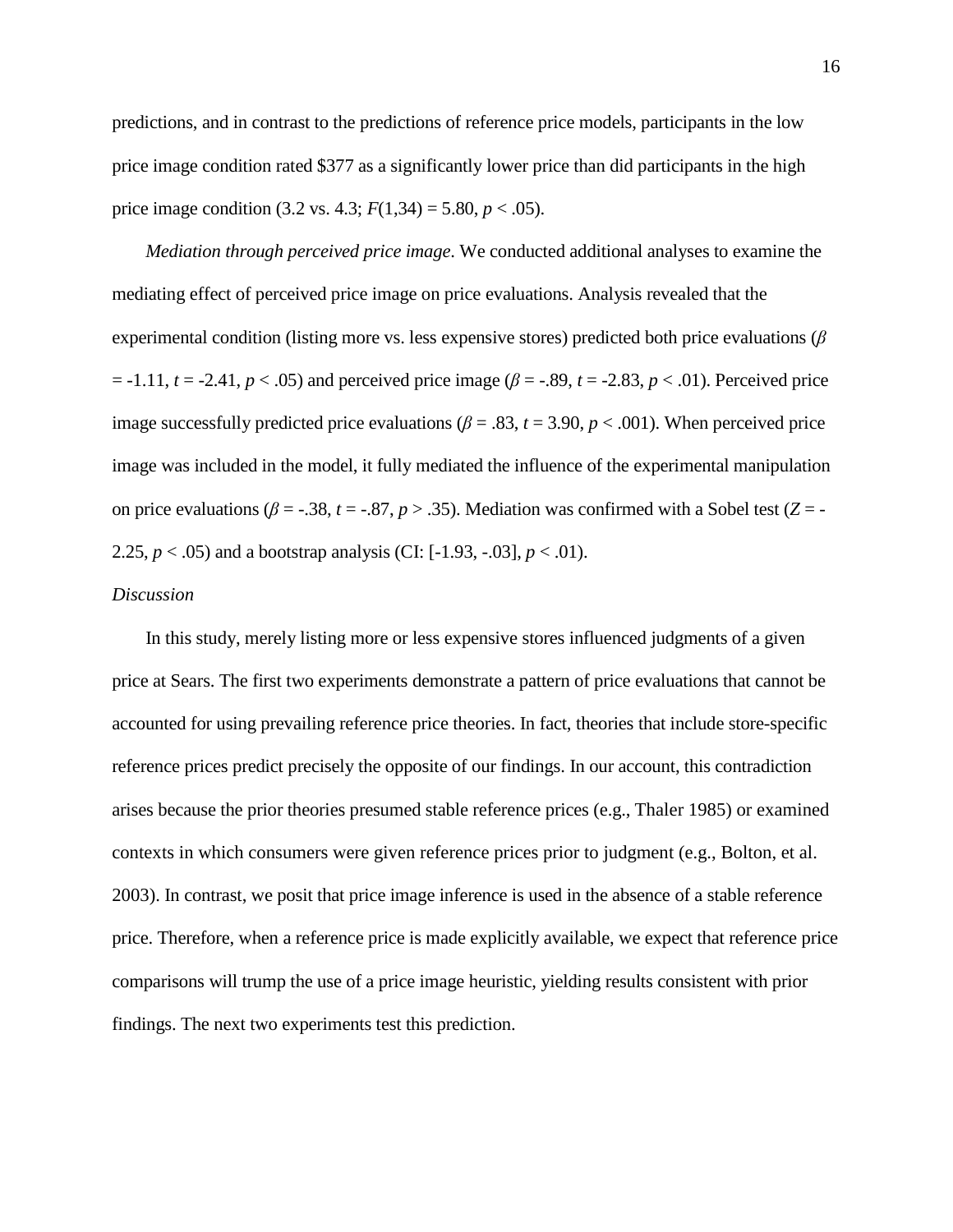predictions, and in contrast to the predictions of reference price models, participants in the low price image condition rated \$377 as a significantly lower price than did participants in the high price image condition (3.2 vs. 4.3; $F(1,34) = 5.80$, $p < .05$).

*Mediation through perceived price image*. We conducted additional analyses to examine the mediating effect of perceived price image on price evaluations. Analysis revealed that the experimental condition (listing more vs. less expensive stores) predicted both price evaluations ($\beta = -1.11$, $t = -2.41$, $p < .05$) and perceived price image ($\beta = -.89$, $t = -2.83$, $p < .01$). Perceived price image successfully predicted price evaluations ($\beta = .83$, $t = 3.90$, $p < .001$). When perceived price image was included in the model, it fully mediated the influence of the experimental manipulation on price evaluations ($\beta = -.38$, $t = -.87$, $p > .35$). Mediation was confirmed with a Sobel test ($Z = -2.25$, $p < .05$) and a bootstrap analysis (CI: [-1.93, -.03], $p < .01$).

*Discussion*

In this study, merely listing more or less expensive stores influenced judgments of a given price at Sears. The first two experiments demonstrate a pattern of price evaluations that cannot be accounted for using prevailing reference price theories. In fact, theories that include store-specific reference prices predict precisely the opposite of our findings. In our account, this contradiction arises because the prior theories presumed stable reference prices (e.g., Thaler 1985) or examined contexts in which consumers were given reference prices prior to judgment (e.g., Bolton, et al. 2003). In contrast, we posit that price image inference is used in the absence of a stable reference price. Therefore, when a reference price is made explicitly available, we expect that reference price comparisons will trump the use of a price image heuristic, yielding results consistent with prior findings. The next two experiments test this prediction.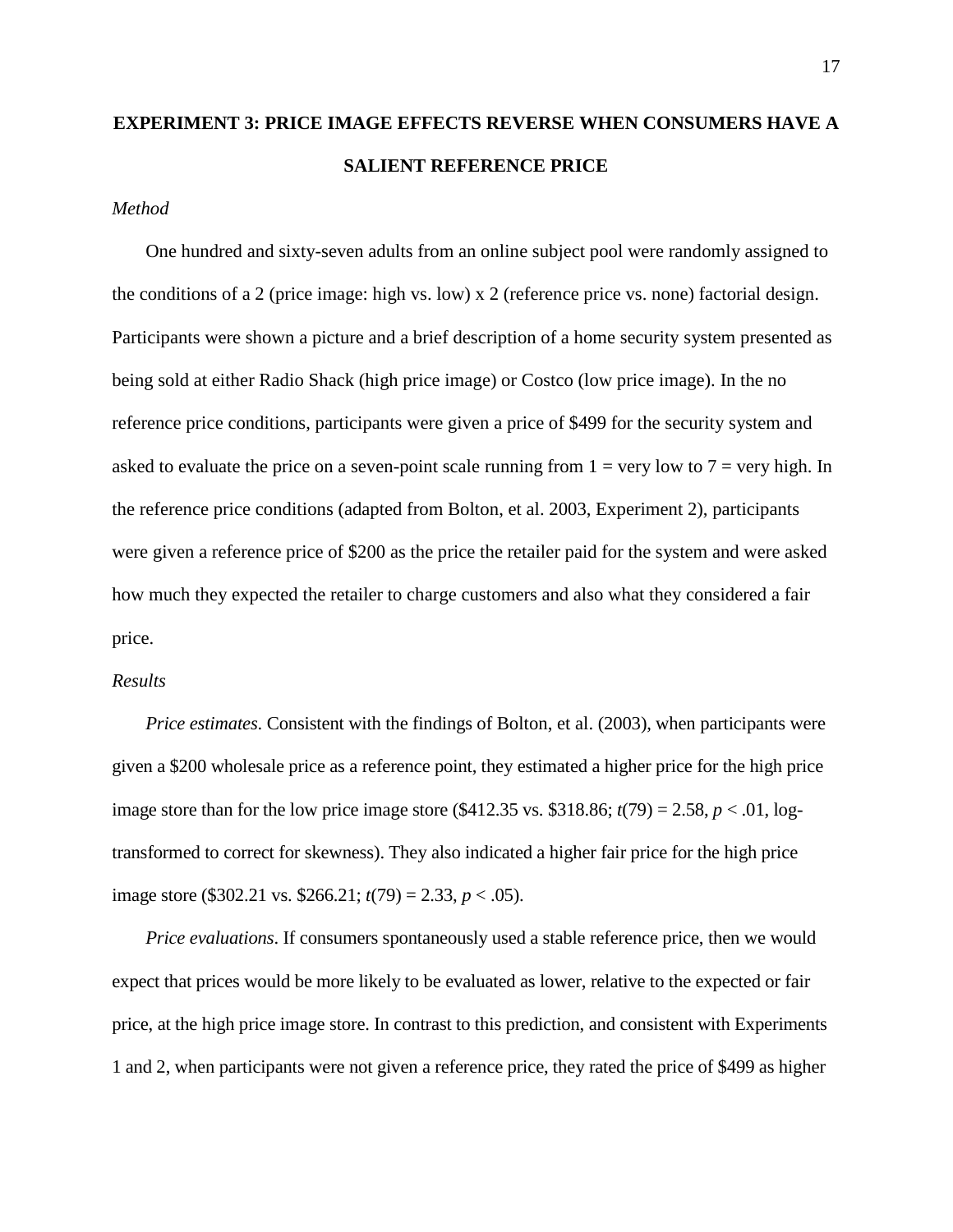## EXPERIMENT 3: PRICE IMAGE EFFECTS REVERSE WHEN CONSUMERS HAVE A SALIENT REFERENCE PRICE

*Method*

One hundred and sixty-seven adults from an online subject pool were randomly assigned to the conditions of a 2 (price image: high vs. low) x 2 (reference price vs. none) factorial design. Participants were shown a picture and a brief description of a home security system presented as being sold at either Radio Shack (high price image) or Costco (low price image). In the no reference price conditions, participants were given a price of \$499 for the security system and asked to evaluate the price on a seven-point scale running from 1 = very low to 7 = very high. In the reference price conditions (adapted from Bolton, et al. 2003, Experiment 2), participants were given a reference price of \$200 as the price the retailer paid for the system and were asked how much they expected the retailer to charge customers and also what they considered a fair price.

*Results*

*Price estimates*. Consistent with the findings of Bolton, et al. (2003), when participants were given a \$200 wholesale price as a reference point, they estimated a higher price for the high price image store than for the low price image store (\$412.35 vs. \$318.86; $t(79) = 2.58$, $p < .01$, log-transformed to correct for skewness). They also indicated a higher fair price for the high price image store (\$302.21 vs. \$266.21; $t(79) = 2.33$, $p < .05$).

*Price evaluations*. If consumers spontaneously used a stable reference price, then we would expect that prices would be more likely to be evaluated as lower, relative to the expected or fair price, at the high price image store. In contrast to this prediction, and consistent with Experiments 1 and 2, when participants were not given a reference price, they rated the price of \$499 as higher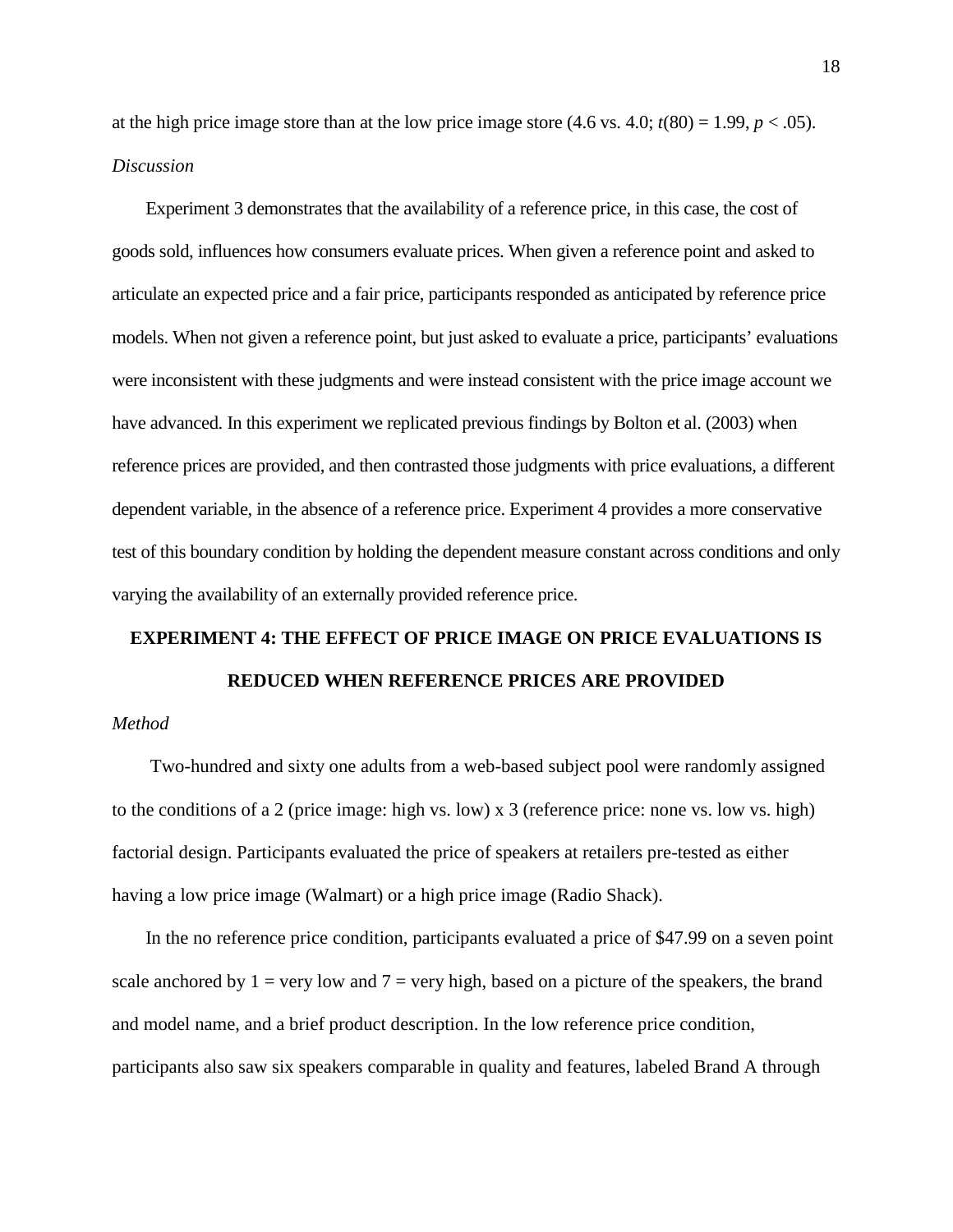at the high price image store than at the low price image store (4.6 vs. 4.0; $t(80) = 1.99$, $p < .05$).

*Discussion*

Experiment 3 demonstrates that the availability of a reference price, in this case, the cost of goods sold, influences how consumers evaluate prices. When given a reference point and asked to articulate an expected price and a fair price, participants responded as anticipated by reference price models. When not given a reference point, but just asked to evaluate a price, participants' evaluations were inconsistent with these judgments and were instead consistent with the price image account we have advanced. In this experiment we replicated previous findings by Bolton et al. (2003) when reference prices are provided, and then contrasted those judgments with price evaluations, a different dependent variable, in the absence of a reference price. Experiment 4 provides a more conservative test of this boundary condition by holding the dependent measure constant across conditions and only varying the availability of an externally provided reference price.

## EXPERIMENT 4: THE EFFECT OF PRICE IMAGE ON PRICE EVALUATIONS IS REDUCED WHEN REFERENCE PRICES ARE PROVIDED

*Method*

Two-hundred and sixty one adults from a web-based subject pool were randomly assigned to the conditions of a 2 (price image: high vs. low) x 3 (reference price: none vs. low vs. high) factorial design. Participants evaluated the price of speakers at retailers pre-tested as either having a low price image (Walmart) or a high price image (Radio Shack).

In the no reference price condition, participants evaluated a price of \$47.99 on a seven point scale anchored by 1 = very low and 7 = very high, based on a picture of the speakers, the brand and model name, and a brief product description. In the low reference price condition, participants also saw six speakers comparable in quality and features, labeled Brand A through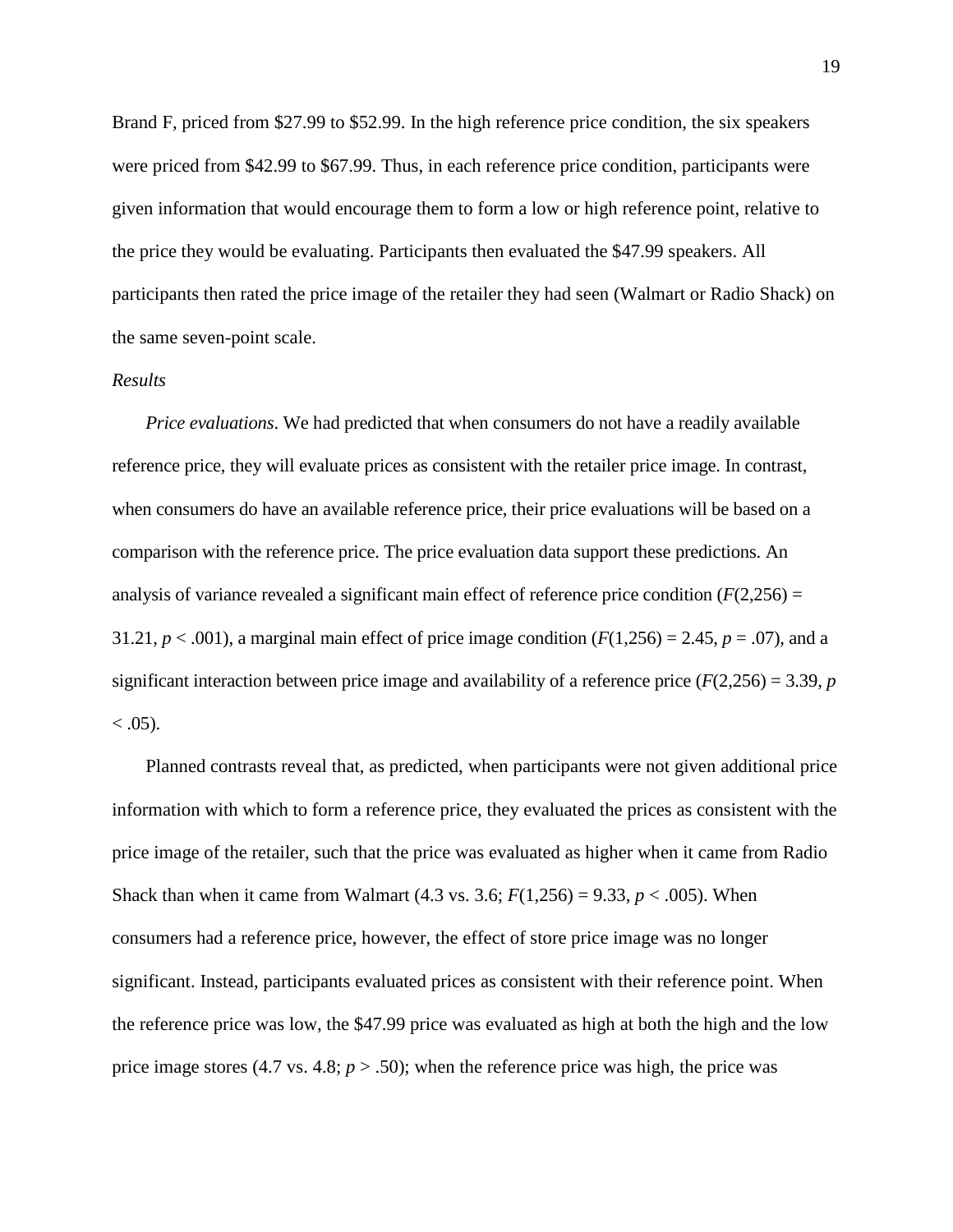Brand F, priced from \$27.99 to \$52.99. In the high reference price condition, the six speakers were priced from \$42.99 to \$67.99. Thus, in each reference price condition, participants were given information that would encourage them to form a low or high reference point, relative to the price they would be evaluating. Participants then evaluated the \$47.99 speakers. All participants then rated the price image of the retailer they had seen (Walmart or Radio Shack) on the same seven-point scale.

*Results*

*Price evaluations*. We had predicted that when consumers do not have a readily available reference price, they will evaluate prices as consistent with the retailer price image. In contrast, when consumers do have an available reference price, their price evaluations will be based on a comparison with the reference price. The price evaluation data support these predictions. An analysis of variance revealed a significant main effect of reference price condition ($F(2,256) = 31.21$, $p < .001$), a marginal main effect of price image condition ($F(1,256) = 2.45$, $p = .07$), and a significant interaction between price image and availability of a reference price ($F(2,256) = 3.39$, $p < .05$).

Planned contrasts reveal that, as predicted, when participants were not given additional price information with which to form a reference price, they evaluated the prices as consistent with the price image of the retailer, such that the price was evaluated as higher when it came from Radio Shack than when it came from Walmart (4.3 vs. 3.6; $F(1,256) = 9.33$, $p < .005$). When consumers had a reference price, however, the effect of store price image was no longer significant. Instead, participants evaluated prices as consistent with their reference point. When the reference price was low, the \$47.99 price was evaluated as high at both the high and the low price image stores (4.7 vs. 4.8; $p > .50$); when the reference price was high, the price was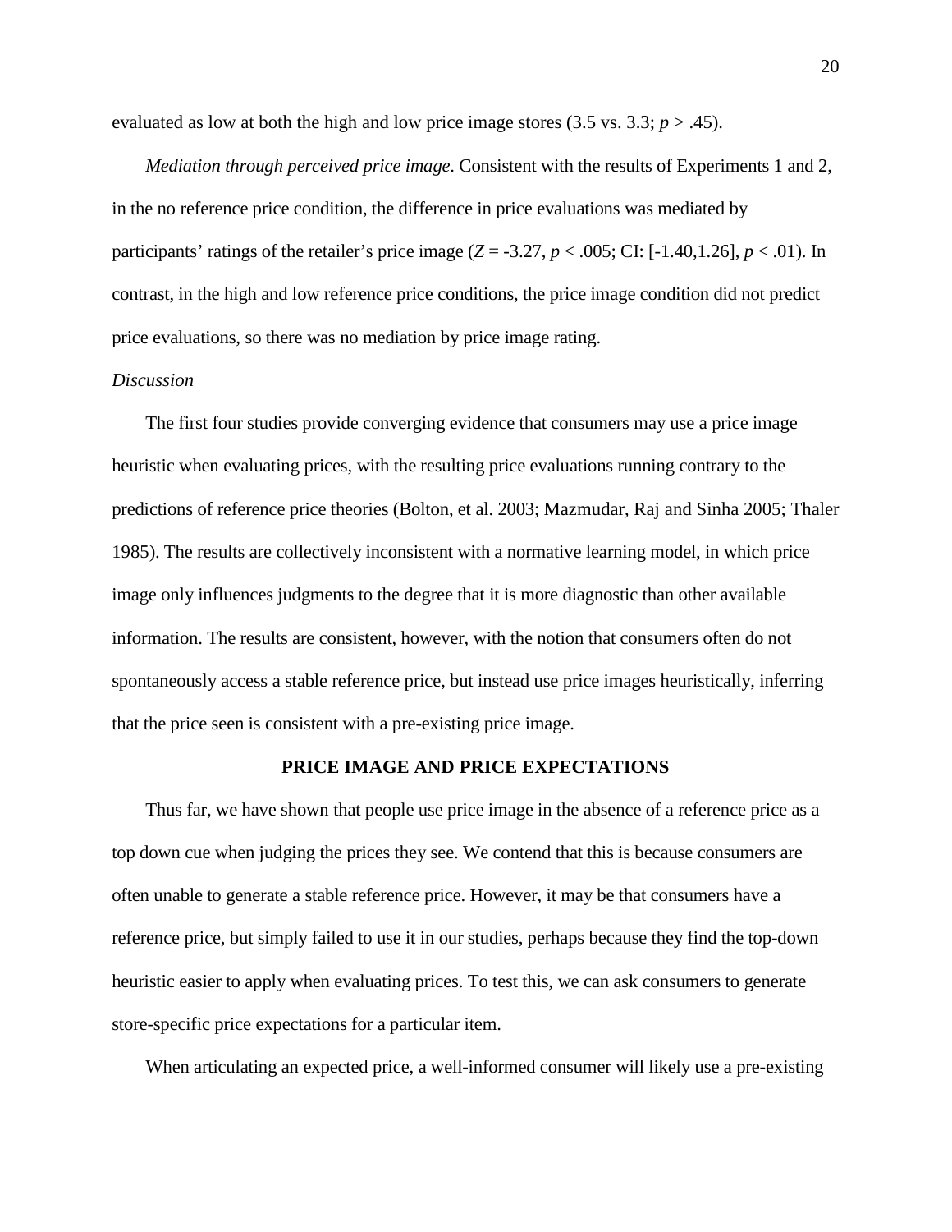evaluated as low at both the high and low price image stores (3.5 vs. 3.3; $p > .45$).

*Mediation through perceived price image*. Consistent with the results of Experiments 1 and 2, in the no reference price condition, the difference in price evaluations was mediated by participants' ratings of the retailer's price image ($Z = -3.27$, $p < .005$; CI: [-1.40,1.26], $p < .01$). In contrast, in the high and low reference price conditions, the price image condition did not predict price evaluations, so there was no mediation by price image rating.

*Discussion*

The first four studies provide converging evidence that consumers may use a price image heuristic when evaluating prices, with the resulting price evaluations running contrary to the predictions of reference price theories (Bolton, et al. 2003; Mazmudar, Raj and Sinha 2005; Thaler 1985). The results are collectively inconsistent with a normative learning model, in which price image only influences judgments to the degree that it is more diagnostic than other available information. The results are consistent, however, with the notion that consumers often do not spontaneously access a stable reference price, but instead use price images heuristically, inferring that the price seen is consistent with a pre-existing price image.

## PRICE IMAGE AND PRICE EXPECTATIONS

Thus far, we have shown that people use price image in the absence of a reference price as a top down cue when judging the prices they see. We contend that this is because consumers are often unable to generate a stable reference price. However, it may be that consumers have a reference price, but simply failed to use it in our studies, perhaps because they find the top-down heuristic easier to apply when evaluating prices. To test this, we can ask consumers to generate store-specific price expectations for a particular item.

When articulating an expected price, a well-informed consumer will likely use a pre-existing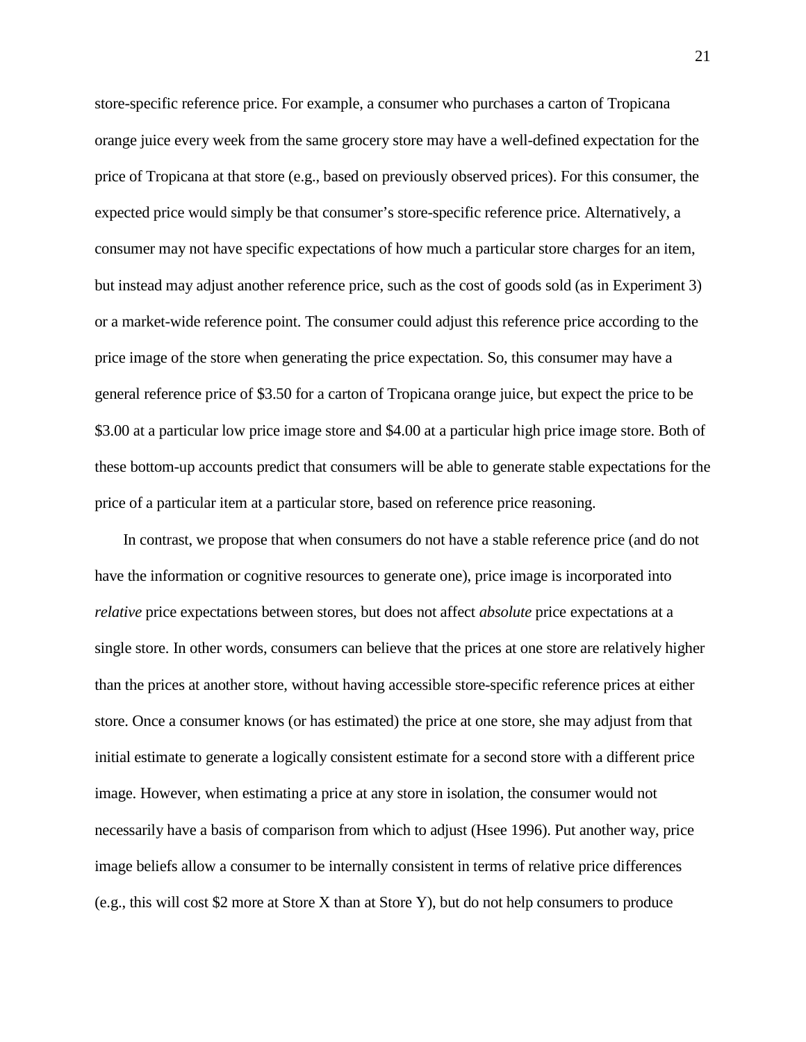store-specific reference price. For example, a consumer who purchases a carton of Tropicana orange juice every week from the same grocery store may have a well-defined expectation for the price of Tropicana at that store (e.g., based on previously observed prices). For this consumer, the expected price would simply be that consumer's store-specific reference price. Alternatively, a consumer may not have specific expectations of how much a particular store charges for an item, but instead may adjust another reference price, such as the cost of goods sold (as in Experiment 3) or a market-wide reference point. The consumer could adjust this reference price according to the price image of the store when generating the price expectation. So, this consumer may have a general reference price of $3.50 for a carton of Tropicana orange juice, but expect the price to be $3.00 at a particular low price image store and $4.00 at a particular high price image store. Both of these bottom-up accounts predict that consumers will be able to generate stable expectations for the price of a particular item at a particular store, based on reference price reasoning.

In contrast, we propose that when consumers do not have a stable reference price (and do not have the information or cognitive resources to generate one), price image is incorporated into *relative* price expectations between stores, but does not affect *absolute* price expectations at a single store. In other words, consumers can believe that the prices at one store are relatively higher than the prices at another store, without having accessible store-specific reference prices at either store. Once a consumer knows (or has estimated) the price at one store, she may adjust from that initial estimate to generate a logically consistent estimate for a second store with a different price image. However, when estimating a price at any store in isolation, the consumer would not necessarily have a basis of comparison from which to adjust (Hsee 1996). Put another way, price image beliefs allow a consumer to be internally consistent in terms of relative price differences (e.g., this will cost $2 more at Store X than at Store Y), but do not help consumers to produce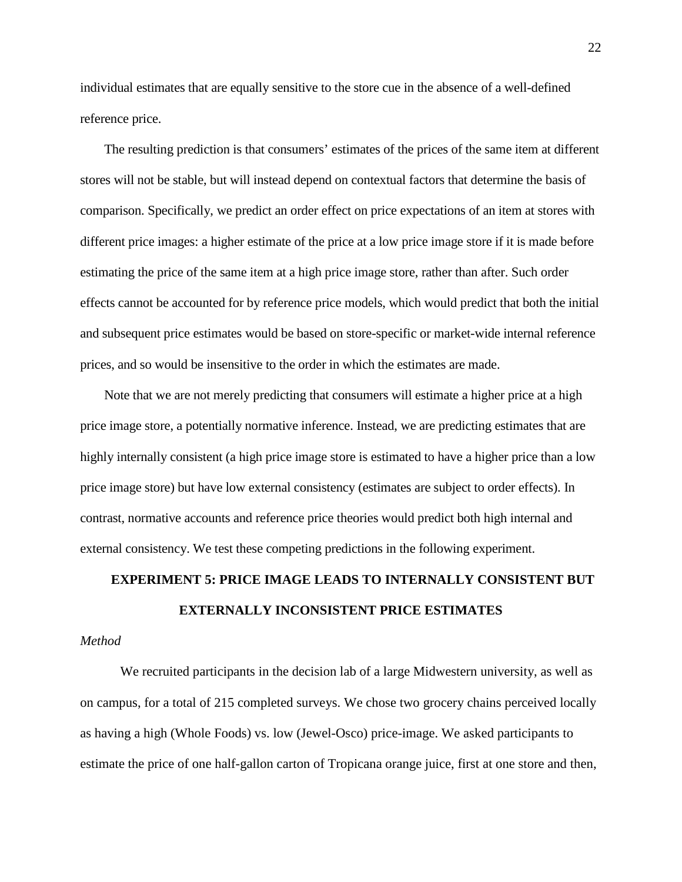individual estimates that are equally sensitive to the store cue in the absence of a well-defined reference price.

The resulting prediction is that consumers' estimates of the prices of the same item at different stores will not be stable, but will instead depend on contextual factors that determine the basis of comparison. Specifically, we predict an order effect on price expectations of an item at stores with different price images: a higher estimate of the price at a low price image store if it is made before estimating the price of the same item at a high price image store, rather than after. Such order effects cannot be accounted for by reference price models, which would predict that both the initial and subsequent price estimates would be based on store-specific or market-wide internal reference prices, and so would be insensitive to the order in which the estimates are made.

Note that we are not merely predicting that consumers will estimate a higher price at a high price image store, a potentially normative inference. Instead, we are predicting estimates that are highly internally consistent (a high price image store is estimated to have a higher price than a low price image store) but have low external consistency (estimates are subject to order effects). In contrast, normative accounts and reference price theories would predict both high internal and external consistency. We test these competing predictions in the following experiment.

## EXPERIMENT 5: PRICE IMAGE LEADS TO INTERNALLY CONSISTENT BUT EXTERNALLY INCONSISTENT PRICE ESTIMATES

### *Method*

We recruited participants in the decision lab of a large Midwestern university, as well as on campus, for a total of 215 completed surveys. We chose two grocery chains perceived locally as having a high (Whole Foods) vs. low (Jewel-Osco) price-image. We asked participants to estimate the price of one half-gallon carton of Tropicana orange juice, first at one store and then,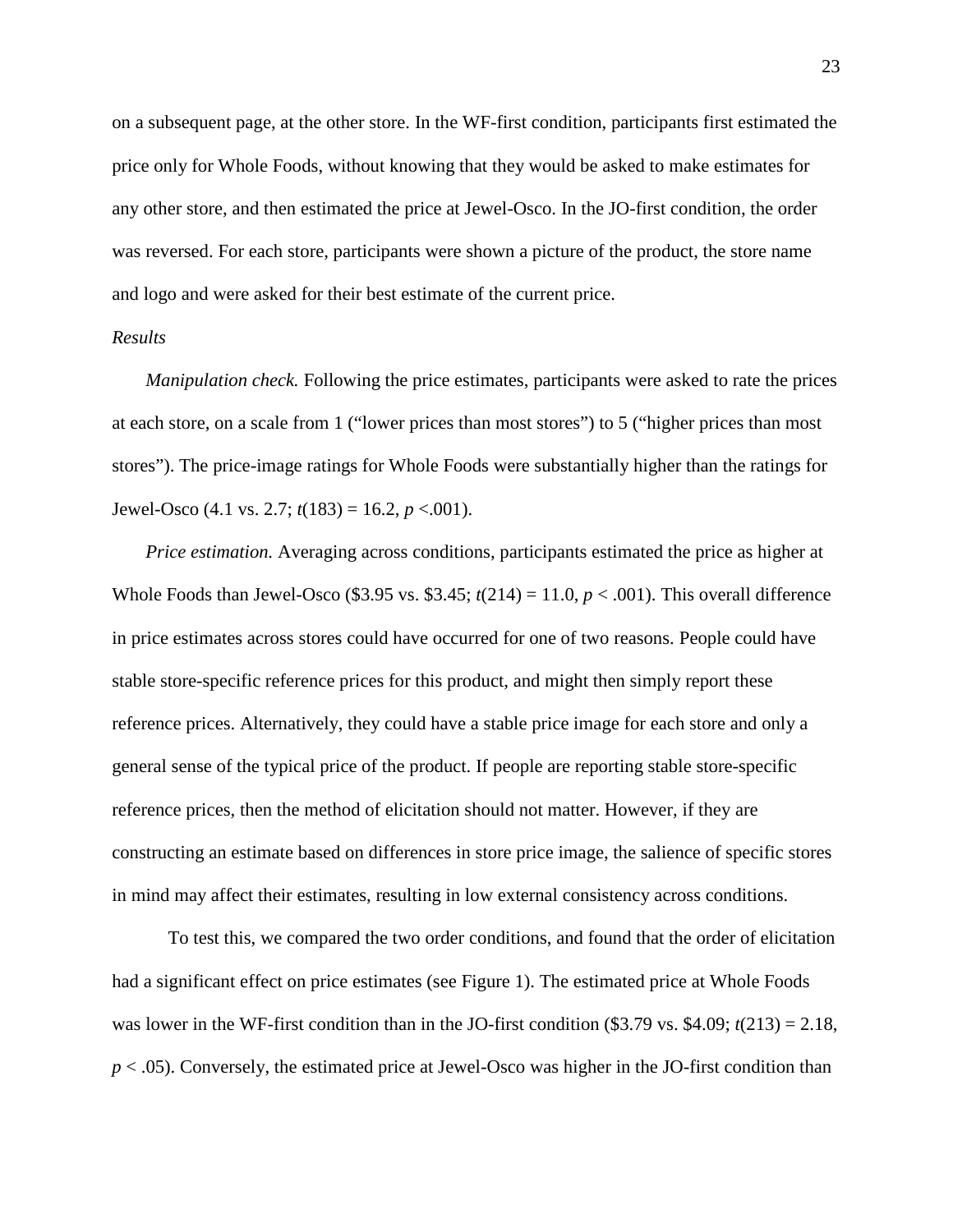on a subsequent page, at the other store. In the WF-first condition, participants first estimated the price only for Whole Foods, without knowing that they would be asked to make estimates for any other store, and then estimated the price at Jewel-Osco. In the JO-first condition, the order was reversed. For each store, participants were shown a picture of the product, the store name and logo and were asked for their best estimate of the current price.

*Results*

*Manipulation check.* Following the price estimates, participants were asked to rate the prices at each store, on a scale from 1 ("lower prices than most stores") to 5 ("higher prices than most stores"). The price-image ratings for Whole Foods were substantially higher than the ratings for Jewel-Osco (4.1 vs. 2.7; $t(183) = 16.2$, $p < .001$).

*Price estimation.* Averaging across conditions, participants estimated the price as higher at Whole Foods than Jewel-Osco ($3.95 vs. $3.45; $t(214) = 11.0$, $p < .001$). This overall difference in price estimates across stores could have occurred for one of two reasons. People could have stable store-specific reference prices for this product, and might then simply report these reference prices. Alternatively, they could have a stable price image for each store and only a general sense of the typical price of the product. If people are reporting stable store-specific reference prices, then the method of elicitation should not matter. However, if they are constructing an estimate based on differences in store price image, the salience of specific stores in mind may affect their estimates, resulting in low external consistency across conditions.

To test this, we compared the two order conditions, and found that the order of elicitation had a significant effect on price estimates (see Figure 1). The estimated price at Whole Foods was lower in the WF-first condition than in the JO-first condition ($3.79 vs. $4.09; $t(213) = 2.18$, $p < .05$). Conversely, the estimated price at Jewel-Osco was higher in the JO-first condition than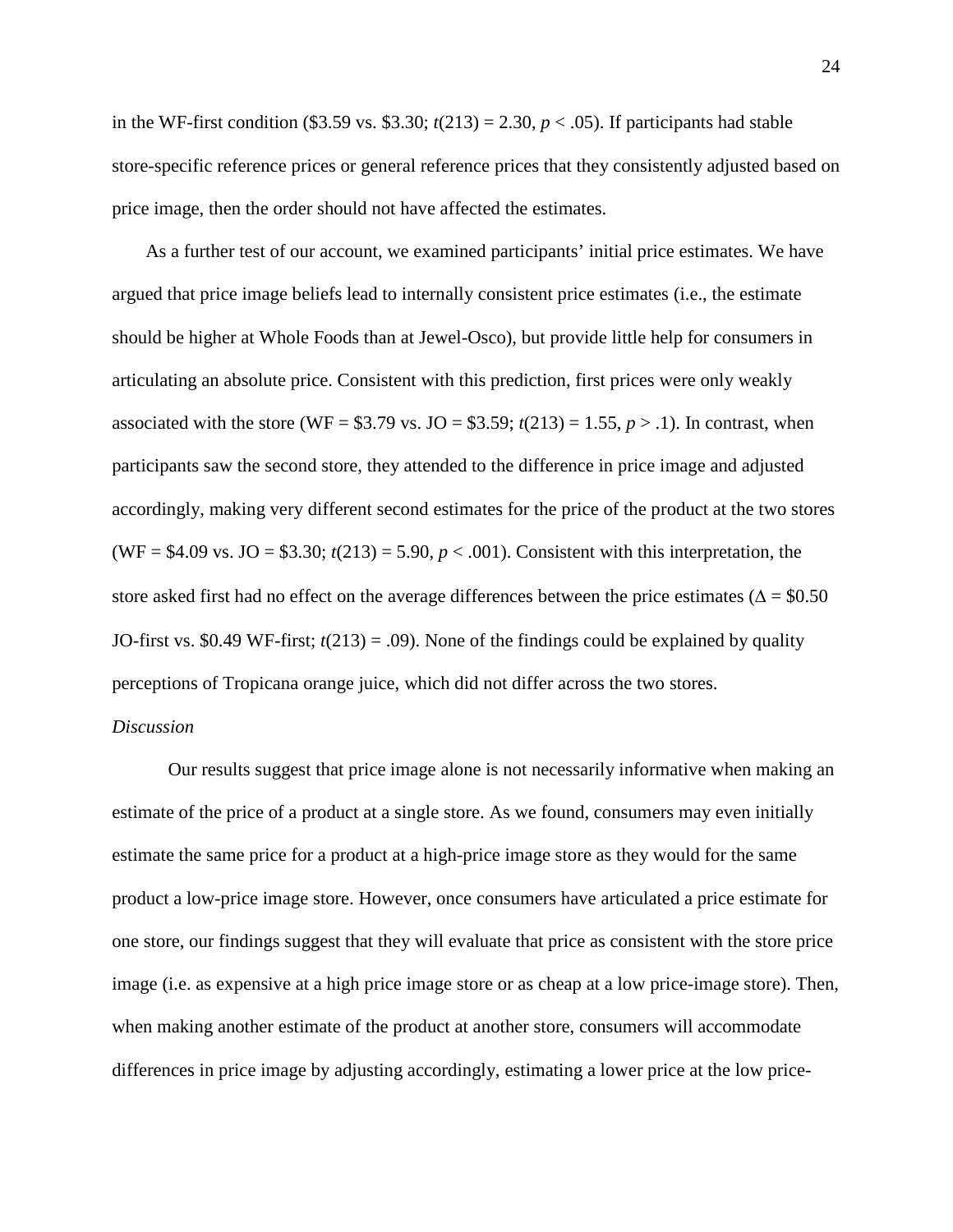in the WF-first condition (\$3.59 vs. \$3.30; $t(213) = 2.30$, $p < .05$). If participants had stable store-specific reference prices or general reference prices that they consistently adjusted based on price image, then the order should not have affected the estimates.

As a further test of our account, we examined participants' initial price estimates. We have argued that price image beliefs lead to internally consistent price estimates (i.e., the estimate should be higher at Whole Foods than at Jewel-Osco), but provide little help for consumers in articulating an absolute price. Consistent with this prediction, first prices were only weakly associated with the store (WF = \$3.79 vs. JO = \$3.59; $t(213) = 1.55$, $p > .1$). In contrast, when participants saw the second store, they attended to the difference in price image and adjusted accordingly, making very different second estimates for the price of the product at the two stores (WF = \$4.09 vs. JO = \$3.30; $t(213) = 5.90$, $p < .001$). Consistent with this interpretation, the store asked first had no effect on the average differences between the price estimates ($\Delta$ = \$0.50 JO-first vs. \$0.49 WF-first; $t(213) = .09$). None of the findings could be explained by quality perceptions of Tropicana orange juice, which did not differ across the two stores.

*Discussion*

Our results suggest that price image alone is not necessarily informative when making an estimate of the price of a product at a single store. As we found, consumers may even initially estimate the same price for a product at a high-price image store as they would for the same product a low-price image store. However, once consumers have articulated a price estimate for one store, our findings suggest that they will evaluate that price as consistent with the store price image (i.e. as expensive at a high price image store or as cheap at a low price-image store). Then, when making another estimate of the product at another store, consumers will accommodate differences in price image by adjusting accordingly, estimating a lower price at the low price-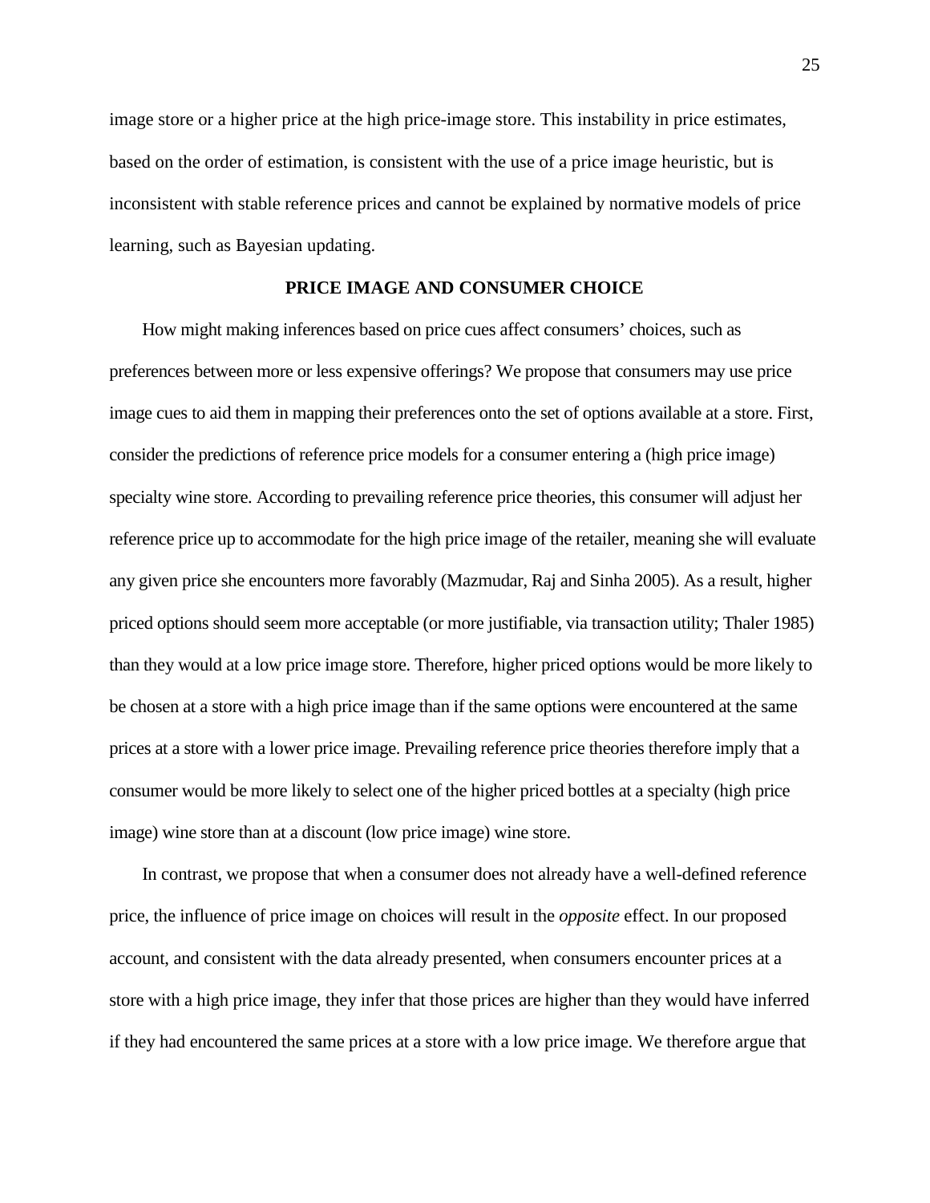image store or a higher price at the high price-image store. This instability in price estimates, based on the order of estimation, is consistent with the use of a price image heuristic, but is inconsistent with stable reference prices and cannot be explained by normative models of price learning, such as Bayesian updating.

## PRICE IMAGE AND CONSUMER CHOICE

How might making inferences based on price cues affect consumers' choices, such as preferences between more or less expensive offerings? We propose that consumers may use price image cues to aid them in mapping their preferences onto the set of options available at a store. First, consider the predictions of reference price models for a consumer entering a (high price image) specialty wine store. According to prevailing reference price theories, this consumer will adjust her reference price up to accommodate for the high price image of the retailer, meaning she will evaluate any given price she encounters more favorably (Mazmudar, Raj and Sinha 2005). As a result, higher priced options should seem more acceptable (or more justifiable, via transaction utility; Thaler 1985) than they would at a low price image store. Therefore, higher priced options would be more likely to be chosen at a store with a high price image than if the same options were encountered at the same prices at a store with a lower price image. Prevailing reference price theories therefore imply that a consumer would be more likely to select one of the higher priced bottles at a specialty (high price image) wine store than at a discount (low price image) wine store.

In contrast, we propose that when a consumer does not already have a well-defined reference price, the influence of price image on choices will result in the *opposite* effect. In our proposed account, and consistent with the data already presented, when consumers encounter prices at a store with a high price image, they infer that those prices are higher than they would have inferred if they had encountered the same prices at a store with a low price image. We therefore argue that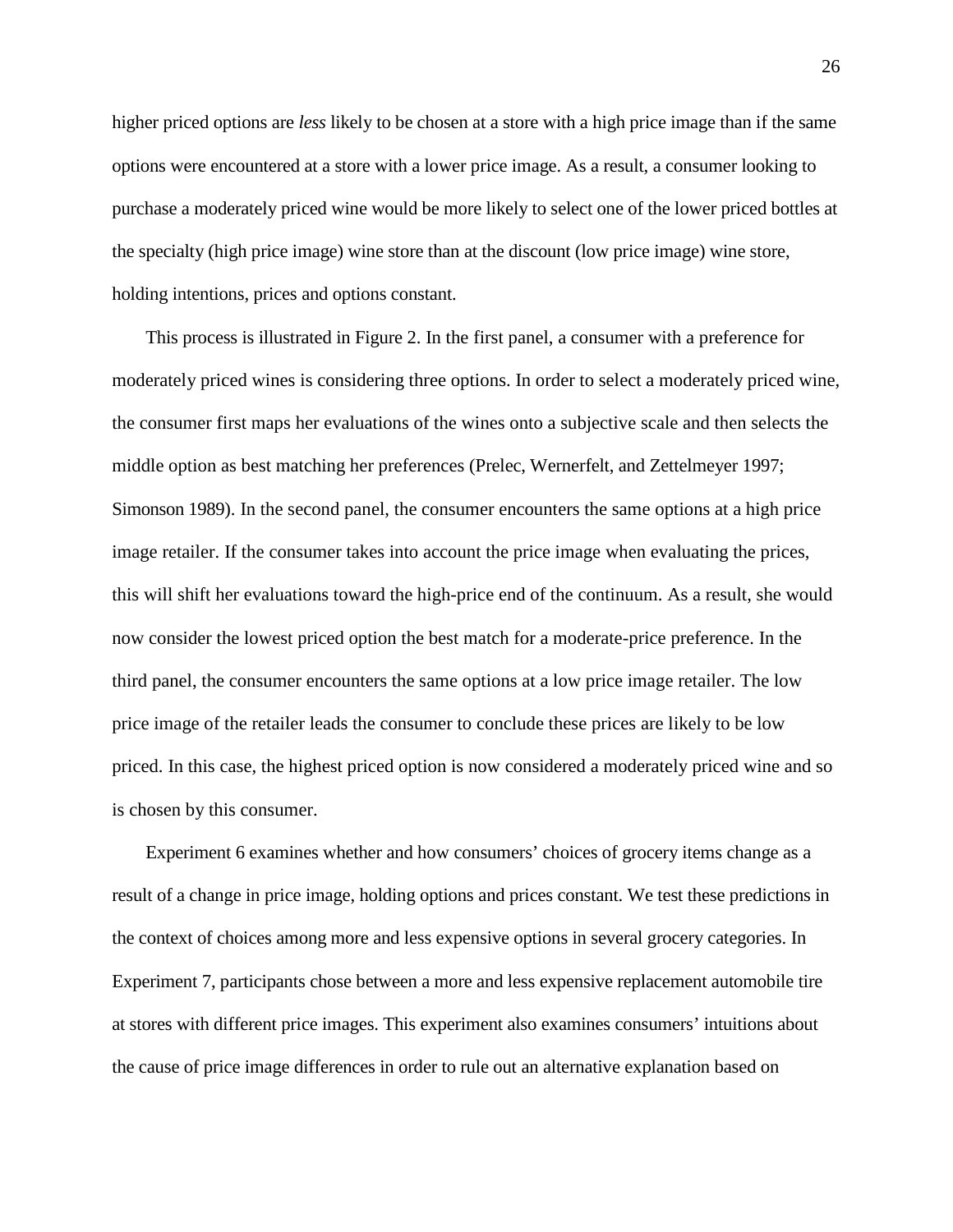higher priced options are *less* likely to be chosen at a store with a high price image than if the same options were encountered at a store with a lower price image. As a result, a consumer looking to purchase a moderately priced wine would be more likely to select one of the lower priced bottles at the specialty (high price image) wine store than at the discount (low price image) wine store, holding intentions, prices and options constant.

This process is illustrated in Figure 2. In the first panel, a consumer with a preference for moderately priced wines is considering three options. In order to select a moderately priced wine, the consumer first maps her evaluations of the wines onto a subjective scale and then selects the middle option as best matching her preferences (Prelec, Wernerfelt, and Zettelmeyer 1997; Simonson 1989). In the second panel, the consumer encounters the same options at a high price image retailer. If the consumer takes into account the price image when evaluating the prices, this will shift her evaluations toward the high-price end of the continuum. As a result, she would now consider the lowest priced option the best match for a moderate-price preference. In the third panel, the consumer encounters the same options at a low price image retailer. The low price image of the retailer leads the consumer to conclude these prices are likely to be low priced. In this case, the highest priced option is now considered a moderately priced wine and so is chosen by this consumer.

Experiment 6 examines whether and how consumers' choices of grocery items change as a result of a change in price image, holding options and prices constant. We test these predictions in the context of choices among more and less expensive options in several grocery categories. In Experiment 7, participants chose between a more and less expensive replacement automobile tire at stores with different price images. This experiment also examines consumers' intuitions about the cause of price image differences in order to rule out an alternative explanation based on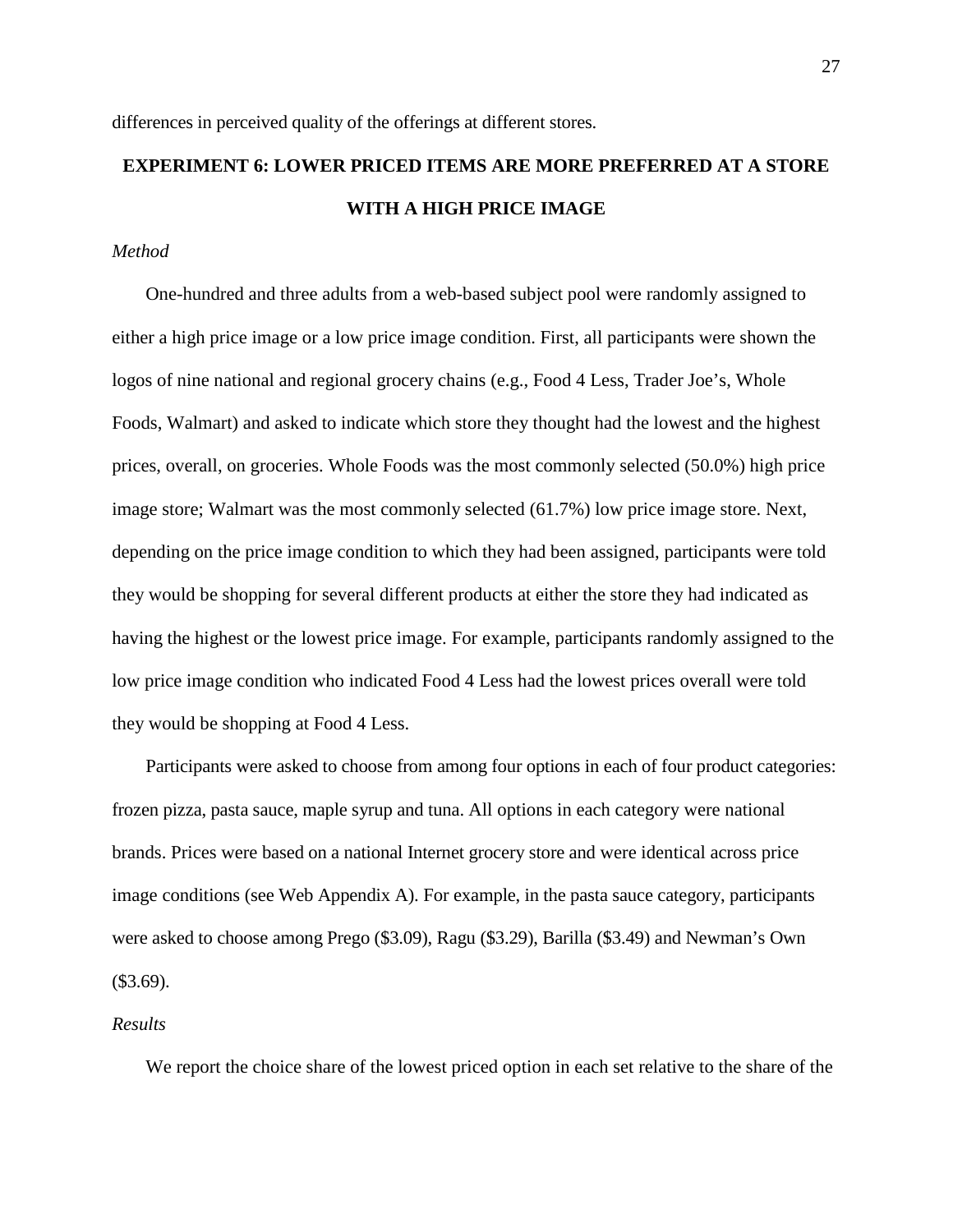differences in perceived quality of the offerings at different stores.

## EXPERIMENT 6: LOWER PRICED ITEMS ARE MORE PREFERRED AT A STORE WITH A HIGH PRICE IMAGE

### *Method*

One-hundred and three adults from a web-based subject pool were randomly assigned to either a high price image or a low price image condition. First, all participants were shown the logos of nine national and regional grocery chains (e.g., Food 4 Less, Trader Joe's, Whole Foods, Walmart) and asked to indicate which store they thought had the lowest and the highest prices, overall, on groceries. Whole Foods was the most commonly selected (50.0%) high price image store; Walmart was the most commonly selected (61.7%) low price image store. Next, depending on the price image condition to which they had been assigned, participants were told they would be shopping for several different products at either the store they had indicated as having the highest or the lowest price image. For example, participants randomly assigned to the low price image condition who indicated Food 4 Less had the lowest prices overall were told they would be shopping at Food 4 Less.

Participants were asked to choose from among four options in each of four product categories: frozen pizza, pasta sauce, maple syrup and tuna. All options in each category were national brands. Prices were based on a national Internet grocery store and were identical across price image conditions (see Web Appendix A). For example, in the pasta sauce category, participants were asked to choose among Prego ($3.09), Ragu ($3.29), Barilla ($3.49) and Newman's Own ($3.69).

### *Results*

We report the choice share of the lowest priced option in each set relative to the share of the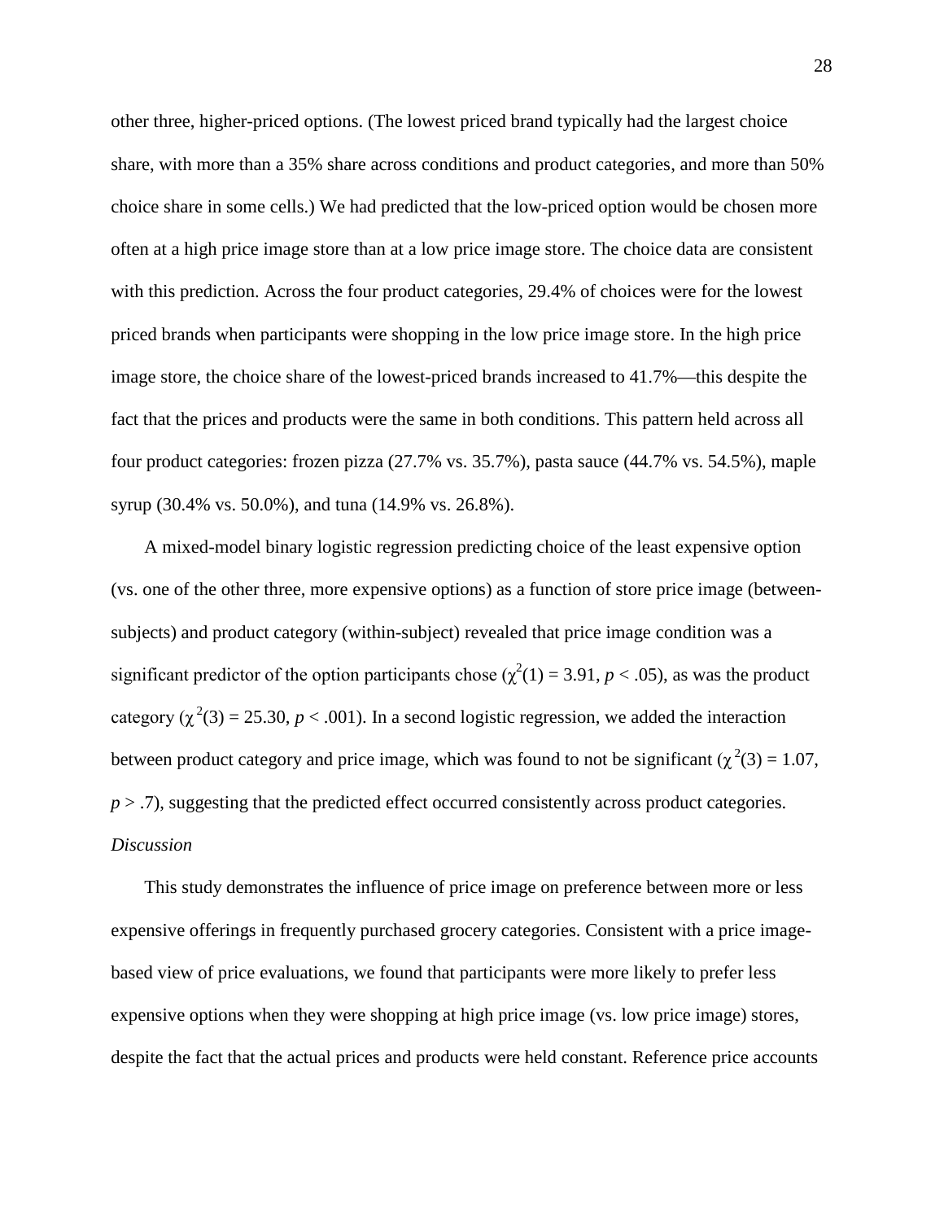other three, higher-priced options. (The lowest priced brand typically had the largest choice share, with more than a 35% share across conditions and product categories, and more than 50% choice share in some cells.) We had predicted that the low-priced option would be chosen more often at a high price image store than at a low price image store. The choice data are consistent with this prediction. Across the four product categories, 29.4% of choices were for the lowest priced brands when participants were shopping in the low price image store. In the high price image store, the choice share of the lowest-priced brands increased to 41.7%—this despite the fact that the prices and products were the same in both conditions. This pattern held across all four product categories: frozen pizza (27.7% vs. 35.7%), pasta sauce (44.7% vs. 54.5%), maple syrup (30.4% vs. 50.0%), and tuna (14.9% vs. 26.8%).

A mixed-model binary logistic regression predicting choice of the least expensive option (vs. one of the other three, more expensive options) as a function of store price image (between-subjects) and product category (within-subject) revealed that price image condition was a significant predictor of the option participants chose ($\chi^2(1) = 3.91$, $p < .05$), as was the product category ($\chi^2(3) = 25.30$, $p < .001$). In a second logistic regression, we added the interaction between product category and price image, which was found to not be significant ($\chi^2(3) = 1.07$, $p > .7$), suggesting that the predicted effect occurred consistently across product categories.

*Discussion*

This study demonstrates the influence of price image on preference between more or less expensive offerings in frequently purchased grocery categories. Consistent with a price image-based view of price evaluations, we found that participants were more likely to prefer less expensive options when they were shopping at high price image (vs. low price image) stores, despite the fact that the actual prices and products were held constant. Reference price accounts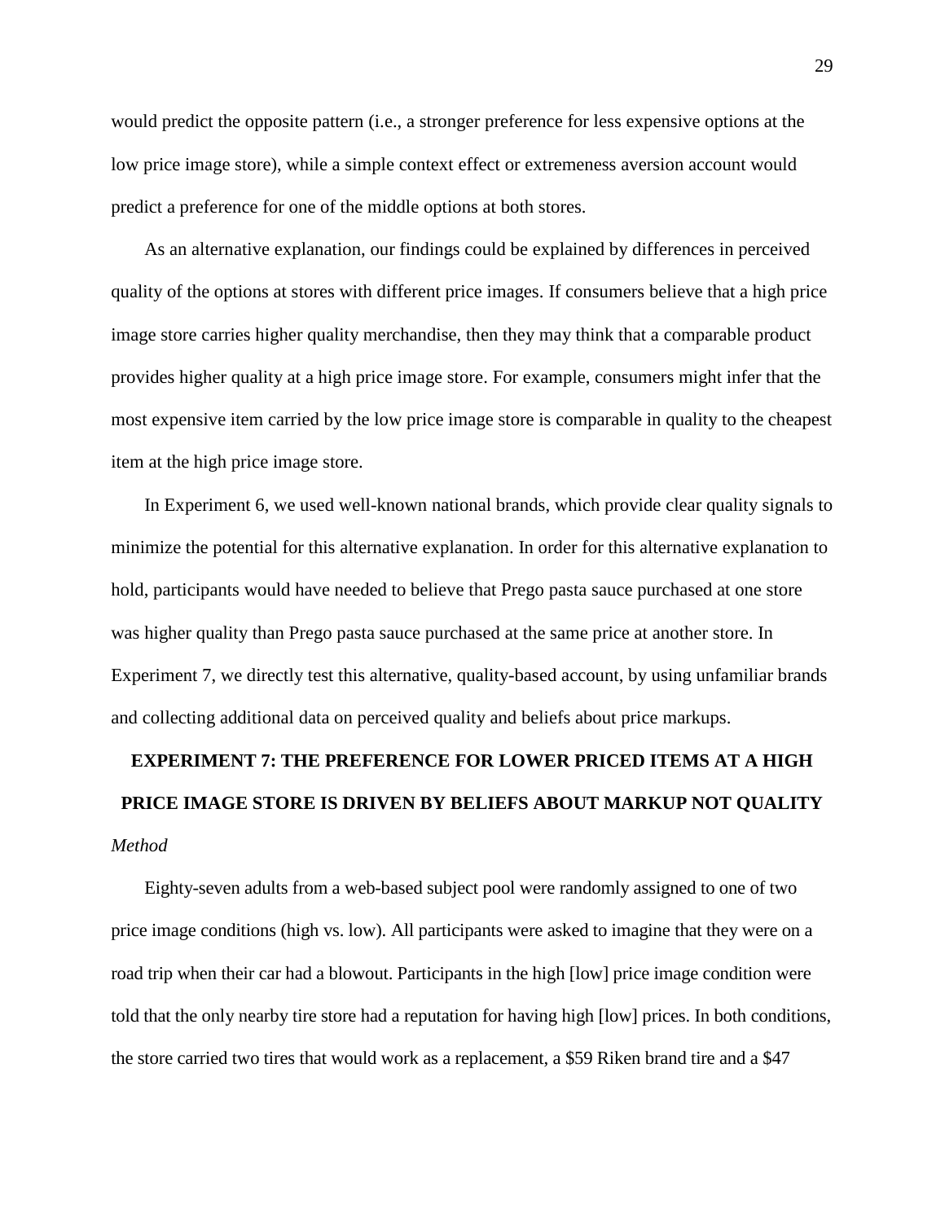would predict the opposite pattern (i.e., a stronger preference for less expensive options at the low price image store), while a simple context effect or extremeness aversion account would predict a preference for one of the middle options at both stores.

As an alternative explanation, our findings could be explained by differences in perceived quality of the options at stores with different price images. If consumers believe that a high price image store carries higher quality merchandise, then they may think that a comparable product provides higher quality at a high price image store. For example, consumers might infer that the most expensive item carried by the low price image store is comparable in quality to the cheapest item at the high price image store.

In Experiment 6, we used well-known national brands, which provide clear quality signals to minimize the potential for this alternative explanation. In order for this alternative explanation to hold, participants would have needed to believe that Prego pasta sauce purchased at one store was higher quality than Prego pasta sauce purchased at the same price at another store. In Experiment 7, we directly test this alternative, quality-based account, by using unfamiliar brands and collecting additional data on perceived quality and beliefs about price markups.

## EXPERIMENT 7: THE PREFERENCE FOR LOWER PRICED ITEMS AT A HIGH PRICE IMAGE STORE IS DRIVEN BY BELIEFS ABOUT MARKUP NOT QUALITY

*Method*

Eighty-seven adults from a web-based subject pool were randomly assigned to one of two price image conditions (high vs. low). All participants were asked to imagine that they were on a road trip when their car had a blowout. Participants in the high [low] price image condition were told that the only nearby tire store had a reputation for having high [low] prices. In both conditions, the store carried two tires that would work as a replacement, a $59 Riken brand tire and a $47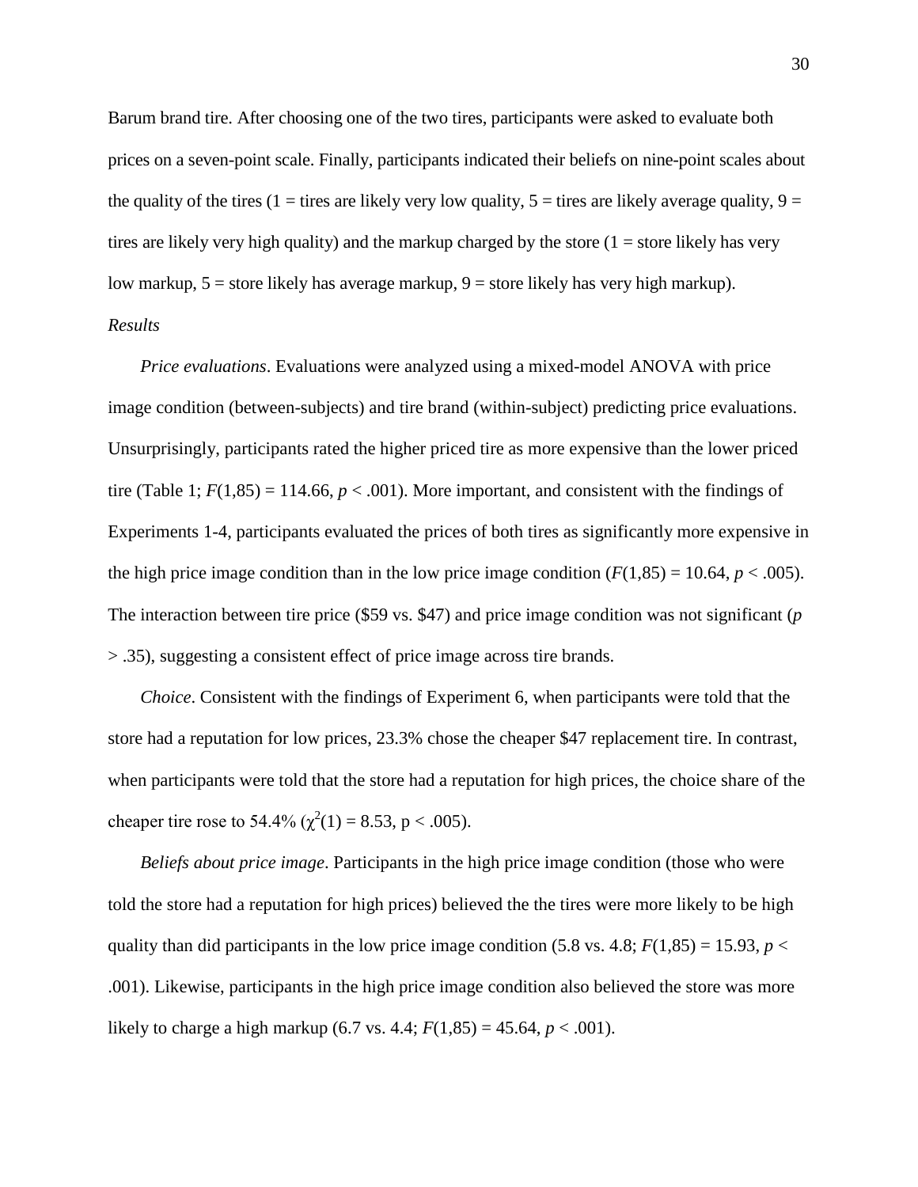Barum brand tire. After choosing one of the two tires, participants were asked to evaluate both prices on a seven-point scale. Finally, participants indicated their beliefs on nine-point scales about the quality of the tires (1 = tires are likely very low quality, 5 = tires are likely average quality, 9 = tires are likely very high quality) and the markup charged by the store (1 = store likely has very low markup, 5 = store likely has average markup, 9 = store likely has very high markup).

*Results*

*Price evaluations*. Evaluations were analyzed using a mixed-model ANOVA with price image condition (between-subjects) and tire brand (within-subject) predicting price evaluations. Unsurprisingly, participants rated the higher priced tire as more expensive than the lower priced tire (Table 1; $F(1,85) = 114.66$, $p < .001$). More important, and consistent with the findings of Experiments 1-4, participants evaluated the prices of both tires as significantly more expensive in the high price image condition than in the low price image condition ($F(1,85) = 10.64$, $p < .005$). The interaction between tire price ($59 vs. $47) and price image condition was not significant ($p > .35$), suggesting a consistent effect of price image across tire brands.

*Choice*. Consistent with the findings of Experiment 6, when participants were told that the store had a reputation for low prices, 23.3% chose the cheaper $47 replacement tire. In contrast, when participants were told that the store had a reputation for high prices, the choice share of the cheaper tire rose to 54.4% ($\chi^2(1) = 8.53$, p < .005).

*Beliefs about price image*. Participants in the high price image condition (those who were told the store had a reputation for high prices) believed the the tires were more likely to be high quality than did participants in the low price image condition (5.8 vs. 4.8; $F(1,85) = 15.93$, $p < .001$). Likewise, participants in the high price image condition also believed the store was more likely to charge a high markup (6.7 vs. 4.4; $F(1,85) = 45.64$, $p < .001$).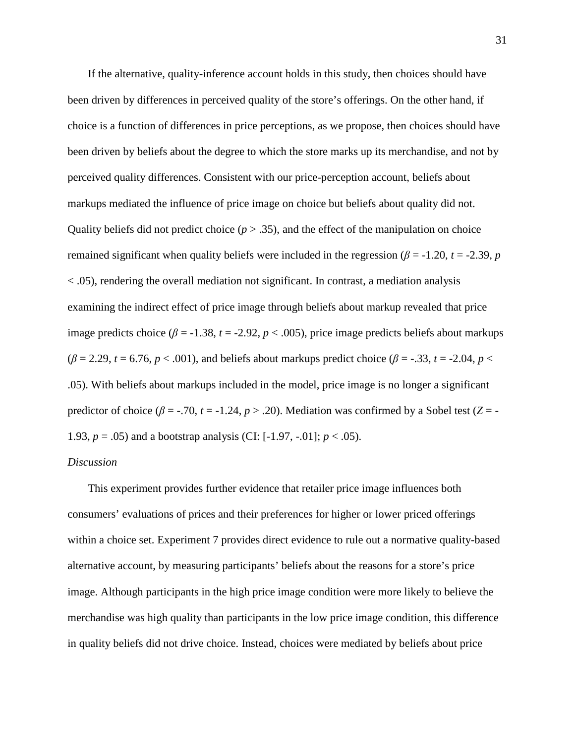If the alternative, quality-inference account holds in this study, then choices should have been driven by differences in perceived quality of the store's offerings. On the other hand, if choice is a function of differences in price perceptions, as we propose, then choices should have been driven by beliefs about the degree to which the store marks up its merchandise, and not by perceived quality differences. Consistent with our price-perception account, beliefs about markups mediated the influence of price image on choice but beliefs about quality did not. Quality beliefs did not predict choice ($p > .35$), and the effect of the manipulation on choice remained significant when quality beliefs were included in the regression ($\beta = -1.20$, $t = -2.39$, $p < .05$), rendering the overall mediation not significant. In contrast, a mediation analysis examining the indirect effect of price image through beliefs about markup revealed that price image predicts choice ($\beta = -1.38$, $t = -2.92$, $p < .005$), price image predicts beliefs about markups ($\beta = 2.29$, $t = 6.76$, $p < .001$), and beliefs about markups predict choice ($\beta = -.33$, $t = -2.04$, $p < .05$). With beliefs about markups included in the model, price image is no longer a significant predictor of choice ($\beta = -.70$, $t = -1.24$, $p > .20$). Mediation was confirmed by a Sobel test ($Z = -1.93$, $p = .05$) and a bootstrap analysis (CI: [-1.97, -.01]; $p < .05$).

*Discussion*

This experiment provides further evidence that retailer price image influences both consumers' evaluations of prices and their preferences for higher or lower priced offerings within a choice set. Experiment 7 provides direct evidence to rule out a normative quality-based alternative account, by measuring participants' beliefs about the reasons for a store's price image. Although participants in the high price image condition were more likely to believe the merchandise was high quality than participants in the low price image condition, this difference in quality beliefs did not drive choice. Instead, choices were mediated by beliefs about price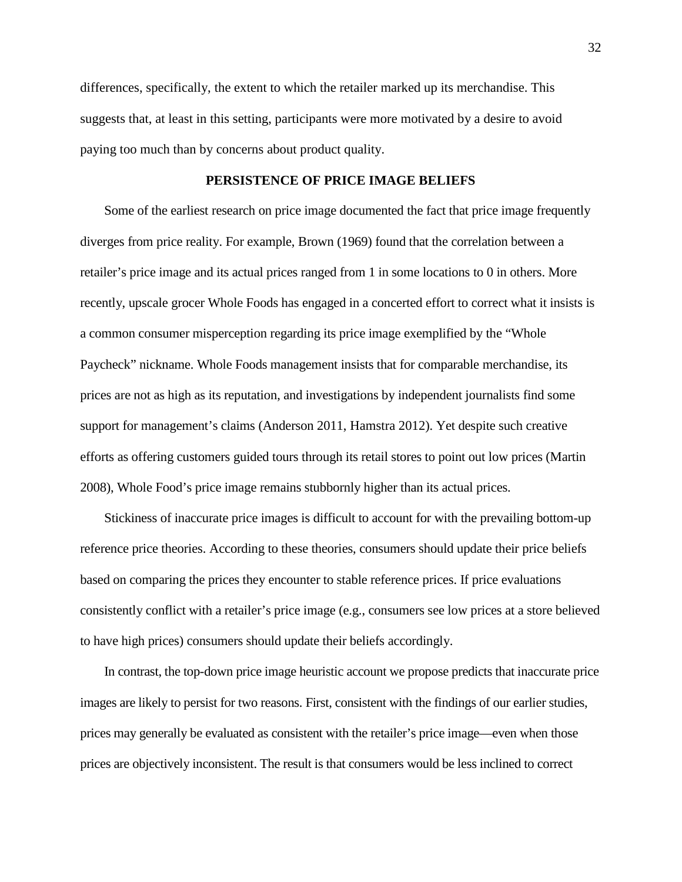differences, specifically, the extent to which the retailer marked up its merchandise. This suggests that, at least in this setting, participants were more motivated by a desire to avoid paying too much than by concerns about product quality.

## PERSISTENCE OF PRICE IMAGE BELIEFS

Some of the earliest research on price image documented the fact that price image frequently diverges from price reality. For example, Brown (1969) found that the correlation between a retailer's price image and its actual prices ranged from 1 in some locations to 0 in others. More recently, upscale grocer Whole Foods has engaged in a concerted effort to correct what it insists is a common consumer misperception regarding its price image exemplified by the "Whole Paycheck" nickname. Whole Foods management insists that for comparable merchandise, its prices are not as high as its reputation, and investigations by independent journalists find some support for management's claims (Anderson 2011, Hamstra 2012). Yet despite such creative efforts as offering customers guided tours through its retail stores to point out low prices (Martin 2008), Whole Food's price image remains stubbornly higher than its actual prices.

Stickiness of inaccurate price images is difficult to account for with the prevailing bottom-up reference price theories. According to these theories, consumers should update their price beliefs based on comparing the prices they encounter to stable reference prices. If price evaluations consistently conflict with a retailer's price image (e.g., consumers see low prices at a store believed to have high prices) consumers should update their beliefs accordingly.

In contrast, the top-down price image heuristic account we propose predicts that inaccurate price images are likely to persist for two reasons. First, consistent with the findings of our earlier studies, prices may generally be evaluated as consistent with the retailer's price image—even when those prices are objectively inconsistent. The result is that consumers would be less inclined to correct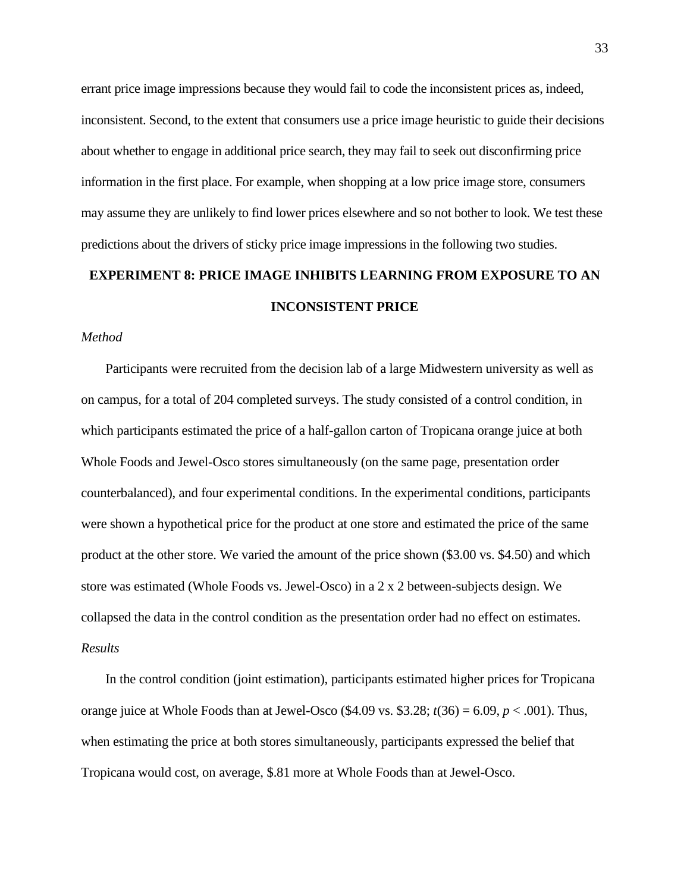errant price image impressions because they would fail to code the inconsistent prices as, indeed, inconsistent. Second, to the extent that consumers use a price image heuristic to guide their decisions about whether to engage in additional price search, they may fail to seek out disconfirming price information in the first place. For example, when shopping at a low price image store, consumers may assume they are unlikely to find lower prices elsewhere and so not bother to look. We test these predictions about the drivers of sticky price image impressions in the following two studies.

## EXPERIMENT 8: PRICE IMAGE INHIBITS LEARNING FROM EXPOSURE TO AN INCONSISTENT PRICE

*Method*

Participants were recruited from the decision lab of a large Midwestern university as well as on campus, for a total of 204 completed surveys. The study consisted of a control condition, in which participants estimated the price of a half-gallon carton of Tropicana orange juice at both Whole Foods and Jewel-Osco stores simultaneously (on the same page, presentation order counterbalanced), and four experimental conditions. In the experimental conditions, participants were shown a hypothetical price for the product at one store and estimated the price of the same product at the other store. We varied the amount of the price shown ($3.00 vs. $4.50) and which store was estimated (Whole Foods vs. Jewel-Osco) in a 2 x 2 between-subjects design. We collapsed the data in the control condition as the presentation order had no effect on estimates.

*Results*

In the control condition (joint estimation), participants estimated higher prices for Tropicana orange juice at Whole Foods than at Jewel-Osco ($4.09 vs. $3.28; $t(36) = 6.09$, $p < .001$). Thus, when estimating the price at both stores simultaneously, participants expressed the belief that Tropicana would cost, on average, $.81 more at Whole Foods than at Jewel-Osco.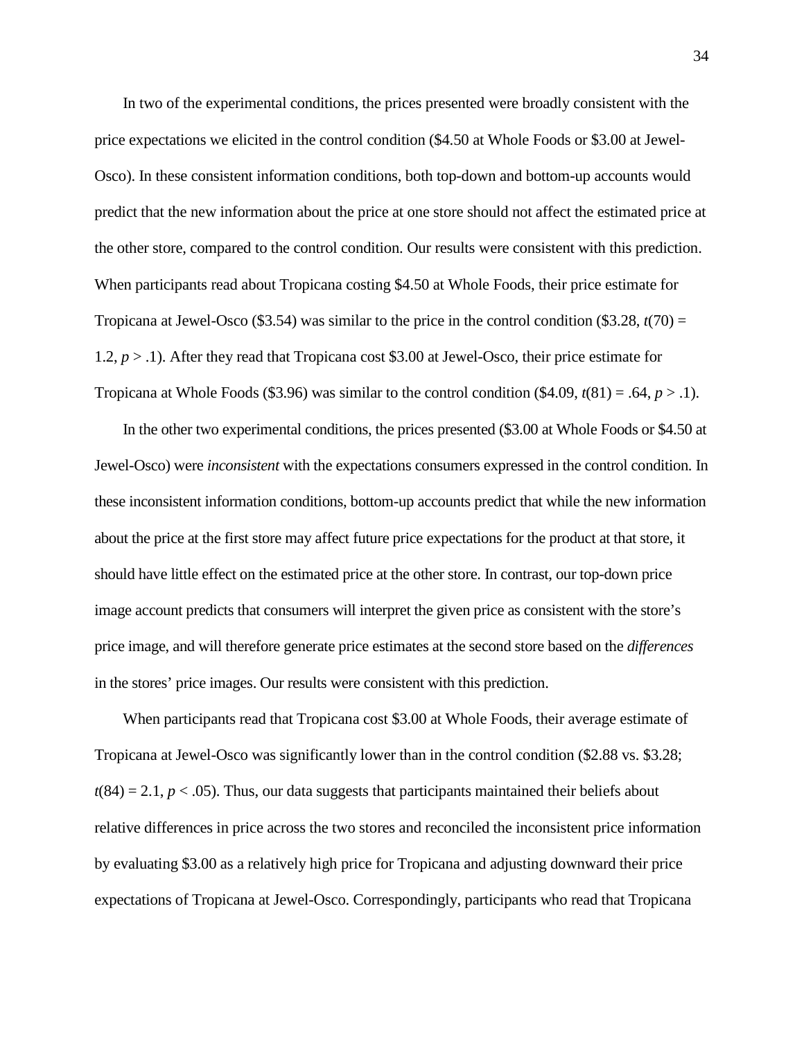In two of the experimental conditions, the prices presented were broadly consistent with the price expectations we elicited in the control condition ($4.50 at Whole Foods or $3.00 at Jewel-Osco). In these consistent information conditions, both top-down and bottom-up accounts would predict that the new information about the price at one store should not affect the estimated price at the other store, compared to the control condition. Our results were consistent with this prediction. When participants read about Tropicana costing $4.50 at Whole Foods, their price estimate for Tropicana at Jewel-Osco ($3.54) was similar to the price in the control condition ($3.28, $t(70) = 1.2$, $p > .1$). After they read that Tropicana cost $3.00 at Jewel-Osco, their price estimate for Tropicana at Whole Foods ($3.96) was similar to the control condition ($4.09, $t(81) = .64$, $p > .1$).

In the other two experimental conditions, the prices presented ($3.00 at Whole Foods or $4.50 at Jewel-Osco) were *inconsistent* with the expectations consumers expressed in the control condition. In these inconsistent information conditions, bottom-up accounts predict that while the new information about the price at the first store may affect future price expectations for the product at that store, it should have little effect on the estimated price at the other store. In contrast, our top-down price image account predicts that consumers will interpret the given price as consistent with the store's price image, and will therefore generate price estimates at the second store based on the *differences* in the stores' price images. Our results were consistent with this prediction.

When participants read that Tropicana cost $3.00 at Whole Foods, their average estimate of Tropicana at Jewel-Osco was significantly lower than in the control condition ($2.88 vs. $3.28; $t(84) = 2.1$, $p < .05$). Thus, our data suggests that participants maintained their beliefs about relative differences in price across the two stores and reconciled the inconsistent price information by evaluating $3.00 as a relatively high price for Tropicana and adjusting downward their price expectations of Tropicana at Jewel-Osco. Correspondingly, participants who read that Tropicana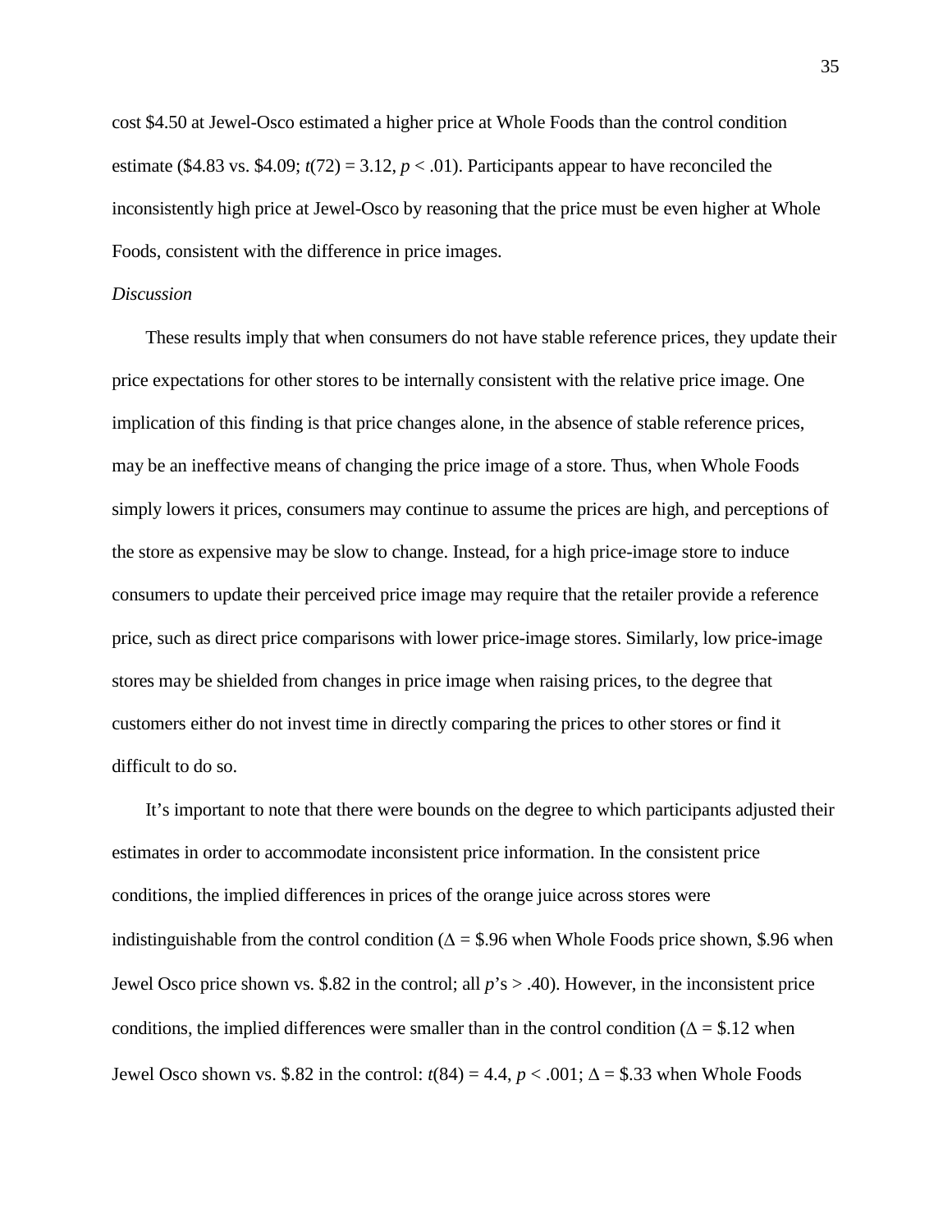cost \$4.50 at Jewel-Osco estimated a higher price at Whole Foods than the control condition estimate (\$4.83 vs. \$4.09; $t(72) = 3.12$, $p < .01$). Participants appear to have reconciled the inconsistently high price at Jewel-Osco by reasoning that the price must be even higher at Whole Foods, consistent with the difference in price images.

*Discussion*

These results imply that when consumers do not have stable reference prices, they update their price expectations for other stores to be internally consistent with the relative price image. One implication of this finding is that price changes alone, in the absence of stable reference prices, may be an ineffective means of changing the price image of a store. Thus, when Whole Foods simply lowers it prices, consumers may continue to assume the prices are high, and perceptions of the store as expensive may be slow to change. Instead, for a high price-image store to induce consumers to update their perceived price image may require that the retailer provide a reference price, such as direct price comparisons with lower price-image stores. Similarly, low price-image stores may be shielded from changes in price image when raising prices, to the degree that customers either do not invest time in directly comparing the prices to other stores or find it difficult to do so.

It's important to note that there were bounds on the degree to which participants adjusted their estimates in order to accommodate inconsistent price information. In the consistent price conditions, the implied differences in prices of the orange juice across stores were indistinguishable from the control condition ($\Delta$ = \$.96 when Whole Foods price shown, \$.96 when Jewel Osco price shown vs. \$.82 in the control; all $p$'s > .40). However, in the inconsistent price conditions, the implied differences were smaller than in the control condition ($\Delta$ = \$.12 when Jewel Osco shown vs. \$.82 in the control: $t(84) = 4.4$, $p < .001$; $\Delta$ = \$.33 when Whole Foods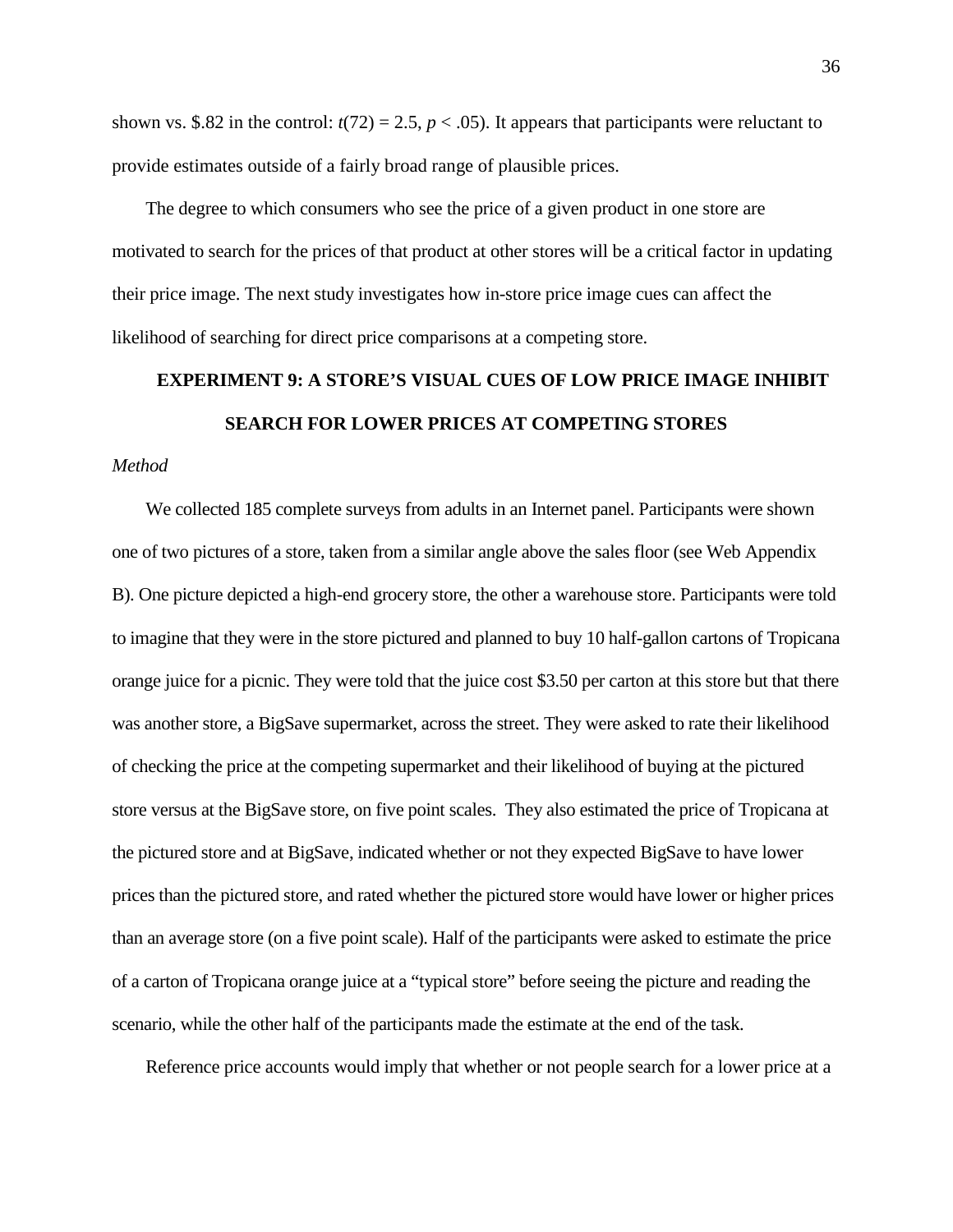shown vs. \$.82 in the control: $t(72) = 2.5$, $p < .05$). It appears that participants were reluctant to provide estimates outside of a fairly broad range of plausible prices.

The degree to which consumers who see the price of a given product in one store are motivated to search for the prices of that product at other stores will be a critical factor in updating their price image. The next study investigates how in-store price image cues can affect the likelihood of searching for direct price comparisons at a competing store.

## EXPERIMENT 9: A STORE'S VISUAL CUES OF LOW PRICE IMAGE INHIBIT SEARCH FOR LOWER PRICES AT COMPETING STORES

*Method*

We collected 185 complete surveys from adults in an Internet panel. Participants were shown one of two pictures of a store, taken from a similar angle above the sales floor (see Web Appendix B). One picture depicted a high-end grocery store, the other a warehouse store. Participants were told to imagine that they were in the store pictured and planned to buy 10 half-gallon cartons of Tropicana orange juice for a picnic. They were told that the juice cost \$3.50 per carton at this store but that there was another store, a BigSave supermarket, across the street. They were asked to rate their likelihood of checking the price at the competing supermarket and their likelihood of buying at the pictured store versus at the BigSave store, on five point scales. They also estimated the price of Tropicana at the pictured store and at BigSave, indicated whether or not they expected BigSave to have lower prices than the pictured store, and rated whether the pictured store would have lower or higher prices than an average store (on a five point scale). Half of the participants were asked to estimate the price of a carton of Tropicana orange juice at a "typical store" before seeing the picture and reading the scenario, while the other half of the participants made the estimate at the end of the task.

Reference price accounts would imply that whether or not people search for a lower price at a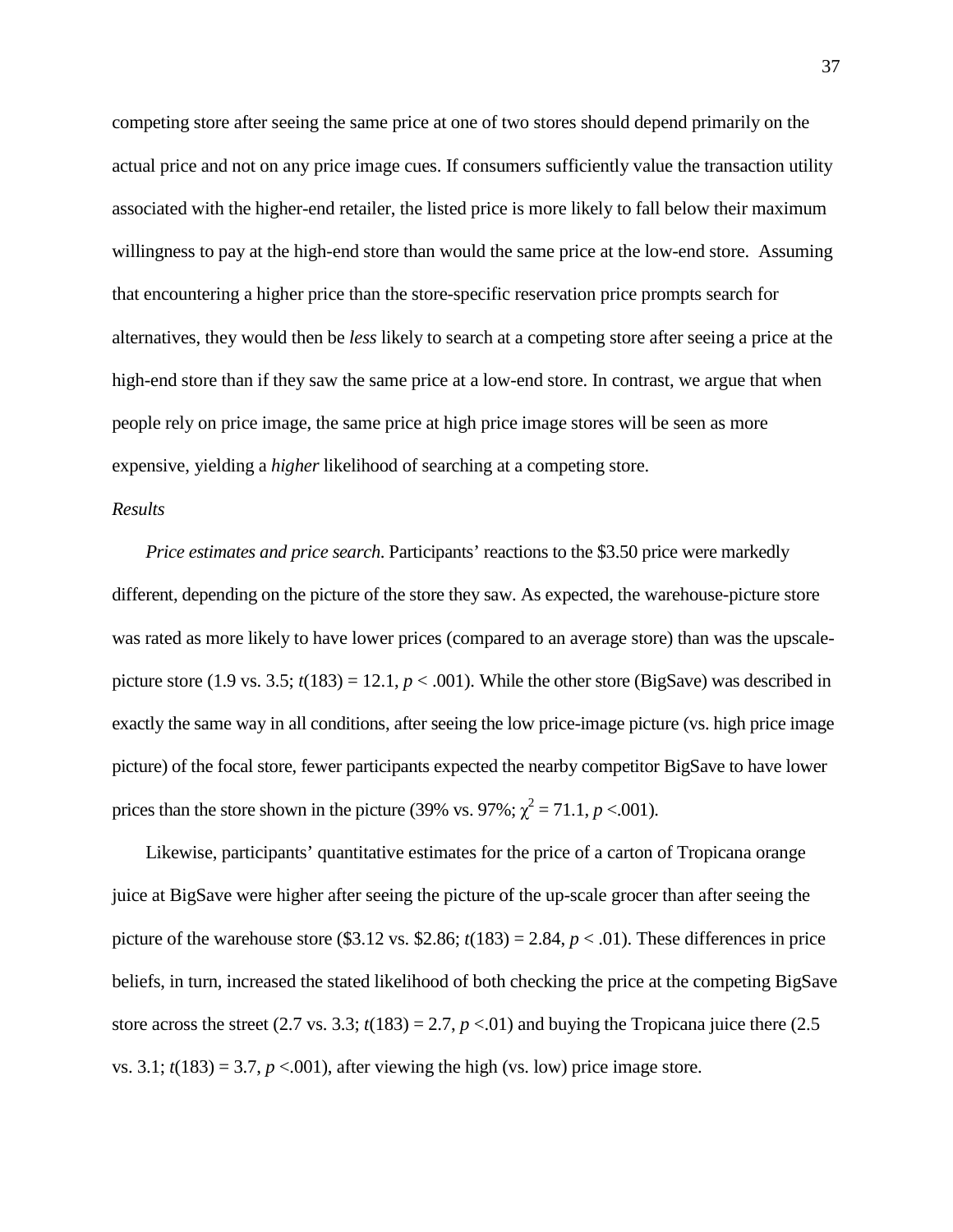competing store after seeing the same price at one of two stores should depend primarily on the actual price and not on any price image cues. If consumers sufficiently value the transaction utility associated with the higher-end retailer, the listed price is more likely to fall below their maximum willingness to pay at the high-end store than would the same price at the low-end store. Assuming that encountering a higher price than the store-specific reservation price prompts search for alternatives, they would then be *less* likely to search at a competing store after seeing a price at the high-end store than if they saw the same price at a low-end store. In contrast, we argue that when people rely on price image, the same price at high price image stores will be seen as more expensive, yielding a *higher* likelihood of searching at a competing store.

*Results*

*Price estimates and price search*. Participants' reactions to the \$3.50 price were markedly different, depending on the picture of the store they saw. As expected, the warehouse-picture store was rated as more likely to have lower prices (compared to an average store) than was the upscale-picture store (1.9 vs. 3.5; $t(183) = 12.1$, $p < .001$). While the other store (BigSave) was described in exactly the same way in all conditions, after seeing the low price-image picture (vs. high price image picture) of the focal store, fewer participants expected the nearby competitor BigSave to have lower prices than the store shown in the picture (39% vs. 97%; $\chi^2 = 71.1$, $p < .001$).

Likewise, participants' quantitative estimates for the price of a carton of Tropicana orange juice at BigSave were higher after seeing the picture of the up-scale grocer than after seeing the picture of the warehouse store (\$3.12 vs. \$2.86; $t(183) = 2.84$, $p < .01$). These differences in price beliefs, in turn, increased the stated likelihood of both checking the price at the competing BigSave store across the street (2.7 vs. 3.3; $t(183) = 2.7$, $p < .01$) and buying the Tropicana juice there (2.5 vs. 3.1; $t(183) = 3.7$, $p < .001$), after viewing the high (vs. low) price image store.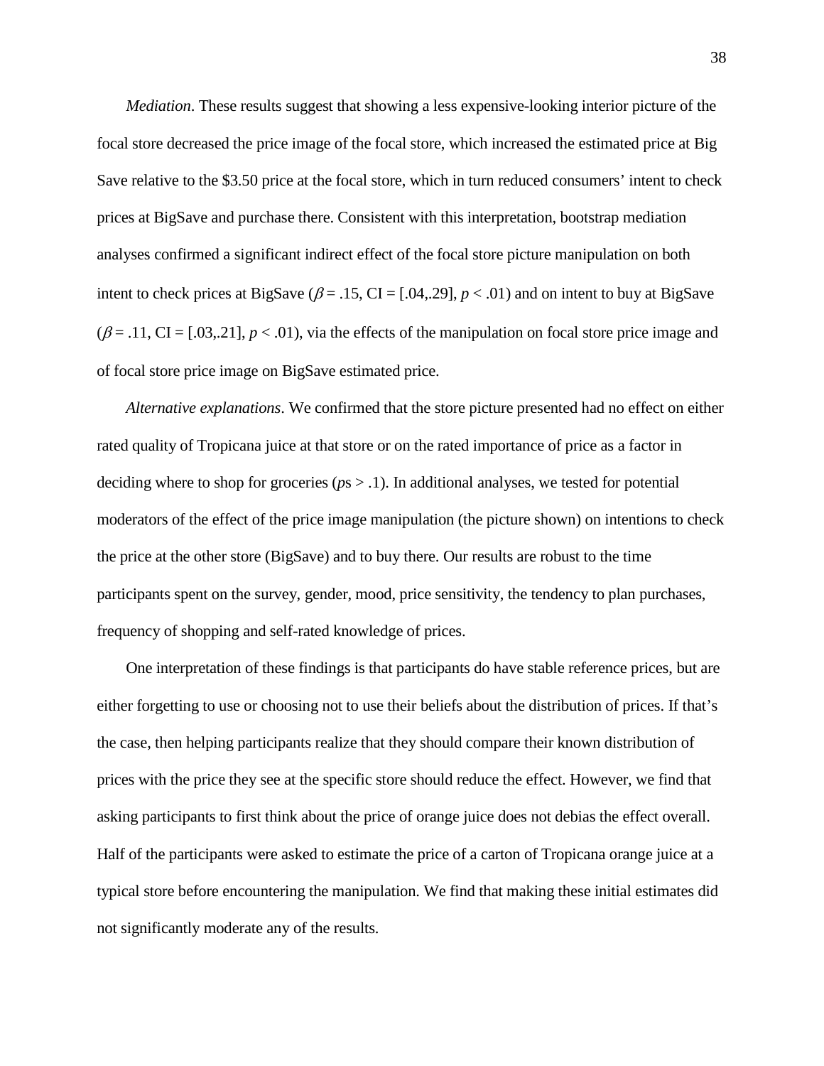*Mediation*. These results suggest that showing a less expensive-looking interior picture of the focal store decreased the price image of the focal store, which increased the estimated price at Big Save relative to the \$3.50 price at the focal store, which in turn reduced consumers' intent to check prices at BigSave and purchase there. Consistent with this interpretation, bootstrap mediation analyses confirmed a significant indirect effect of the focal store picture manipulation on both intent to check prices at BigSave ($\beta = .15$, CI = [.04,.29], $p < .01$) and on intent to buy at BigSave ($\beta = .11$, CI = [.03,.21], $p < .01$), via the effects of the manipulation on focal store price image and of focal store price image on BigSave estimated price.

*Alternative explanations*. We confirmed that the store picture presented had no effect on either rated quality of Tropicana juice at that store or on the rated importance of price as a factor in deciding where to shop for groceries ($p$s > .1). In additional analyses, we tested for potential moderators of the effect of the price image manipulation (the picture shown) on intentions to check the price at the other store (BigSave) and to buy there. Our results are robust to the time participants spent on the survey, gender, mood, price sensitivity, the tendency to plan purchases, frequency of shopping and self-rated knowledge of prices.

One interpretation of these findings is that participants do have stable reference prices, but are either forgetting to use or choosing not to use their beliefs about the distribution of prices. If that's the case, then helping participants realize that they should compare their known distribution of prices with the price they see at the specific store should reduce the effect. However, we find that asking participants to first think about the price of orange juice does not debias the effect overall. Half of the participants were asked to estimate the price of a carton of Tropicana orange juice at a typical store before encountering the manipulation. We find that making these initial estimates did not significantly moderate any of the results.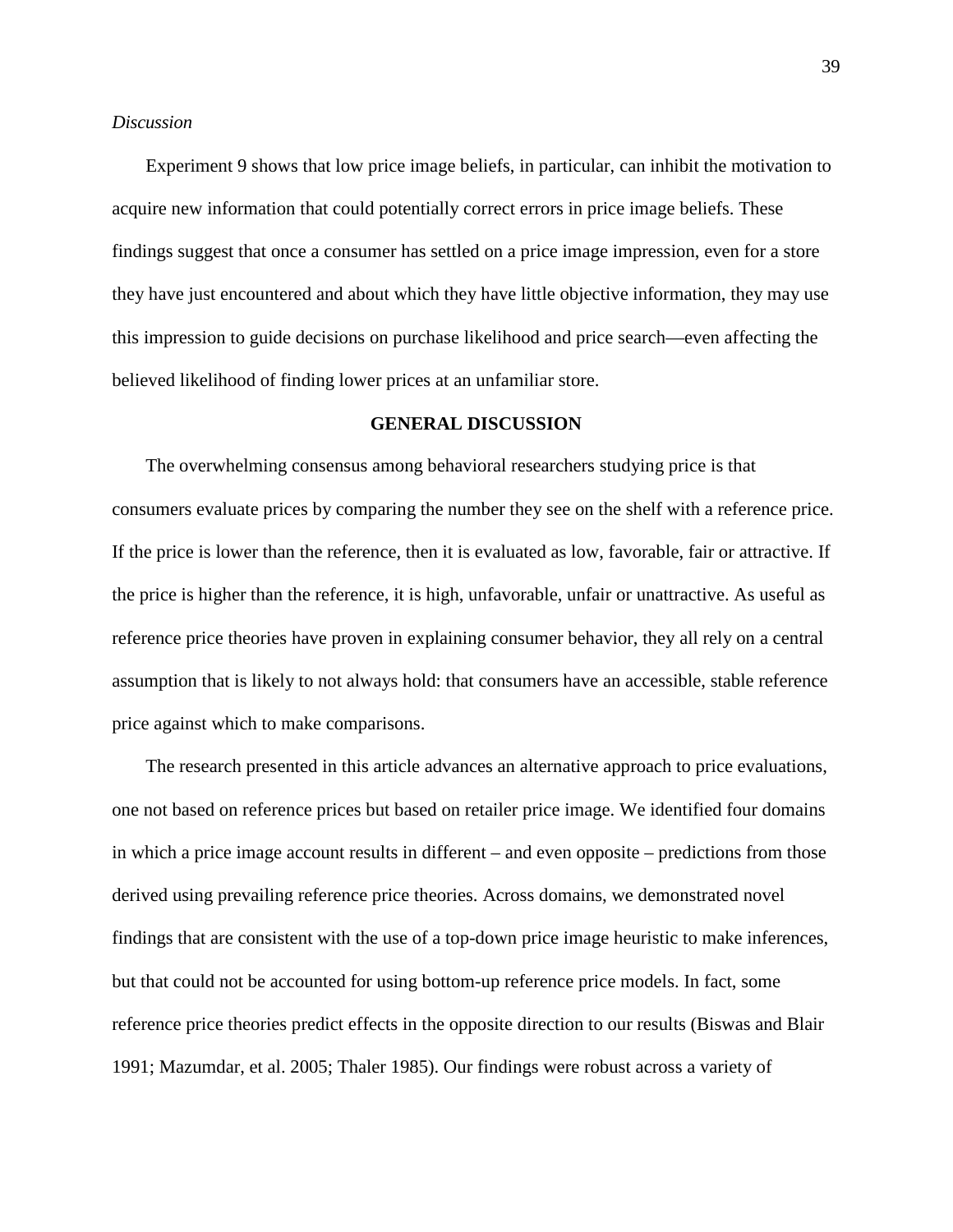*Discussion*

Experiment 9 shows that low price image beliefs, in particular, can inhibit the motivation to acquire new information that could potentially correct errors in price image beliefs. These findings suggest that once a consumer has settled on a price image impression, even for a store they have just encountered and about which they have little objective information, they may use this impression to guide decisions on purchase likelihood and price search—even affecting the believed likelihood of finding lower prices at an unfamiliar store.

## GENERAL DISCUSSION

The overwhelming consensus among behavioral researchers studying price is that consumers evaluate prices by comparing the number they see on the shelf with a reference price. If the price is lower than the reference, then it is evaluated as low, favorable, fair or attractive. If the price is higher than the reference, it is high, unfavorable, unfair or unattractive. As useful as reference price theories have proven in explaining consumer behavior, they all rely on a central assumption that is likely to not always hold: that consumers have an accessible, stable reference price against which to make comparisons.

The research presented in this article advances an alternative approach to price evaluations, one not based on reference prices but based on retailer price image. We identified four domains in which a price image account results in different – and even opposite – predictions from those derived using prevailing reference price theories. Across domains, we demonstrated novel findings that are consistent with the use of a top-down price image heuristic to make inferences, but that could not be accounted for using bottom-up reference price models. In fact, some reference price theories predict effects in the opposite direction to our results (Biswas and Blair 1991; Mazumdar, et al. 2005; Thaler 1985). Our findings were robust across a variety of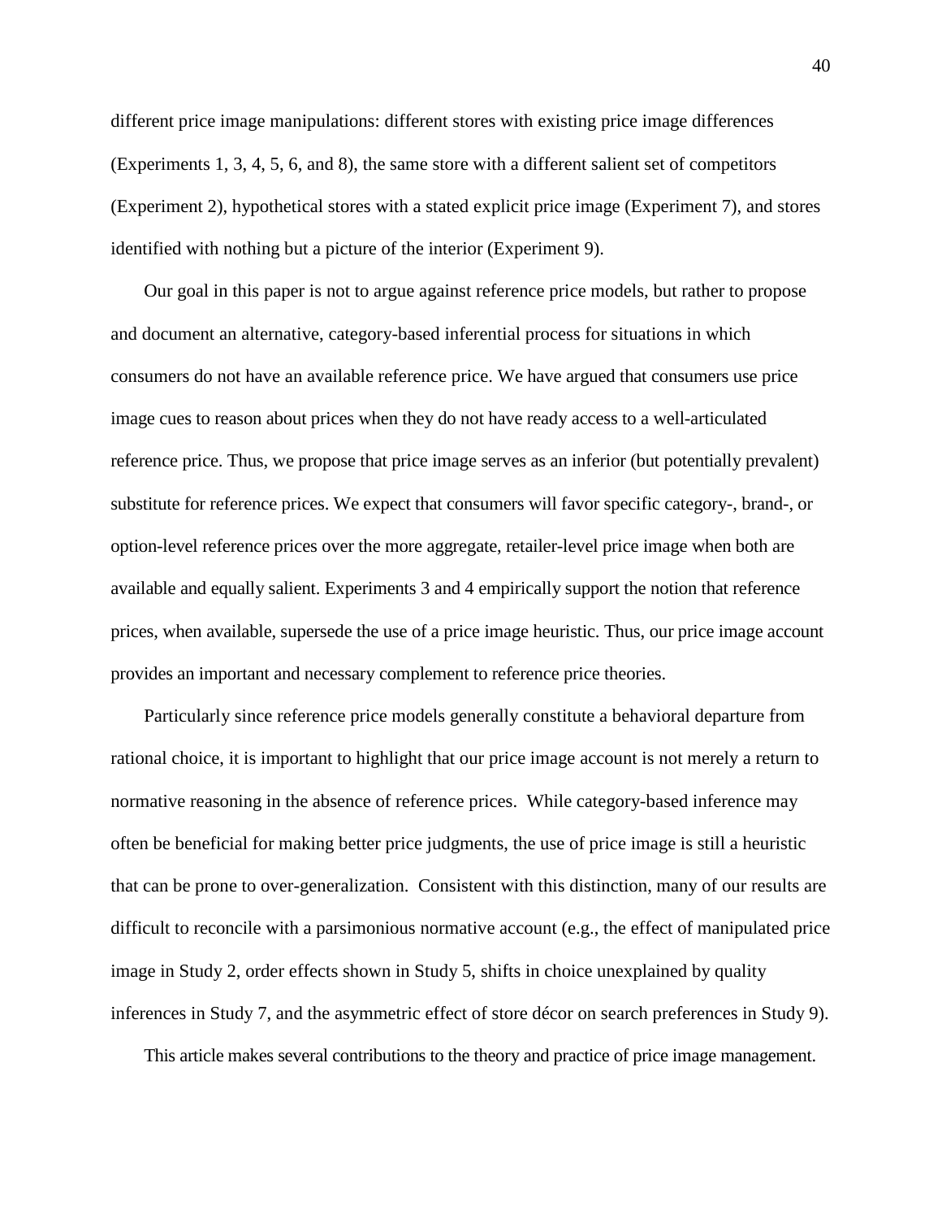different price image manipulations: different stores with existing price image differences (Experiments 1, 3, 4, 5, 6, and 8), the same store with a different salient set of competitors (Experiment 2), hypothetical stores with a stated explicit price image (Experiment 7), and stores identified with nothing but a picture of the interior (Experiment 9).

Our goal in this paper is not to argue against reference price models, but rather to propose and document an alternative, category-based inferential process for situations in which consumers do not have an available reference price. We have argued that consumers use price image cues to reason about prices when they do not have ready access to a well-articulated reference price. Thus, we propose that price image serves as an inferior (but potentially prevalent) substitute for reference prices. We expect that consumers will favor specific category-, brand-, or option-level reference prices over the more aggregate, retailer-level price image when both are available and equally salient. Experiments 3 and 4 empirically support the notion that reference prices, when available, supersede the use of a price image heuristic. Thus, our price image account provides an important and necessary complement to reference price theories.

Particularly since reference price models generally constitute a behavioral departure from rational choice, it is important to highlight that our price image account is not merely a return to normative reasoning in the absence of reference prices. While category-based inference may often be beneficial for making better price judgments, the use of price image is still a heuristic that can be prone to over-generalization. Consistent with this distinction, many of our results are difficult to reconcile with a parsimonious normative account (e.g., the effect of manipulated price image in Study 2, order effects shown in Study 5, shifts in choice unexplained by quality inferences in Study 7, and the asymmetric effect of store décor on search preferences in Study 9).

This article makes several contributions to the theory and practice of price image management.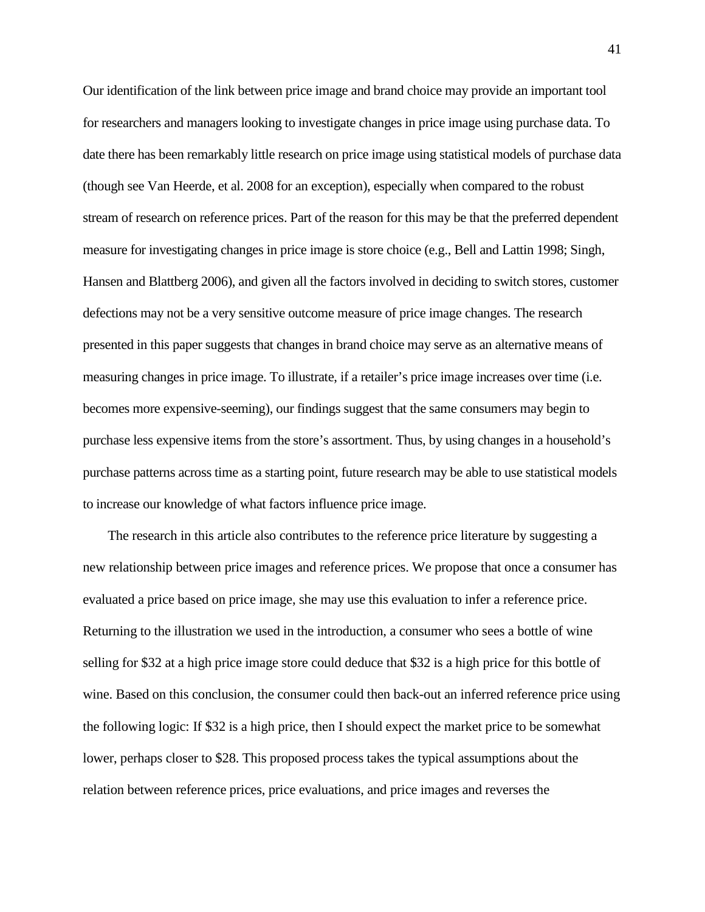Our identification of the link between price image and brand choice may provide an important tool for researchers and managers looking to investigate changes in price image using purchase data. To date there has been remarkably little research on price image using statistical models of purchase data (though see Van Heerde, et al. 2008 for an exception), especially when compared to the robust stream of research on reference prices. Part of the reason for this may be that the preferred dependent measure for investigating changes in price image is store choice (e.g., Bell and Lattin 1998; Singh, Hansen and Blattberg 2006), and given all the factors involved in deciding to switch stores, customer defections may not be a very sensitive outcome measure of price image changes. The research presented in this paper suggests that changes in brand choice may serve as an alternative means of measuring changes in price image. To illustrate, if a retailer's price image increases over time (i.e. becomes more expensive-seeming), our findings suggest that the same consumers may begin to purchase less expensive items from the store's assortment. Thus, by using changes in a household's purchase patterns across time as a starting point, future research may be able to use statistical models to increase our knowledge of what factors influence price image.

The research in this article also contributes to the reference price literature by suggesting a new relationship between price images and reference prices. We propose that once a consumer has evaluated a price based on price image, she may use this evaluation to infer a reference price. Returning to the illustration we used in the introduction, a consumer who sees a bottle of wine selling for $32 at a high price image store could deduce that $32 is a high price for this bottle of wine. Based on this conclusion, the consumer could then back-out an inferred reference price using the following logic: If $32 is a high price, then I should expect the market price to be somewhat lower, perhaps closer to $28. This proposed process takes the typical assumptions about the relation between reference prices, price evaluations, and price images and reverses the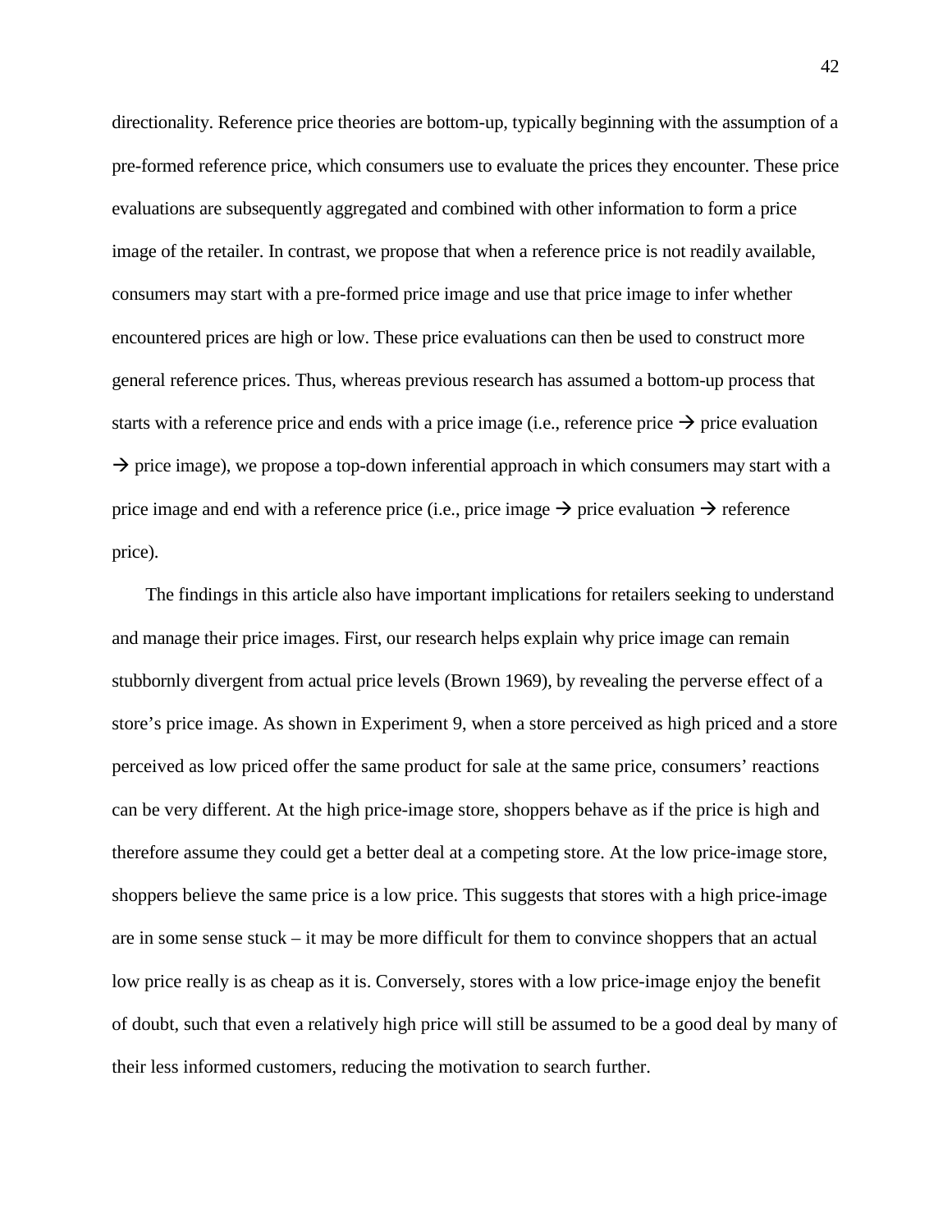directionality. Reference price theories are bottom-up, typically beginning with the assumption of a pre-formed reference price, which consumers use to evaluate the prices they encounter. These price evaluations are subsequently aggregated and combined with other information to form a price image of the retailer. In contrast, we propose that when a reference price is not readily available, consumers may start with a pre-formed price image and use that price image to infer whether encountered prices are high or low. These price evaluations can then be used to construct more general reference prices. Thus, whereas previous research has assumed a bottom-up process that starts with a reference price and ends with a price image (i.e., reference price → price evaluation → price image), we propose a top-down inferential approach in which consumers may start with a price image and end with a reference price (i.e., price image → price evaluation → reference price).

The findings in this article also have important implications for retailers seeking to understand and manage their price images. First, our research helps explain why price image can remain stubbornly divergent from actual price levels (Brown 1969), by revealing the perverse effect of a store's price image. As shown in Experiment 9, when a store perceived as high priced and a store perceived as low priced offer the same product for sale at the same price, consumers' reactions can be very different. At the high price-image store, shoppers behave as if the price is high and therefore assume they could get a better deal at a competing store. At the low price-image store, shoppers believe the same price is a low price. This suggests that stores with a high price-image are in some sense stuck – it may be more difficult for them to convince shoppers that an actual low price really is as cheap as it is. Conversely, stores with a low price-image enjoy the benefit of doubt, such that even a relatively high price will still be assumed to be a good deal by many of their less informed customers, reducing the motivation to search further.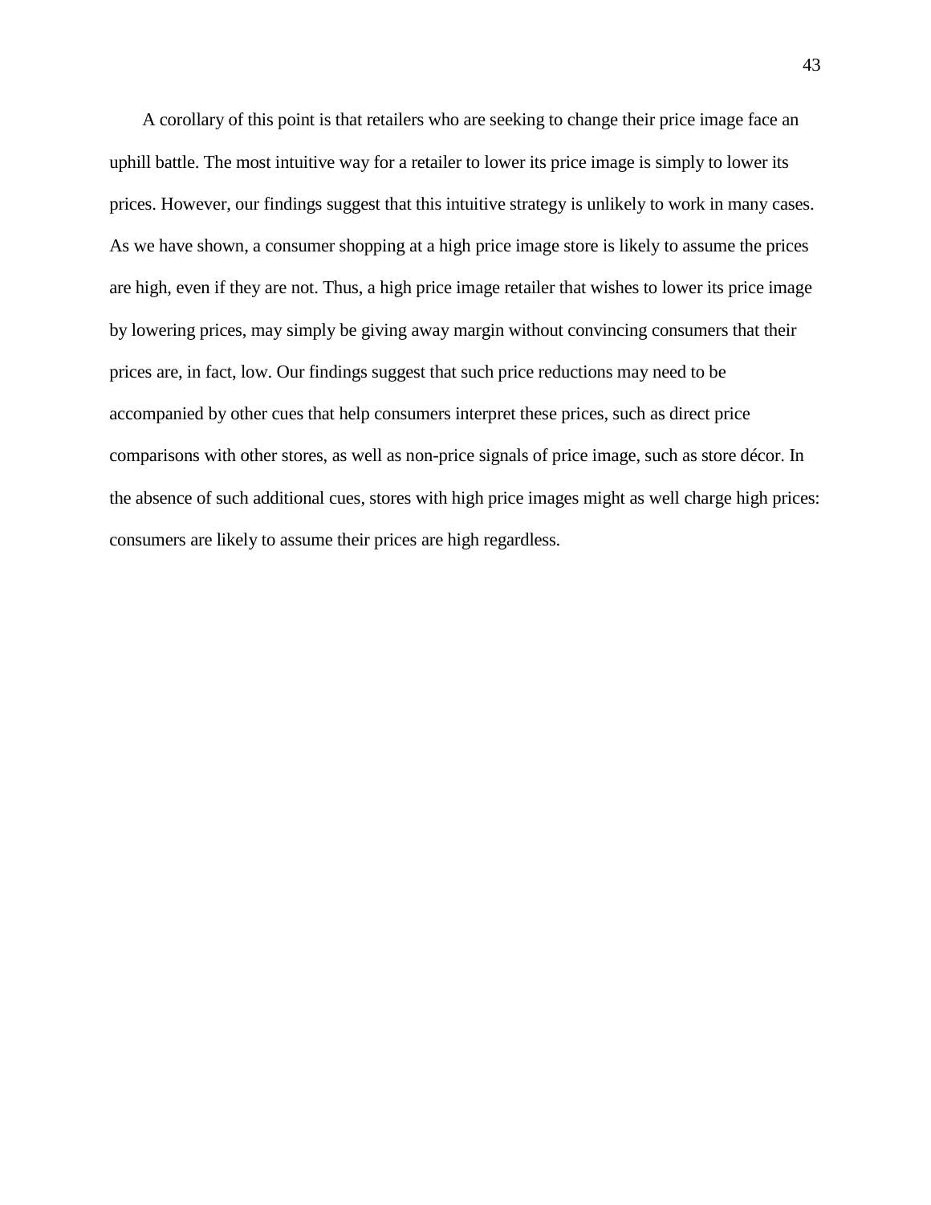A corollary of this point is that retailers who are seeking to change their price image face an uphill battle. The most intuitive way for a retailer to lower its price image is simply to lower its prices. However, our findings suggest that this intuitive strategy is unlikely to work in many cases. As we have shown, a consumer shopping at a high price image store is likely to assume the prices are high, even if they are not. Thus, a high price image retailer that wishes to lower its price image by lowering prices, may simply be giving away margin without convincing consumers that their prices are, in fact, low. Our findings suggest that such price reductions may need to be accompanied by other cues that help consumers interpret these prices, such as direct price comparisons with other stores, as well as non-price signals of price image, such as store décor. In the absence of such additional cues, stores with high price images might as well charge high prices: consumers are likely to assume their prices are high regardless.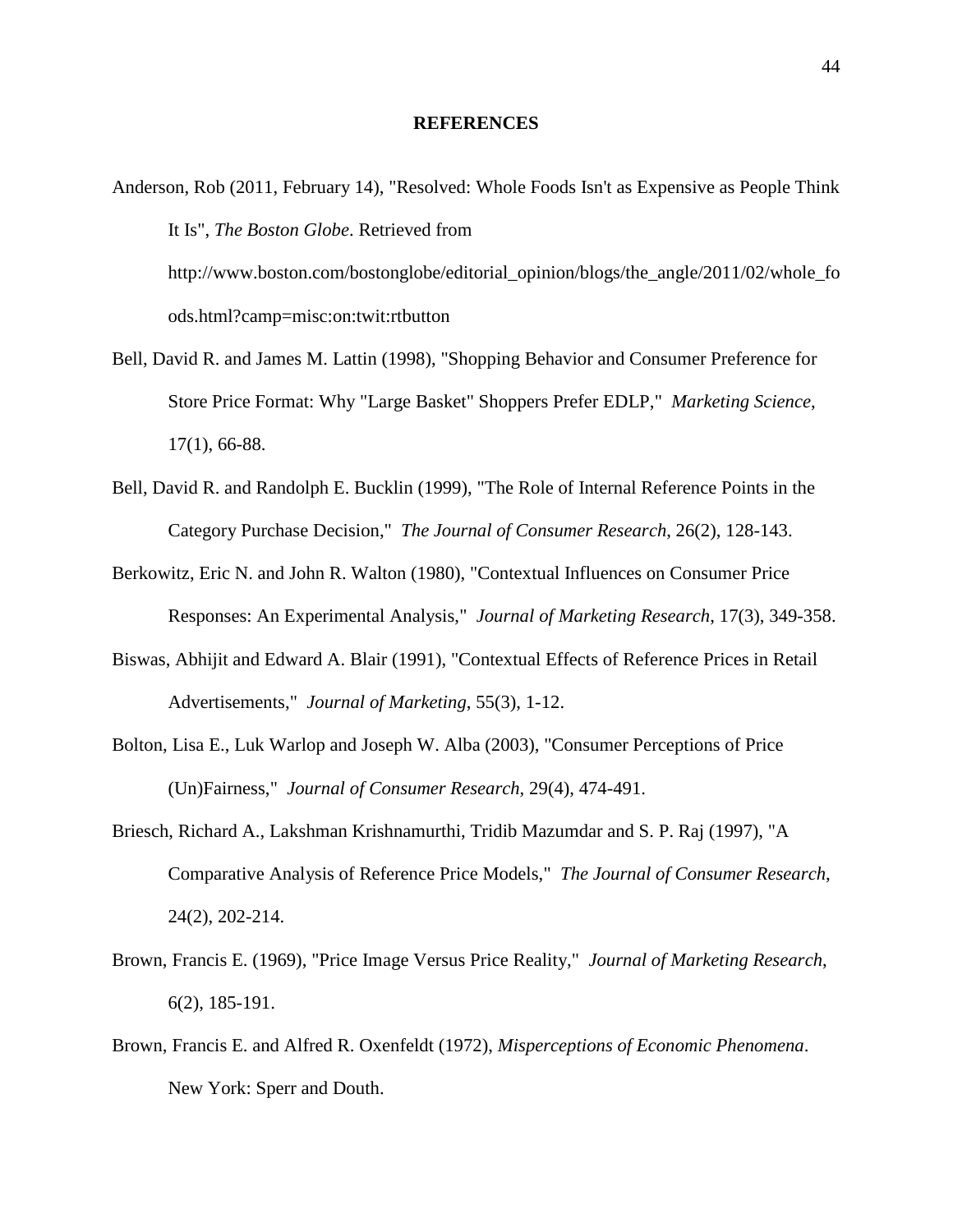# REFERENCES

Anderson, Rob (2011, February 14), "Resolved: Whole Foods Isn't as Expensive as People Think It Is", *The Boston Globe*. Retrieved from http://www.boston.com/bostonglobe/editorial_opinion/blogs/the_angle/2011/02/whole_foods.html?camp=misc:on:twit:rtbutton

Bell, David R. and James M. Lattin (1998), "Shopping Behavior and Consumer Preference for Store Price Format: Why "Large Basket" Shoppers Prefer EDLP," *Marketing Science*, 17(1), 66-88.

Bell, David R. and Randolph E. Bucklin (1999), "The Role of Internal Reference Points in the Category Purchase Decision," *The Journal of Consumer Research*, 26(2), 128-143.

Berkowitz, Eric N. and John R. Walton (1980), "Contextual Influences on Consumer Price Responses: An Experimental Analysis," *Journal of Marketing Research*, 17(3), 349-358.

Biswas, Abhijit and Edward A. Blair (1991), "Contextual Effects of Reference Prices in Retail Advertisements," *Journal of Marketing*, 55(3), 1-12.

Bolton, Lisa E., Luk Warlop and Joseph W. Alba (2003), "Consumer Perceptions of Price (Un)Fairness," *Journal of Consumer Research*, 29(4), 474-491.

Briesch, Richard A., Lakshman Krishnamurthi, Tridib Mazumdar and S. P. Raj (1997), "A Comparative Analysis of Reference Price Models," *The Journal of Consumer Research*, 24(2), 202-214.

Brown, Francis E. (1969), "Price Image Versus Price Reality," *Journal of Marketing Research*, 6(2), 185-191.

Brown, Francis E. and Alfred R. Oxenfeldt (1972), *Misperceptions of Economic Phenomena*. New York: Sperr and Douth.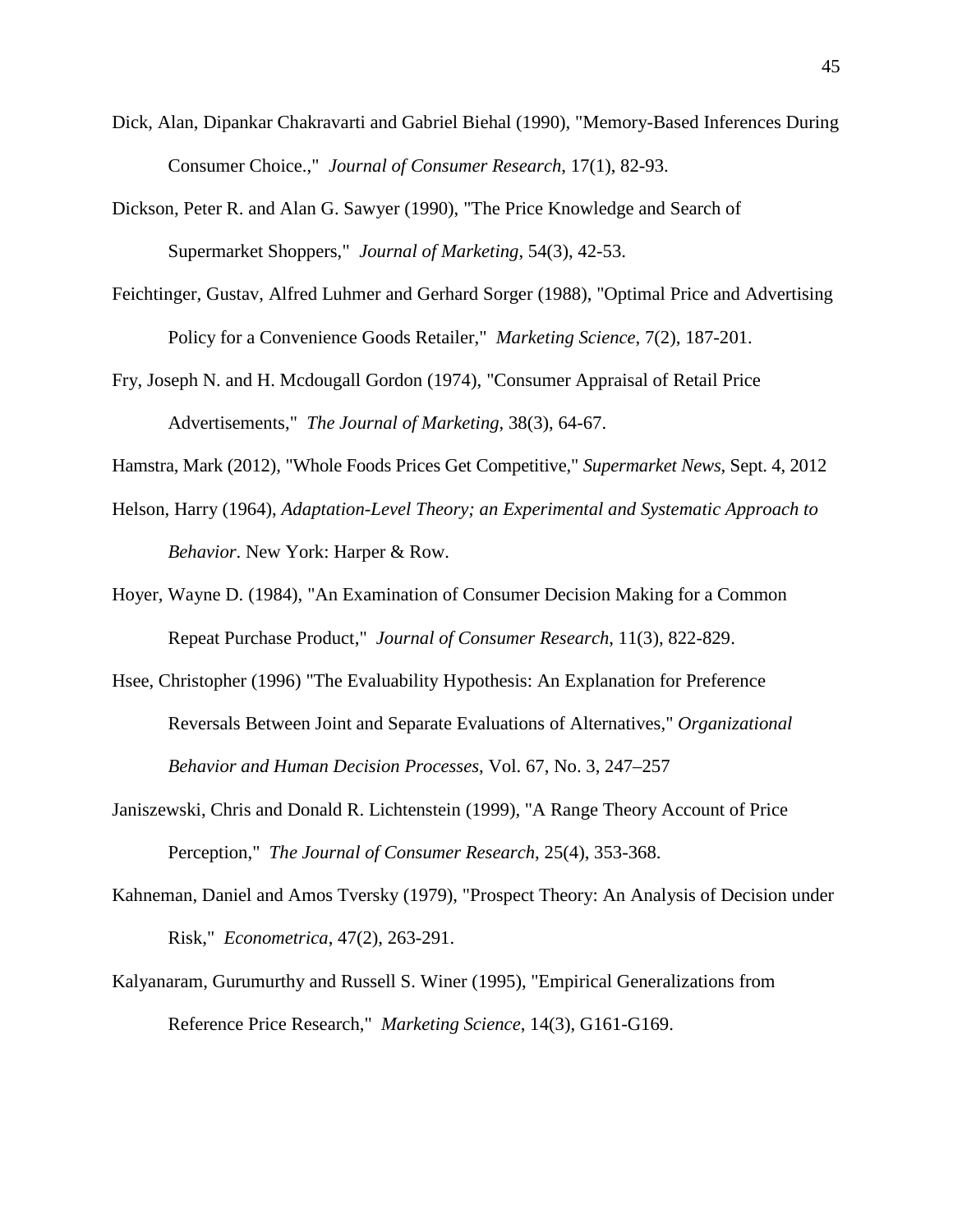Dick, Alan, Dipankar Chakravarti and Gabriel Biehal (1990), "Memory-Based Inferences During Consumer Choice.," *Journal of Consumer Research*, 17(1), 82-93.

Dickson, Peter R. and Alan G. Sawyer (1990), "The Price Knowledge and Search of Supermarket Shoppers," *Journal of Marketing*, 54(3), 42-53.

Feichtinger, Gustav, Alfred Luhmer and Gerhard Sorger (1988), "Optimal Price and Advertising Policy for a Convenience Goods Retailer," *Marketing Science*, 7(2), 187-201.

Fry, Joseph N. and H. Mcdougall Gordon (1974), "Consumer Appraisal of Retail Price Advertisements," *The Journal of Marketing*, 38(3), 64-67.

Hamstra, Mark (2012), "Whole Foods Prices Get Competitive," *Supermarket News*, Sept. 4, 2012

Helson, Harry (1964), *Adaptation-Level Theory; an Experimental and Systematic Approach to Behavior*. New York: Harper & Row.

Hoyer, Wayne D. (1984), "An Examination of Consumer Decision Making for a Common Repeat Purchase Product," *Journal of Consumer Research*, 11(3), 822-829.

Hsee, Christopher (1996) "The Evaluability Hypothesis: An Explanation for Preference Reversals Between Joint and Separate Evaluations of Alternatives," *Organizational Behavior and Human Decision Processes*, Vol. 67, No. 3, 247–257

Janiszewski, Chris and Donald R. Lichtenstein (1999), "A Range Theory Account of Price Perception," *The Journal of Consumer Research*, 25(4), 353-368.

Kahneman, Daniel and Amos Tversky (1979), "Prospect Theory: An Analysis of Decision under Risk," *Econometrica*, 47(2), 263-291.

Kalyanaram, Gurumurthy and Russell S. Winer (1995), "Empirical Generalizations from Reference Price Research," *Marketing Science*, 14(3), G161-G169.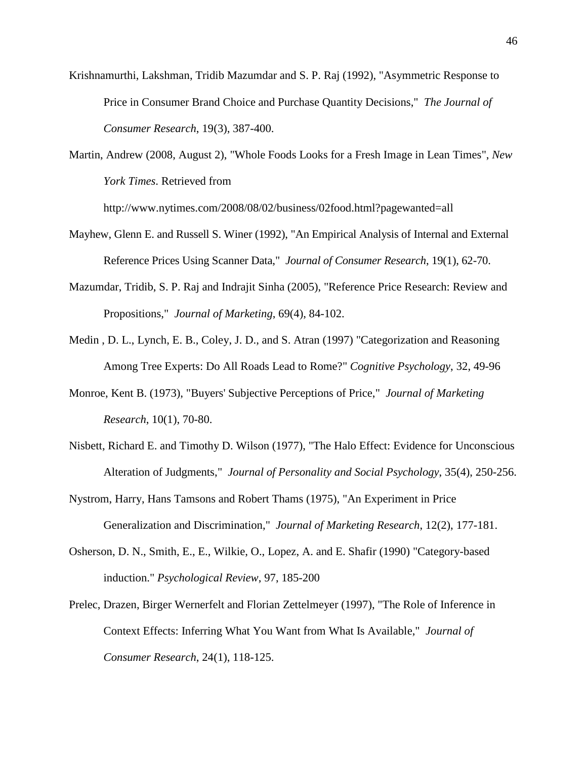Krishnamurthi, Lakshman, Tridib Mazumdar and S. P. Raj (1992), "Asymmetric Response to Price in Consumer Brand Choice and Purchase Quantity Decisions," *The Journal of Consumer Research*, 19(3), 387-400.

Martin, Andrew (2008, August 2), "Whole Foods Looks for a Fresh Image in Lean Times", *New York Times*. Retrieved from http://www.nytimes.com/2008/08/02/business/02food.html?pagewanted=all

Mayhew, Glenn E. and Russell S. Winer (1992), "An Empirical Analysis of Internal and External Reference Prices Using Scanner Data," *Journal of Consumer Research*, 19(1), 62-70.

Mazumdar, Tridib, S. P. Raj and Indrajit Sinha (2005), "Reference Price Research: Review and Propositions," *Journal of Marketing*, 69(4), 84-102.

Medin , D. L., Lynch, E. B., Coley, J. D., and S. Atran (1997) "Categorization and Reasoning Among Tree Experts: Do All Roads Lead to Rome?" *Cognitive Psychology*, 32, 49-96

Monroe, Kent B. (1973), "Buyers' Subjective Perceptions of Price," *Journal of Marketing Research*, 10(1), 70-80.

Nisbett, Richard E. and Timothy D. Wilson (1977), "The Halo Effect: Evidence for Unconscious Alteration of Judgments," *Journal of Personality and Social Psychology*, 35(4), 250-256.

Nystrom, Harry, Hans Tamsons and Robert Thams (1975), "An Experiment in Price Generalization and Discrimination," *Journal of Marketing Research*, 12(2), 177-181.

Osherson, D. N., Smith, E., E., Wilkie, O., Lopez, A. and E. Shafir (1990) "Category-based induction." *Psychological Review*, 97, 185-200

Prelec, Drazen, Birger Wernerfelt and Florian Zettelmeyer (1997), "The Role of Inference in Context Effects: Inferring What You Want from What Is Available," *Journal of Consumer Research*, 24(1), 118-125.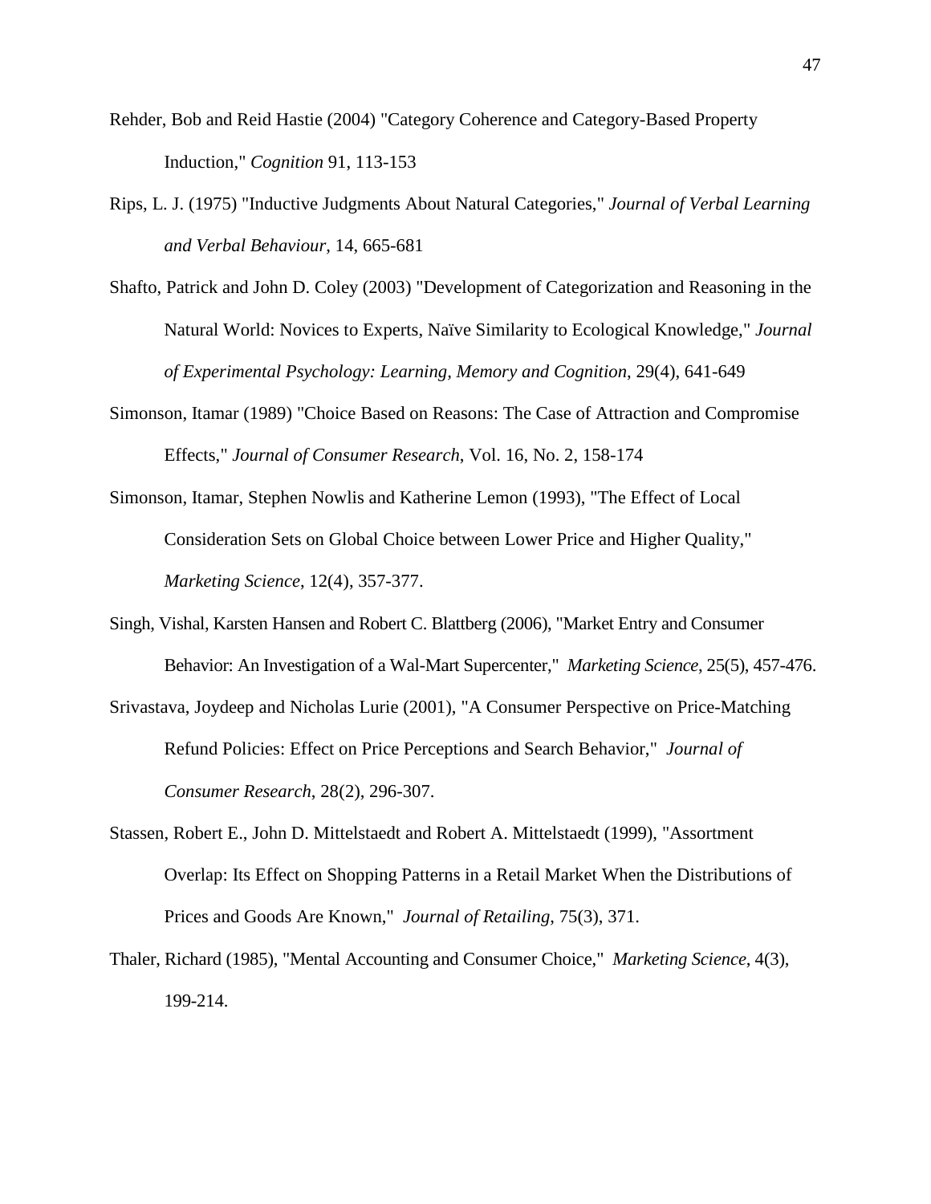Rehder, Bob and Reid Hastie (2004) "Category Coherence and Category-Based Property Induction," *Cognition* 91, 113-153

Rips, L. J. (1975) "Inductive Judgments About Natural Categories," *Journal of Verbal Learning and Verbal Behaviour*, 14, 665-681

Shafto, Patrick and John D. Coley (2003) "Development of Categorization and Reasoning in the Natural World: Novices to Experts, Naïve Similarity to Ecological Knowledge," *Journal of Experimental Psychology: Learning, Memory and Cognition*, 29(4), 641-649

Simonson, Itamar (1989) "Choice Based on Reasons: The Case of Attraction and Compromise Effects," *Journal of Consumer Research*, Vol. 16, No. 2, 158-174

Simonson, Itamar, Stephen Nowlis and Katherine Lemon (1993), "The Effect of Local Consideration Sets on Global Choice between Lower Price and Higher Quality," *Marketing Science*, 12(4), 357-377.

Singh, Vishal, Karsten Hansen and Robert C. Blattberg (2006), "Market Entry and Consumer Behavior: An Investigation of a Wal-Mart Supercenter," *Marketing Science*, 25(5), 457-476.

Srivastava, Joydeep and Nicholas Lurie (2001), "A Consumer Perspective on Price-Matching Refund Policies: Effect on Price Perceptions and Search Behavior," *Journal of Consumer Research*, 28(2), 296-307.

Stassen, Robert E., John D. Mittelstaedt and Robert A. Mittelstaedt (1999), "Assortment Overlap: Its Effect on Shopping Patterns in a Retail Market When the Distributions of Prices and Goods Are Known," *Journal of Retailing*, 75(3), 371.

Thaler, Richard (1985), "Mental Accounting and Consumer Choice," *Marketing Science*, 4(3), 199-214.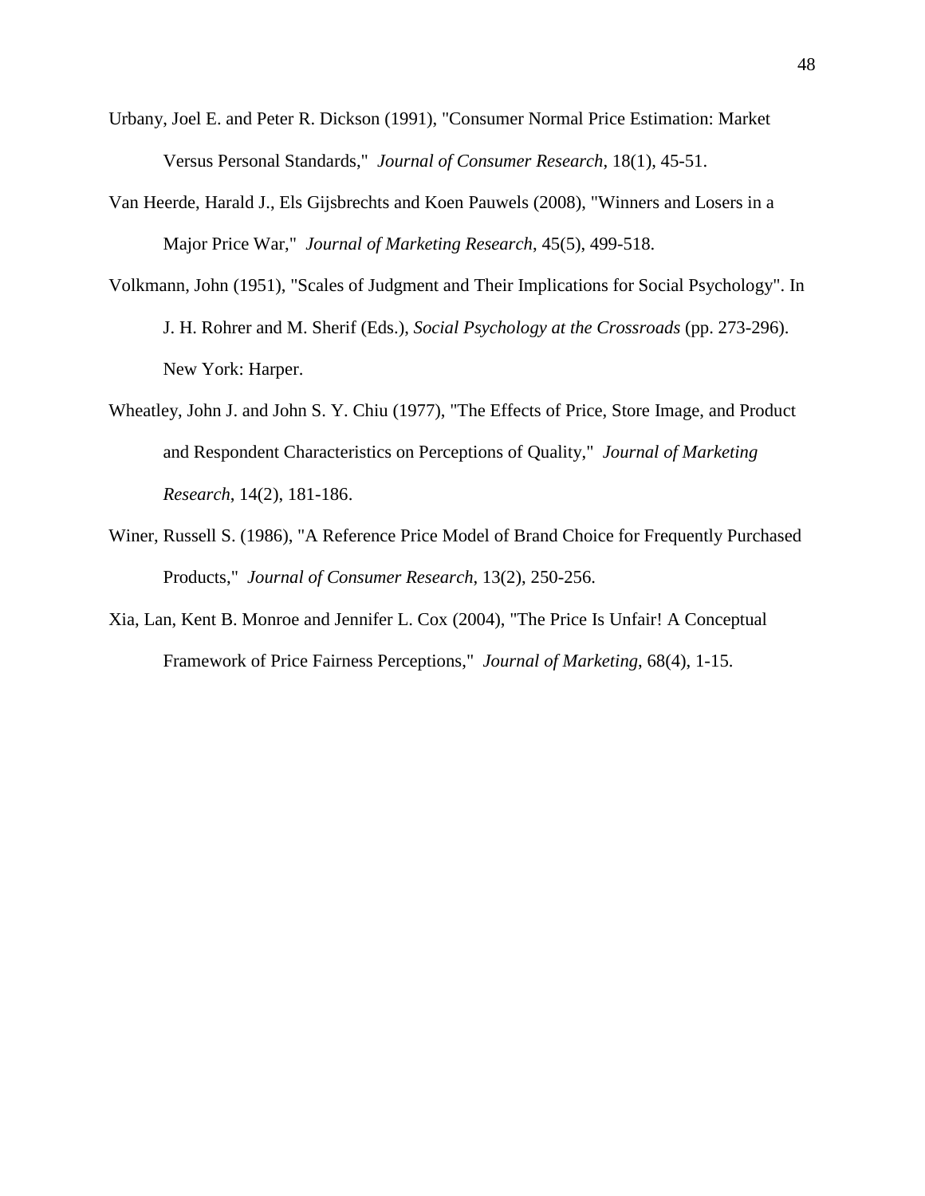Urbany, Joel E. and Peter R. Dickson (1991), "Consumer Normal Price Estimation: Market Versus Personal Standards," *Journal of Consumer Research*, 18(1), 45-51.

Van Heerde, Harald J., Els Gijsbrechts and Koen Pauwels (2008), "Winners and Losers in a Major Price War," *Journal of Marketing Research*, 45(5), 499-518.

Volkmann, John (1951), "Scales of Judgment and Their Implications for Social Psychology". In J. H. Rohrer and M. Sherif (Eds.), *Social Psychology at the Crossroads* (pp. 273-296). New York: Harper.

Wheatley, John J. and John S. Y. Chiu (1977), "The Effects of Price, Store Image, and Product and Respondent Characteristics on Perceptions of Quality," *Journal of Marketing Research*, 14(2), 181-186.

Winer, Russell S. (1986), "A Reference Price Model of Brand Choice for Frequently Purchased Products," *Journal of Consumer Research*, 13(2), 250-256.

Xia, Lan, Kent B. Monroe and Jennifer L. Cox (2004), "The Price Is Unfair! A Conceptual Framework of Price Fairness Perceptions," *Journal of Marketing*, 68(4), 1-15.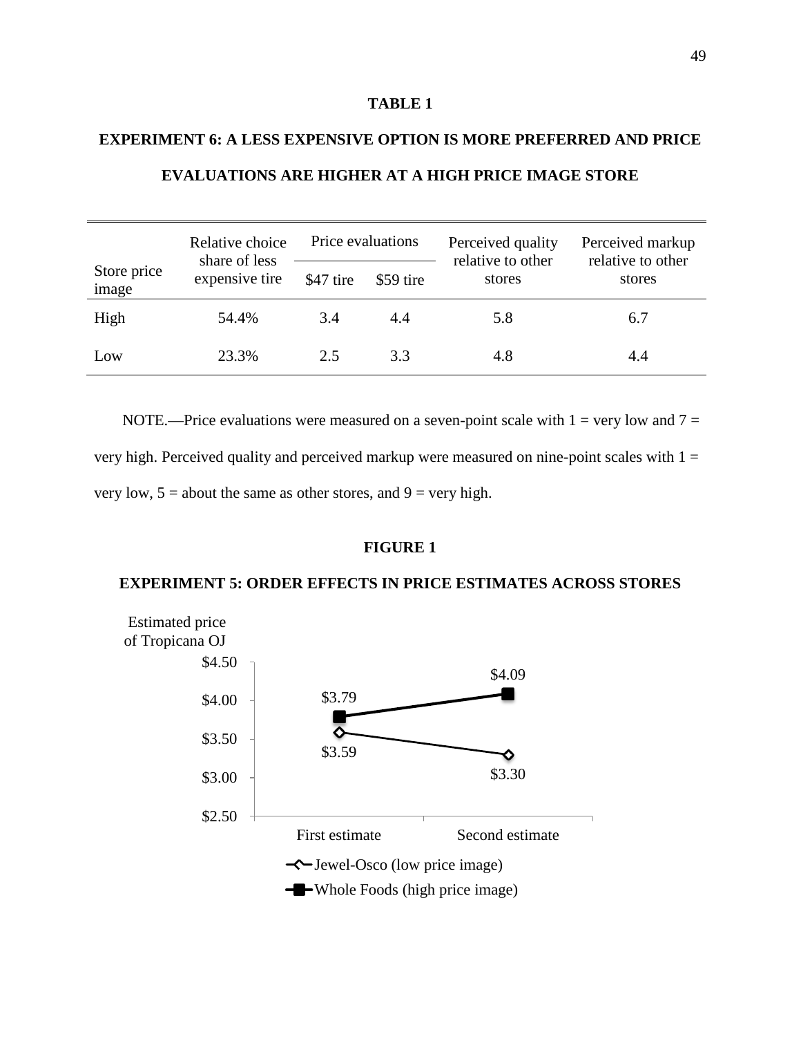**TABLE 1**

**EXPERIMENT 6: A LESS EXPENSIVE OPTION IS MORE PREFERRED AND PRICE EVALUATIONS ARE HIGHER AT A HIGH PRICE IMAGE STORE**

| Store price image | Relative choice share of less expensive tire | Price evaluations | | Perceived quality relative to other stores | Perceived markup relative to other stores |
|---|---|---|---|---|---|
| | | \$47 tire | \$59 tire | | |
| High | 54.4% | 3.4 | 4.4 | 5.8 | 6.7 |
| Low | 23.3% | 2.5 | 3.3 | 4.8 | 4.4 |

NOTE.—Price evaluations were measured on a seven-point scale with 1 = very low and 7 = very high. Perceived quality and perceived markup were measured on nine-point scales with 1 = very low, 5 = about the same as other stores, and 9 = very high.

**FIGURE 1**

**EXPERIMENT 5: ORDER EFFECTS IN PRICE ESTIMATES ACROSS STORES**

Estimated price of Tropicana OJ

| | First estimate | Second estimate |
|---|---|---|
| Jewel-Osco (low price image) | \$3.59 | \$3.30 |
| Whole Foods (high price image) | \$3.79 | \$4.09 |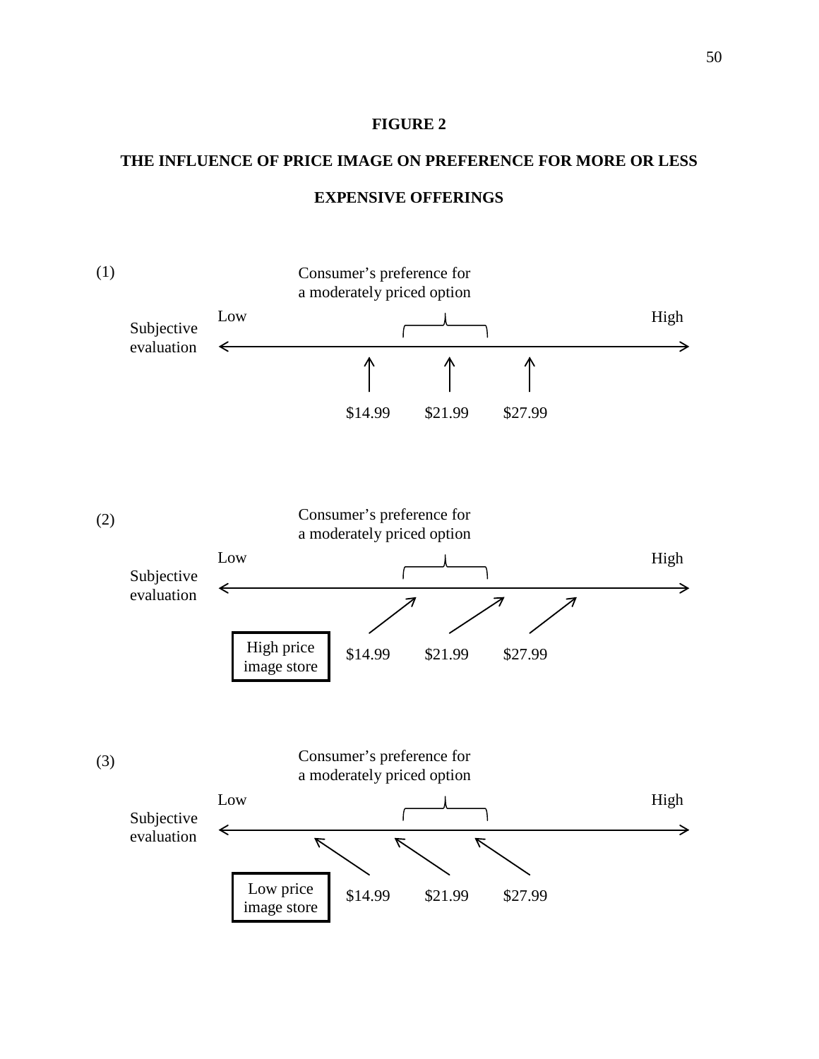**FIGURE 2**

**THE INFLUENCE OF PRICE IMAGE ON PREFERENCE FOR MORE OR LESS EXPENSIVE OFFERINGS**

(1)

Consumer's preference for a moderately priced option

Low — Subjective evaluation — High

$14.99 $21.99 $27.99

(2)

Consumer's preference for a moderately priced option

Low — Subjective evaluation — High

High price image store

$14.99 $21.99 $27.99

(3)

Consumer's preference for a moderately priced option

Low — Subjective evaluation — High

Low price image store

$14.99 $21.99 $27.99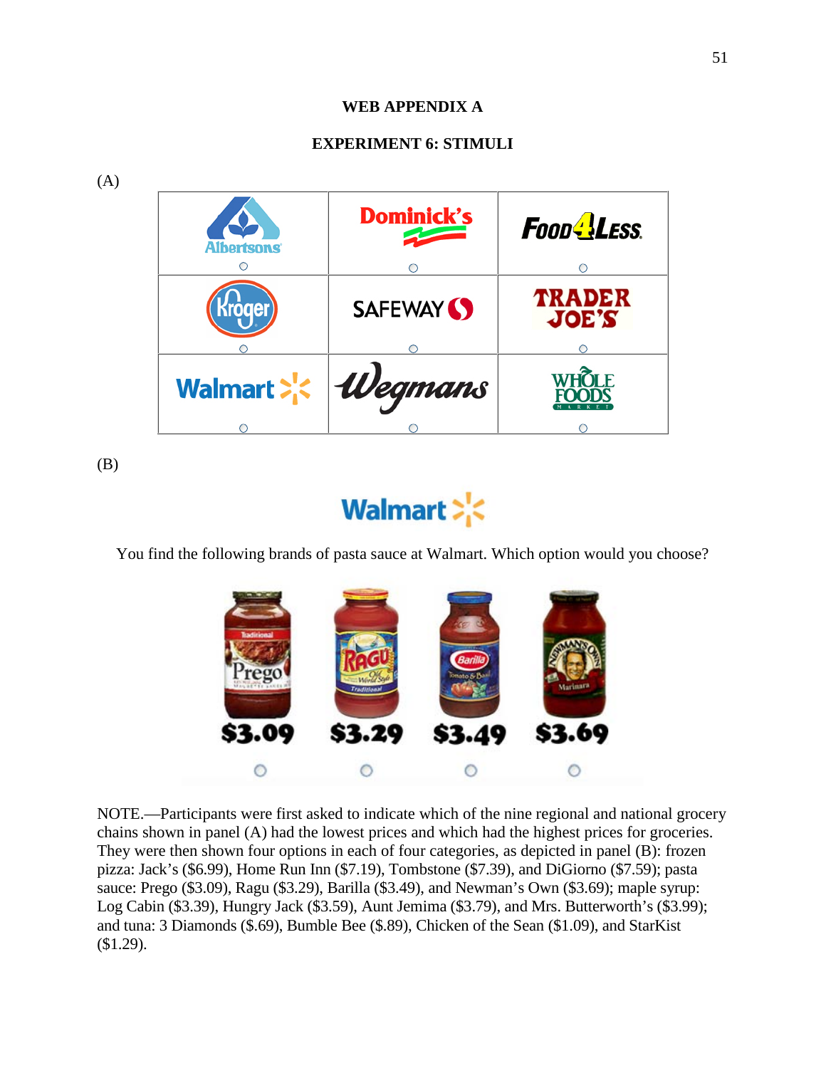## WEB APPENDIX A

### EXPERIMENT 6: STIMULI

(A)

| Albertsons ○ | Dominick's ○ | Food 4 Less ○ |
| --- | --- | --- |
| Kroger ○ | Safeway ○ | Trader Joe's ○ |
| Walmart ○ | Wegmans ○ | Whole Foods Market ○ |

(B)

Walmart

You find the following brands of pasta sauce at Walmart. Which option would you choose?

| Prego | Ragu | Barilla | Newman's Own |
| --- | --- | --- | --- |
| $3.09 | $3.29 | $3.49 | $3.69 |
| ○ | ○ | ○ | ○ |

NOTE.—Participants were first asked to indicate which of the nine regional and national grocery chains shown in panel (A) had the lowest prices and which had the highest prices for groceries. They were then shown four options in each of four categories, as depicted in panel (B): frozen pizza: Jack's ($6.99), Home Run Inn ($7.19), Tombstone ($7.39), and DiGiorno ($7.59); pasta sauce: Prego ($3.09), Ragu ($3.29), Barilla ($3.49), and Newman's Own ($3.69); maple syrup: Log Cabin ($3.39), Hungry Jack ($3.59), Aunt Jemima ($3.79), and Mrs. Butterworth's ($3.99); and tuna: 3 Diamonds ($.69), Bumble Bee ($.89), Chicken of the Sean ($1.09), and StarKist ($1.29).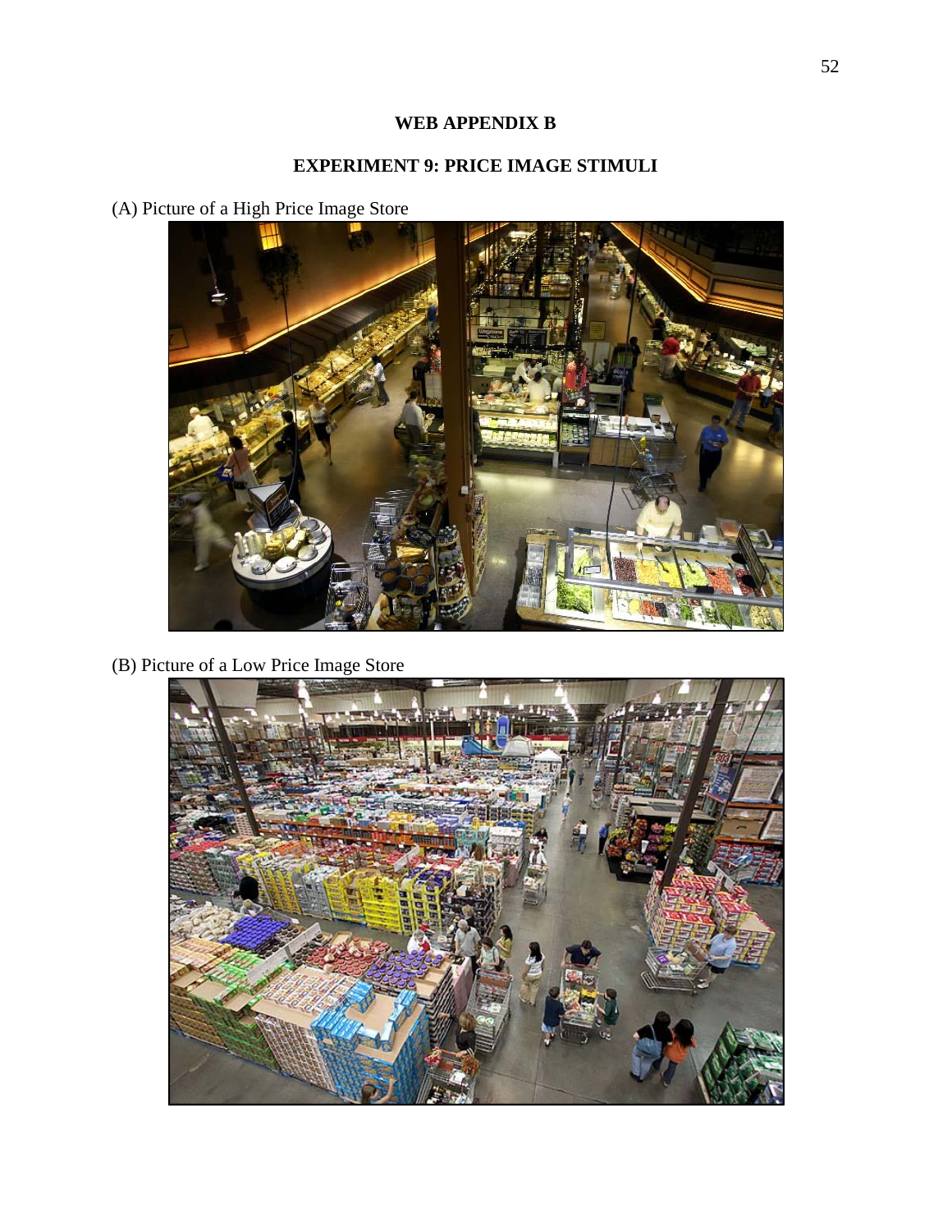# WEB APPENDIX B

## EXPERIMENT 9: PRICE IMAGE STIMULI

(A) Picture of a High Price Image Store

(B) Picture of a Low Price Image Store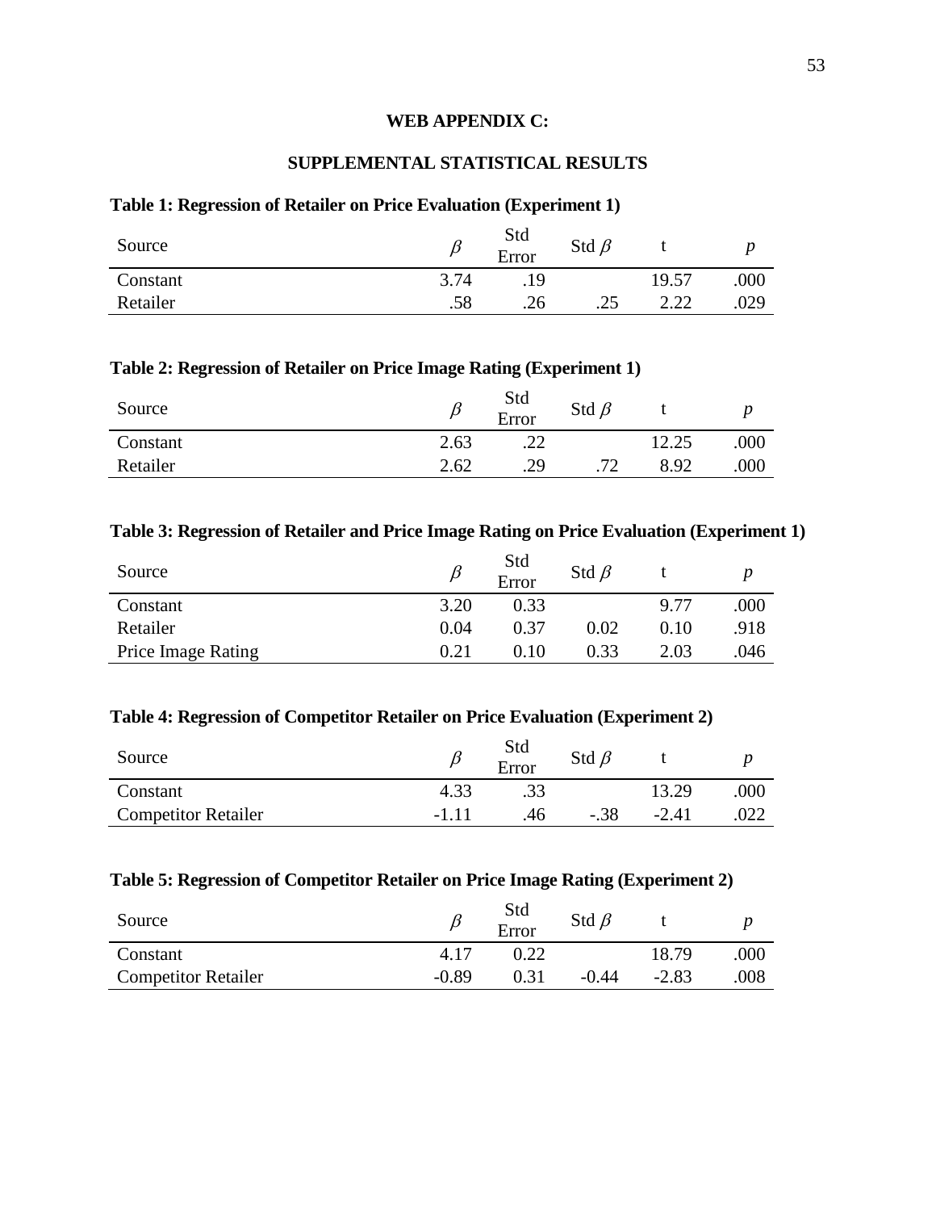**WEB APPENDIX C:**

**SUPPLEMENTAL STATISTICAL RESULTS**

**Table 1: Regression of Retailer on Price Evaluation (Experiment 1)**

| Source | $\beta$ | Std Error | Std $\beta$ | t | $p$ |
|---|---|---|---|---|---|
| Constant | 3.74 | .19 | | 19.57 | .000 |
| Retailer | .58 | .26 | .25 | 2.22 | .029 |

**Table 2: Regression of Retailer on Price Image Rating (Experiment 1)**

| Source | $\beta$ | Std Error | Std $\beta$ | t | $p$ |
|---|---|---|---|---|---|
| Constant | 2.63 | .22 | | 12.25 | .000 |
| Retailer | 2.62 | .29 | .72 | 8.92 | .000 |

**Table 3: Regression of Retailer and Price Image Rating on Price Evaluation (Experiment 1)**

| Source | $\beta$ | Std Error | Std $\beta$ | t | $p$ |
|---|---|---|---|---|---|
| Constant | 3.20 | 0.33 | | 9.77 | .000 |
| Retailer | 0.04 | 0.37 | 0.02 | 0.10 | .918 |
| Price Image Rating | 0.21 | 0.10 | 0.33 | 2.03 | .046 |

**Table 4: Regression of Competitor Retailer on Price Evaluation (Experiment 2)**

| Source | $\beta$ | Std Error | Std $\beta$ | t | $p$ |
|---|---|---|---|---|---|
| Constant | 4.33 | .33 | | 13.29 | .000 |
| Competitor Retailer | -1.11 | .46 | -.38 | -2.41 | .022 |

**Table 5: Regression of Competitor Retailer on Price Image Rating (Experiment 2)**

| Source | $\beta$ | Std Error | Std $\beta$ | t | $p$ |
|---|---|---|---|---|---|
| Constant | 4.17 | 0.22 | | 18.79 | .000 |
| Competitor Retailer | -0.89 | 0.31 | -0.44 | -2.83 | .008 |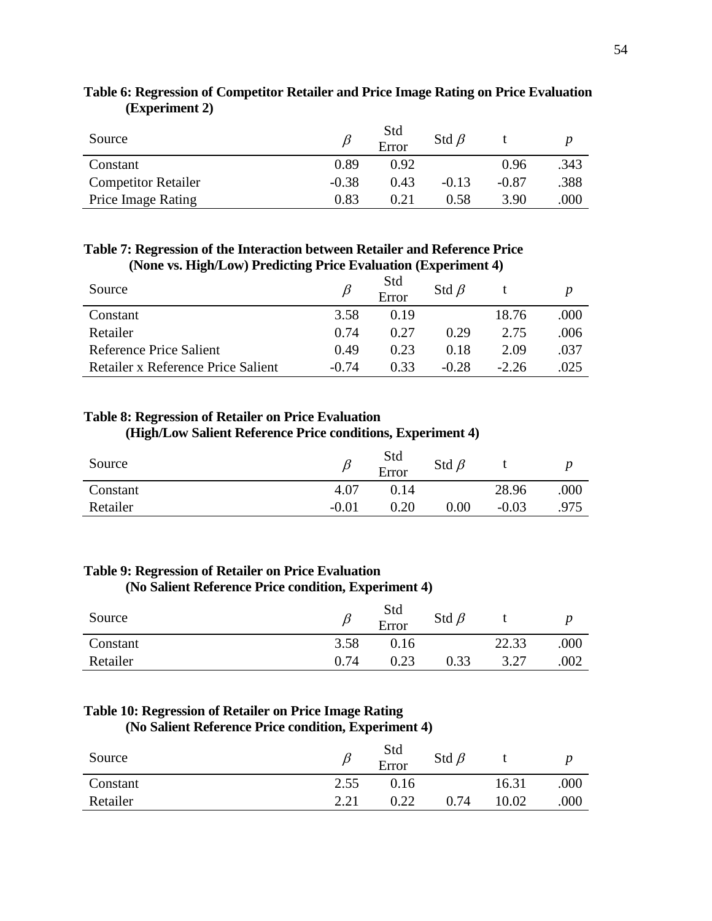**Table 6: Regression of Competitor Retailer and Price Image Rating on Price Evaluation (Experiment 2)**

| Source | $\beta$ | Std Error | Std $\beta$ | t | $p$ |
|---|---|---|---|---|---|
| Constant | 0.89 | 0.92 | | 0.96 | .343 |
| Competitor Retailer | -0.38 | 0.43 | -0.13 | -0.87 | .388 |
| Price Image Rating | 0.83 | 0.21 | 0.58 | 3.90 | .000 |

**Table 7: Regression of the Interaction between Retailer and Reference Price (None vs. High/Low) Predicting Price Evaluation (Experiment 4)**

| Source | $\beta$ | Std Error | Std $\beta$ | t | $p$ |
|---|---|---|---|---|---|
| Constant | 3.58 | 0.19 | | 18.76 | .000 |
| Retailer | 0.74 | 0.27 | 0.29 | 2.75 | .006 |
| Reference Price Salient | 0.49 | 0.23 | 0.18 | 2.09 | .037 |
| Retailer x Reference Price Salient | -0.74 | 0.33 | -0.28 | -2.26 | .025 |

**Table 8: Regression of Retailer on Price Evaluation (High/Low Salient Reference Price conditions, Experiment 4)**

| Source | $\beta$ | Std Error | Std $\beta$ | t | $p$ |
|---|---|---|---|---|---|
| Constant | 4.07 | 0.14 | | 28.96 | .000 |
| Retailer | -0.01 | 0.20 | 0.00 | -0.03 | .975 |

**Table 9: Regression of Retailer on Price Evaluation (No Salient Reference Price condition, Experiment 4)**

| Source | $\beta$ | Std Error | Std $\beta$ | t | $p$ |
|---|---|---|---|---|---|
| Constant | 3.58 | 0.16 | | 22.33 | .000 |
| Retailer | 0.74 | 0.23 | 0.33 | 3.27 | .002 |

**Table 10: Regression of Retailer on Price Image Rating (No Salient Reference Price condition, Experiment 4)**

| Source | $\beta$ | Std Error | Std $\beta$ | t | $p$ |
|---|---|---|---|---|---|
| Constant | 2.55 | 0.16 | | 16.31 | .000 |
| Retailer | 2.21 | 0.22 | 0.74 | 10.02 | .000 |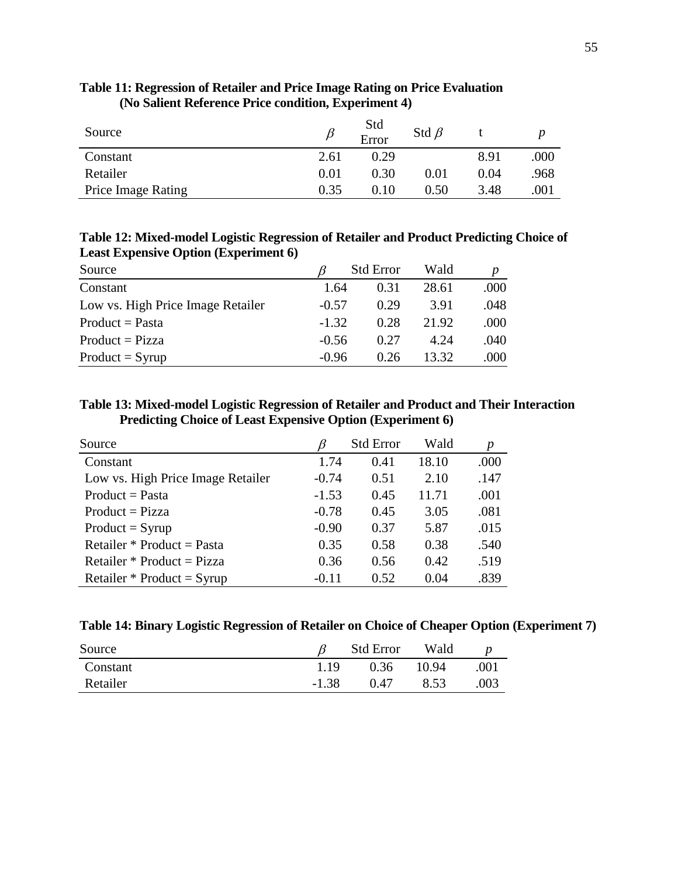**Table 11: Regression of Retailer and Price Image Rating on Price Evaluation (No Salient Reference Price condition, Experiment 4)**

| Source | $\beta$ | Std Error | Std $\beta$ | t | *p* |
|---|---|---|---|---|---|
| Constant | 2.61 | 0.29 | | 8.91 | .000 |
| Retailer | 0.01 | 0.30 | 0.01 | 0.04 | .968 |
| Price Image Rating | 0.35 | 0.10 | 0.50 | 3.48 | .001 |

**Table 12: Mixed-model Logistic Regression of Retailer and Product Predicting Choice of Least Expensive Option (Experiment 6)**

| Source | $\beta$ | Std Error | Wald | *p* |
|---|---|---|---|---|
| Constant | 1.64 | 0.31 | 28.61 | .000 |
| Low vs. High Price Image Retailer | -0.57 | 0.29 | 3.91 | .048 |
| Product = Pasta | -1.32 | 0.28 | 21.92 | .000 |
| Product = Pizza | -0.56 | 0.27 | 4.24 | .040 |
| Product = Syrup | -0.96 | 0.26 | 13.32 | .000 |

**Table 13: Mixed-model Logistic Regression of Retailer and Product and Their Interaction Predicting Choice of Least Expensive Option (Experiment 6)**

| Source | $\beta$ | Std Error | Wald | *p* |
|---|---|---|---|---|
| Constant | 1.74 | 0.41 | 18.10 | .000 |
| Low vs. High Price Image Retailer | -0.74 | 0.51 | 2.10 | .147 |
| Product = Pasta | -1.53 | 0.45 | 11.71 | .001 |
| Product = Pizza | -0.78 | 0.45 | 3.05 | .081 |
| Product = Syrup | -0.90 | 0.37 | 5.87 | .015 |
| Retailer * Product = Pasta | 0.35 | 0.58 | 0.38 | .540 |
| Retailer * Product = Pizza | 0.36 | 0.56 | 0.42 | .519 |
| Retailer * Product = Syrup | -0.11 | 0.52 | 0.04 | .839 |

**Table 14: Binary Logistic Regression of Retailer on Choice of Cheaper Option (Experiment 7)**

| Source | $\beta$ | Std Error | Wald | *p* |
|---|---|---|---|---|
| Constant | 1.19 | 0.36 | 10.94 | .001 |
| Retailer | -1.38 | 0.47 | 8.53 | .003 |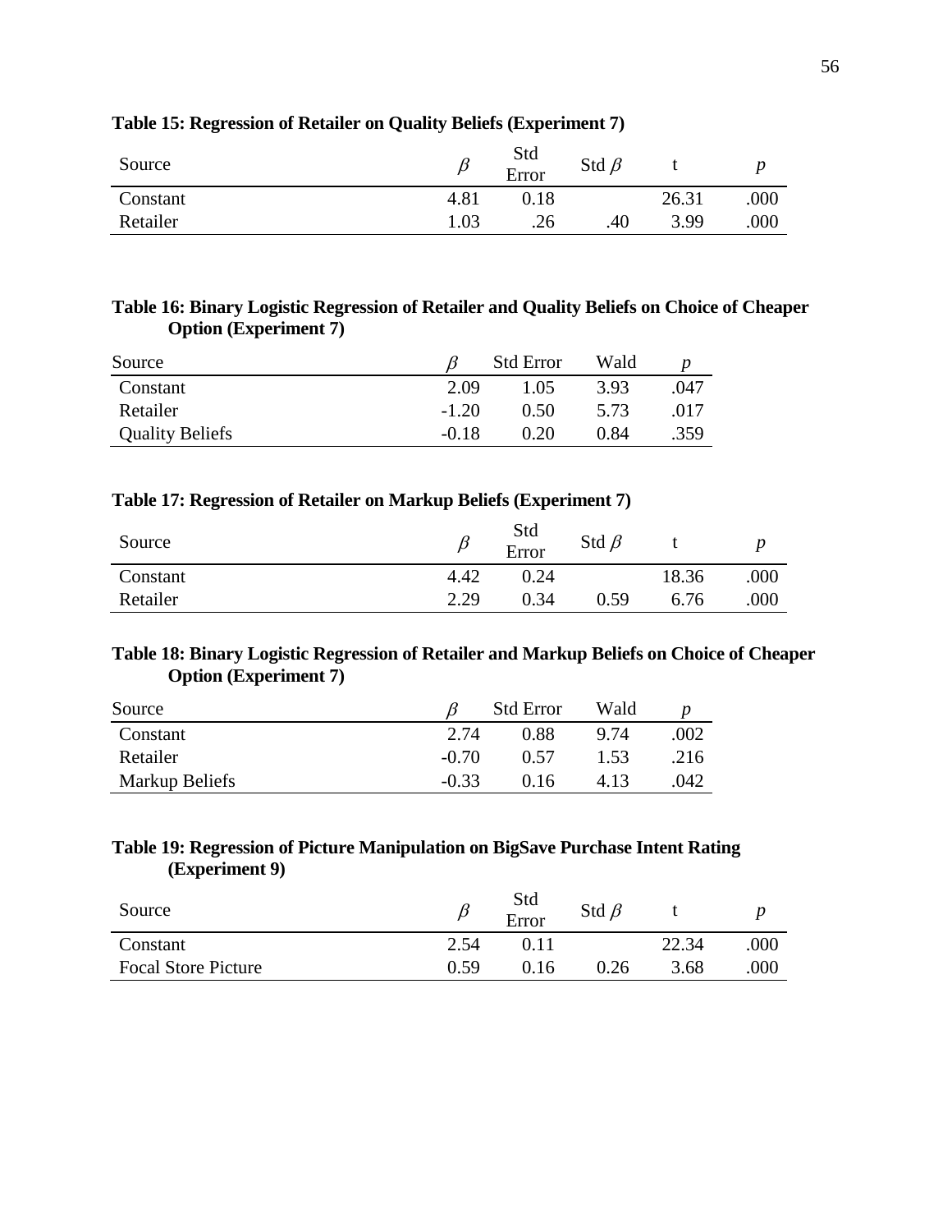**Table 15: Regression of Retailer on Quality Beliefs (Experiment 7)**

| Source | $\beta$ | Std Error | Std $\beta$ | t | *p* |
|---|---|---|---|---|---|
| Constant | 4.81 | 0.18 | | 26.31 | .000 |
| Retailer | 1.03 | .26 | .40 | 3.99 | .000 |

**Table 16: Binary Logistic Regression of Retailer and Quality Beliefs on Choice of Cheaper Option (Experiment 7)**

| Source | $\beta$ | Std Error | Wald | *p* |
|---|---|---|---|---|
| Constant | 2.09 | 1.05 | 3.93 | .047 |
| Retailer | -1.20 | 0.50 | 5.73 | .017 |
| Quality Beliefs | -0.18 | 0.20 | 0.84 | .359 |

**Table 17: Regression of Retailer on Markup Beliefs (Experiment 7)**

| Source | $\beta$ | Std Error | Std $\beta$ | t | *p* |
|---|---|---|---|---|---|
| Constant | 4.42 | 0.24 | | 18.36 | .000 |
| Retailer | 2.29 | 0.34 | 0.59 | 6.76 | .000 |

**Table 18: Binary Logistic Regression of Retailer and Markup Beliefs on Choice of Cheaper Option (Experiment 7)**

| Source | $\beta$ | Std Error | Wald | *p* |
|---|---|---|---|---|
| Constant | 2.74 | 0.88 | 9.74 | .002 |
| Retailer | -0.70 | 0.57 | 1.53 | .216 |
| Markup Beliefs | -0.33 | 0.16 | 4.13 | .042 |

**Table 19: Regression of Picture Manipulation on BigSave Purchase Intent Rating (Experiment 9)**

| Source | $\beta$ | Std Error | Std $\beta$ | t | *p* |
|---|---|---|---|---|---|
| Constant | 2.54 | 0.11 | | 22.34 | .000 |
| Focal Store Picture | 0.59 | 0.16 | 0.26 | 3.68 | .000 |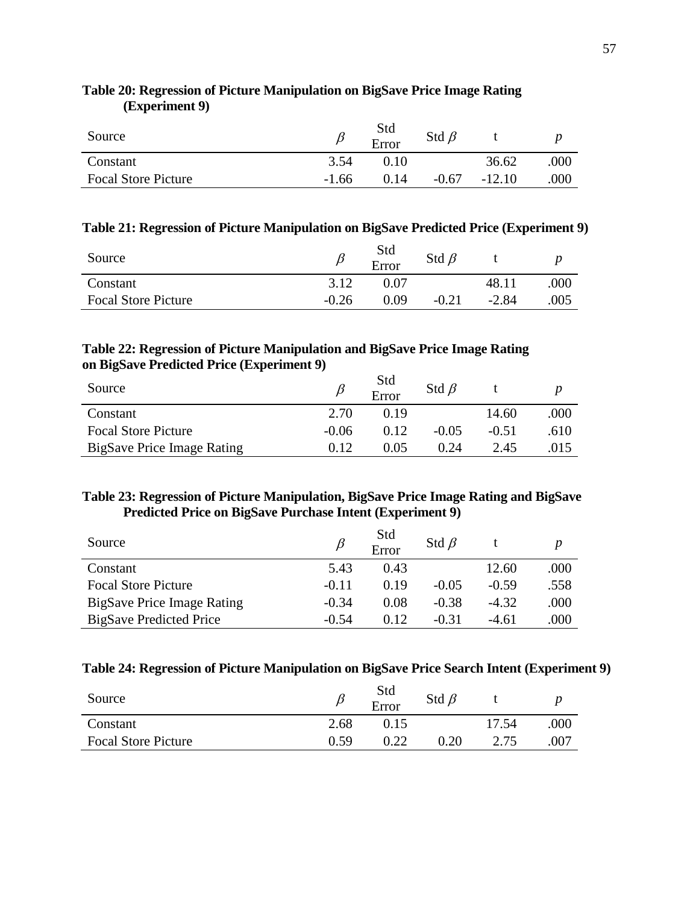**Table 20: Regression of Picture Manipulation on BigSave Price Image Rating (Experiment 9)**

| Source | $\beta$ | Std Error | Std $\beta$ | t | *p* |
|---|---|---|---|---|---|
| Constant | 3.54 | 0.10 | | 36.62 | .000 |
| Focal Store Picture | -1.66 | 0.14 | -0.67 | -12.10 | .000 |

**Table 21: Regression of Picture Manipulation on BigSave Predicted Price (Experiment 9)**

| Source | $\beta$ | Std Error | Std $\beta$ | t | *p* |
|---|---|---|---|---|---|
| Constant | 3.12 | 0.07 | | 48.11 | .000 |
| Focal Store Picture | -0.26 | 0.09 | -0.21 | -2.84 | .005 |

**Table 22: Regression of Picture Manipulation and BigSave Price Image Rating on BigSave Predicted Price (Experiment 9)**

| Source | $\beta$ | Std Error | Std $\beta$ | t | *p* |
|---|---|---|---|---|---|
| Constant | 2.70 | 0.19 | | 14.60 | .000 |
| Focal Store Picture | -0.06 | 0.12 | -0.05 | -0.51 | .610 |
| BigSave Price Image Rating | 0.12 | 0.05 | 0.24 | 2.45 | .015 |

**Table 23: Regression of Picture Manipulation, BigSave Price Image Rating and BigSave Predicted Price on BigSave Purchase Intent (Experiment 9)**

| Source | $\beta$ | Std Error | Std $\beta$ | t | *p* |
|---|---|---|---|---|---|
| Constant | 5.43 | 0.43 | | 12.60 | .000 |
| Focal Store Picture | -0.11 | 0.19 | -0.05 | -0.59 | .558 |
| BigSave Price Image Rating | -0.34 | 0.08 | -0.38 | -4.32 | .000 |
| BigSave Predicted Price | -0.54 | 0.12 | -0.31 | -4.61 | .000 |

**Table 24: Regression of Picture Manipulation on BigSave Price Search Intent (Experiment 9)**

| Source | $\beta$ | Std Error | Std $\beta$ | t | *p* |
|---|---|---|---|---|---|
| Constant | 2.68 | 0.15 | | 17.54 | .000 |
| Focal Store Picture | 0.59 | 0.22 | 0.20 | 2.75 | .007 |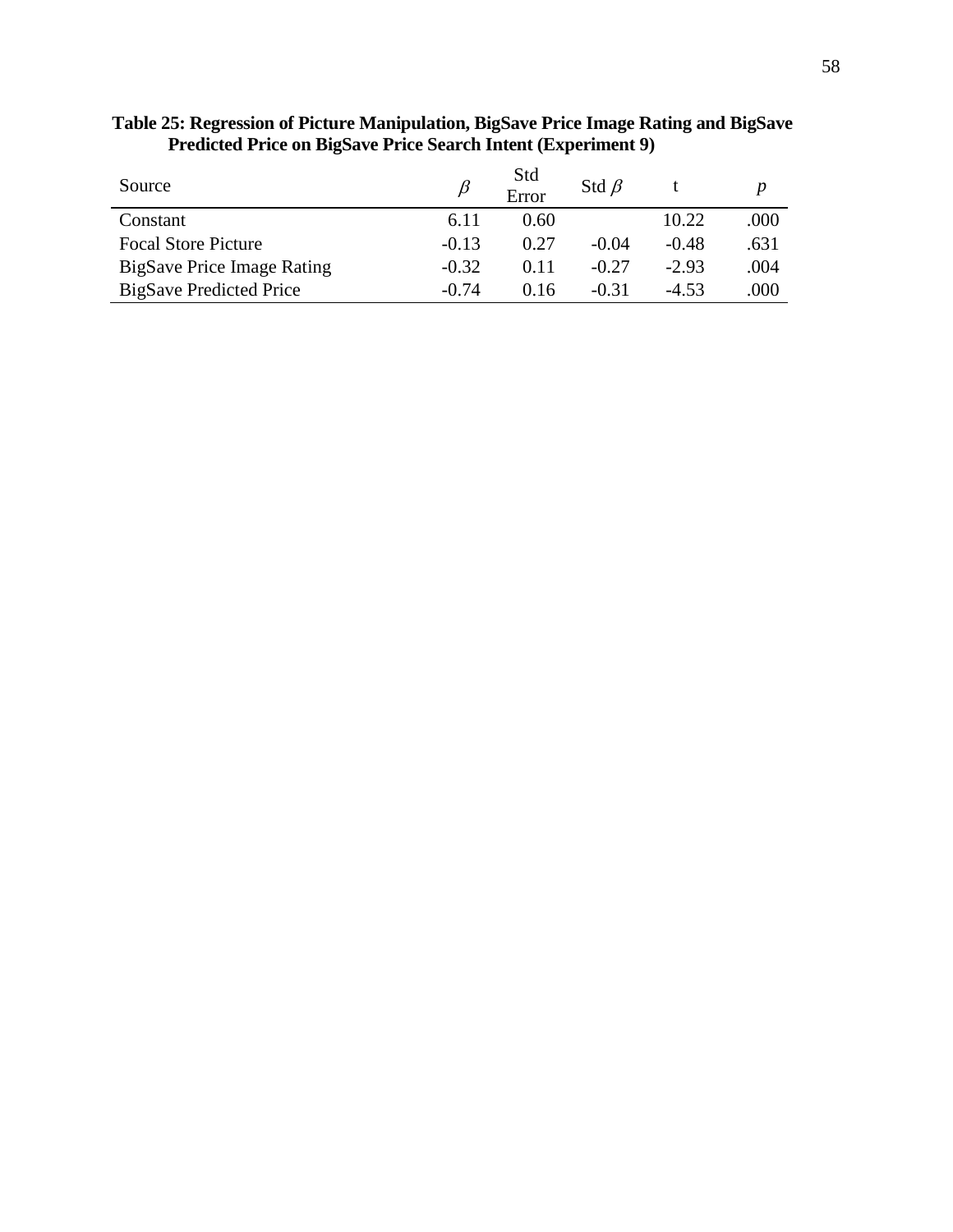**Table 25: Regression of Picture Manipulation, BigSave Price Image Rating and BigSave Predicted Price on BigSave Price Search Intent (Experiment 9)**

| Source | $\beta$ | Std Error | Std $\beta$ | t | *p* |
|---|---|---|---|---|---|
| Constant | 6.11 | 0.60 | | 10.22 | .000 |
| Focal Store Picture | -0.13 | 0.27 | -0.04 | -0.48 | .631 |
| BigSave Price Image Rating | -0.32 | 0.11 | -0.27 | -2.93 | .004 |
| BigSave Predicted Price | -0.74 | 0.16 | -0.31 | -4.53 | .000 |